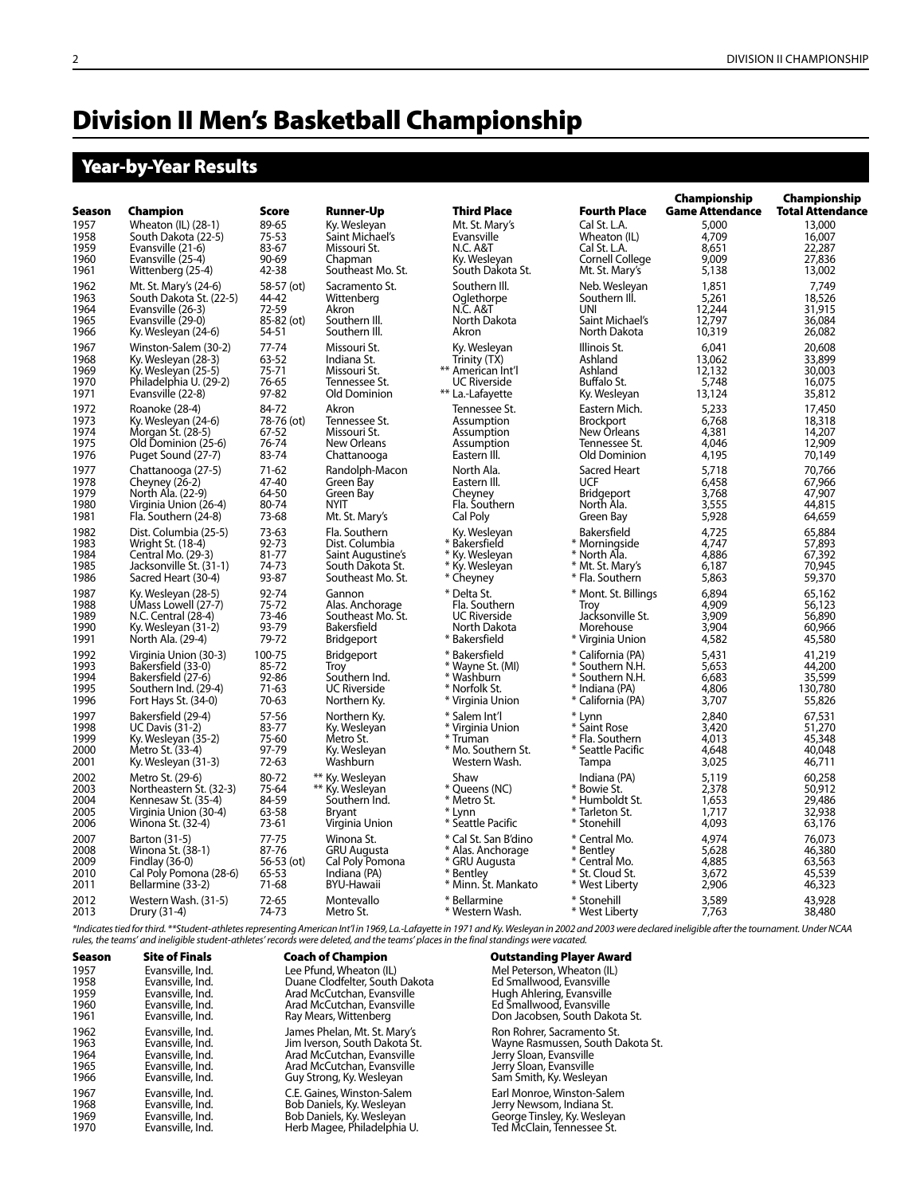# Division II Men's Basketball Championship

## Year-by-Year Results

| Season | Champion | Score | Runner-Up | Third Place | Fourth Place | Championship Game Attendance | Championship Total Attendance |
|---|---|---|---|---|---|---|---|
| 1957 | Wheaton (IL) (28-1) | 89-65 | Ky. Wesleyan | Mt. St. Mary's | Cal St. L.A. | 5,000 | 13,000 |
| 1958 | South Dakota (22-5) | 75-53 | Saint Michael's | Evansville | Wheaton (IL) | 4,709 | 16,007 |
| 1959 | Evansville (21-6) | 83-67 | Missouri St. | N.C. A&T | Cal St. L.A. | 8,651 | 22,287 |
| 1960 | Evansville (25-4) | 90-69 | Chapman | Ky. Wesleyan | Cornell College | 9,009 | 27,836 |
| 1961 | Wittenberg (25-4) | 42-38 | Southeast Mo. St. | South Dakota St. | Mt. St. Mary's | 5,138 | 13,002 |
| 1962 | Mt. St. Mary's (24-6) | 58-57 (ot) | Sacramento St. | Southern Ill. | Neb. Wesleyan | 1,851 | 7,749 |
| 1963 | South Dakota St. (22-5) | 44-42 | Wittenberg | Oglethorpe | Southern Ill. | 5,261 | 18,526 |
| 1964 | Evansville (26-3) | 72-59 | Akron | N.C. A&T | UNI | 12,244 | 31,915 |
| 1965 | Evansville (29-0) | 85-82 (ot) | Southern Ill. | North Dakota | Saint Michael's | 12,797 | 36,084 |
| 1966 | Ky. Wesleyan (24-6) | 54-51 | Southern Ill. | Akron | North Dakota | 10,319 | 26,082 |
| 1967 | Winston-Salem (30-2) | 77-74 | Missouri St. | Ky. Wesleyan | Illinois St. | 6,041 | 20,608 |
| 1968 | Ky. Wesleyan (28-3) | 63-52 | Indiana St. | Trinity (TX) | Ashland | 13,062 | 33,899 |
| 1969 | Ky. Wesleyan (25-5) | 75-71 | Missouri St. | ** American Int'l | Ashland | 12,132 | 30,003 |
| 1970 | Philadelphia U. (29-2) | 76-65 | Tennessee St. | UC Riverside | Buffalo St. | 5,748 | 16,075 |
| 1971 | Evansville (22-8) | 97-82 | Old Dominion | ** La.-Lafayette | Ky. Wesleyan | 13,124 | 35,812 |
| 1972 | Roanoke (28-4) | 84-72 | Akron | Tennessee St. | Eastern Mich. | 5,233 | 17,450 |
| 1973 | Ky. Wesleyan (24-6) | 78-76 (ot) | Tennessee St. | Assumption | Brockport | 6,768 | 18,318 |
| 1974 | Morgan St. (28-5) | 67-52 | Missouri St. | Assumption | New Orleans | 4,381 | 14,207 |
| 1975 | Old Dominion (25-6) | 76-74 | New Orleans | Assumption | Tennessee St. | 4,046 | 12,909 |
| 1976 | Puget Sound (27-7) | 83-74 | Chattanooga | Eastern Ill. | Old Dominion | 4,195 | 70,149 |
| 1977 | Chattanooga (27-5) | 71-62 | Randolph-Macon | North Ala. | Sacred Heart | 5,718 | 70,766 |
| 1978 | Cheyney (26-2) | 47-40 | Green Bay | Eastern Ill. | UCF | 6,458 | 67,966 |
| 1979 | North Ala. (22-9) | 64-50 | Green Bay | Cheyney | Bridgeport | 3,768 | 47,907 |
| 1980 | Virginia Union (26-4) | 80-74 | NYIT | Fla. Southern | North Ala. | 3,555 | 44,815 |
| 1981 | Fla. Southern (24-8) | 73-68 | Mt. St. Mary's | Cal Poly | Green Bay | 5,928 | 64,659 |
| 1982 | Dist. Columbia (25-5) | 73-63 | Fla. Southern | Ky. Wesleyan | Bakersfield | 4,725 | 65,884 |
| 1983 | Wright St. (18-4) | 92-73 | Dist. Columbia | * Bakersfield | * Morningside | 4,747 | 57,893 |
| 1984 | Central Mo. (29-3) | 81-77 | Saint Augustine's | * Ky. Wesleyan | * North Ala. | 4,886 | 67,392 |
| 1985 | Jacksonville St. (31-1) | 74-73 | South Dakota St. | * Ky. Wesleyan | * Mt. St. Mary's | 6,187 | 70,945 |
| 1986 | Sacred Heart (30-4) | 93-87 | Southeast Mo. St. | * Cheyney | * Fla. Southern | 5,863 | 59,370 |
| 1987 | Ky. Wesleyan (28-5) | 92-74 | Gannon | * Delta St. | * Mont. St. Billings | 6,894 | 65,162 |
| 1988 | UMass Lowell (27-7) | 75-72 | Alas. Anchorage | Fla. Southern | Troy | 4,909 | 56,123 |
| 1989 | N.C. Central (28-4) | 73-46 | Southeast Mo. St. | UC Riverside | Jacksonville St. | 3,909 | 56,890 |
| 1990 | Ky. Wesleyan (31-2) | 93-79 | Bakersfield | North Dakota | Morehouse | 3,904 | 60,966 |
| 1991 | North Ala. (29-4) | 79-72 | Bridgeport | * Bakersfield | * Virginia Union | 4,582 | 45,580 |
| 1992 | Virginia Union (30-3) | 100-75 | Bridgeport | * Bakersfield | * California (PA) | 5,431 | 41,219 |
| 1993 | Bakersfield (33-0) | 85-72 | Troy | * Wayne St. (MI) | * Southern N.H. | 5,653 | 44,200 |
| 1994 | Bakersfield (27-6) | 92-86 | Southern Ind. | * Washburn | * Southern N.H. | 6,683 | 35,599 |
| 1995 | Southern Ind. (29-4) | 71-63 | UC Riverside | * Norfolk St. | * Indiana (PA) | 4,806 | 130,780 |
| 1996 | Fort Hays St. (34-0) | 70-63 | Northern Ky. | * Virginia Union | * California (PA) | 3,707 | 55,826 |
| 1997 | Bakersfield (29-4) | 57-56 | Northern Ky. | * Salem Int'l | * Lynn | 2,840 | 67,531 |
| 1998 | UC Davis (31-2) | 83-77 | Ky. Wesleyan | * Virginia Union | * Saint Rose | 3,420 | 51,270 |
| 1999 | Ky. Wesleyan (35-2) | 75-60 | Metro St. | * Truman | * Fla. Southern | 4,013 | 45,348 |
| 2000 | Metro St. (33-4) | 97-79 | Ky. Wesleyan | * Mo. Southern St. | * Seattle Pacific | 4,648 | 40,048 |
| 2001 | Ky. Wesleyan (31-3) | 72-63 | Washburn | Western Wash. | Tampa | 3,025 | 46,711 |
| 2002 | Metro St. (29-6) | 80-72 | ** Ky. Wesleyan | Shaw | Indiana (PA) | 5,119 | 60,258 |
| 2003 | Northeastern St. (32-3) | 75-64 | ** Ky. Wesleyan | * Queens (NC) | * Bowie St. | 2,378 | 50,912 |
| 2004 | Kennesaw St. (35-4) | 84-59 | Southern Ind. | * Metro St. | * Humboldt St. | 1,653 | 29,486 |
| 2005 | Virginia Union (30-4) | 63-58 | Bryant | * Lynn | * Tarleton St. | 1,717 | 32,938 |
| 2006 | Winona St. (32-4) | 73-61 | Virginia Union | * Seattle Pacific | * Stonehill | 4,093 | 63,176 |
| 2007 | Barton (31-5) | 77-75 | Winona St. | * Cal St. San B'dino | * Central Mo. | 4,974 | 76,073 |
| 2008 | Winona St. (38-1) | 87-76 | GRU Augusta | * Alas. Anchorage | * Bentley | 5,628 | 46,380 |
| 2009 | Findlay (36-0) | 56-53 (ot) | Cal Poly Pomona | * GRU Augusta | * Central Mo. | 4,885 | 63,563 |
| 2010 | Cal Poly Pomona (28-6) | 65-53 | Indiana (PA) | * Bentley | * St. Cloud St. | 3,672 | 45,539 |
| 2011 | Bellarmine (33-2) | 71-68 | BYU-Hawaii | * Minn. St. Mankato | * West Liberty | 2,906 | 46,323 |
| 2012 | Western Wash. (31-5) | 72-65 | Montevallo | * Bellarmine | * Stonehill | 3,589 | 43,928 |
| 2013 | Drury (31-4) | 74-73 | Metro St. | * Western Wash. | * West Liberty | 7,763 | 38,480 |

*Indicates tied for third. **Student-athletes representing American Int'l in 1969, La.-Lafayette in 1971 and Ky. Wesleyan in 2002 and 2003 were declared ineligible after the tournament. Under NCAA rules, the teams' and ineligible student-athletes' records were deleted, and the teams' places in the final standings were vacated.*

| Season | Site of Finals | Coach of Champion | Outstanding Player Award |
|---|---|---|---|
| 1957 | Evansville, Ind. | Lee Pfund, Wheaton (IL) | Mel Peterson, Wheaton (IL) |
| 1958 | Evansville, Ind. | Duane Clodfelter, South Dakota | Ed Smallwood, Evansville |
| 1959 | Evansville, Ind. | Arad McCutchan, Evansville | Hugh Ahlering, Evansville |
| 1960 | Evansville, Ind. | Arad McCutchan, Evansville | Ed Smallwood, Evansville |
| 1961 | Evansville, Ind. | Ray Mears, Wittenberg | Don Jacobsen, South Dakota St. |
| 1962 | Evansville, Ind. | James Phelan, Mt. St. Mary's | Ron Rohrer, Sacramento St. |
| 1963 | Evansville, Ind. | Jim Iverson, South Dakota St. | Wayne Rasmussen, South Dakota St. |
| 1964 | Evansville, Ind. | Arad McCutchan, Evansville | Jerry Sloan, Evansville |
| 1965 | Evansville, Ind. | Arad McCutchan, Evansville | Jerry Sloan, Evansville |
| 1966 | Evansville, Ind. | Guy Strong, Ky. Wesleyan | Sam Smith, Ky. Wesleyan |
| 1967 | Evansville, Ind. | C.E. Gaines, Winston-Salem | Earl Monroe, Winston-Salem |
| 1968 | Evansville, Ind. | Bob Daniels, Ky. Wesleyan | Jerry Newsom, Indiana St. |
| 1969 | Evansville, Ind. | Bob Daniels, Ky. Wesleyan | George Tinsley, Ky. Wesleyan |
| 1970 | Evansville, Ind. | Herb Magee, Philadelphia U. | Ted McClain, Tennessee St. |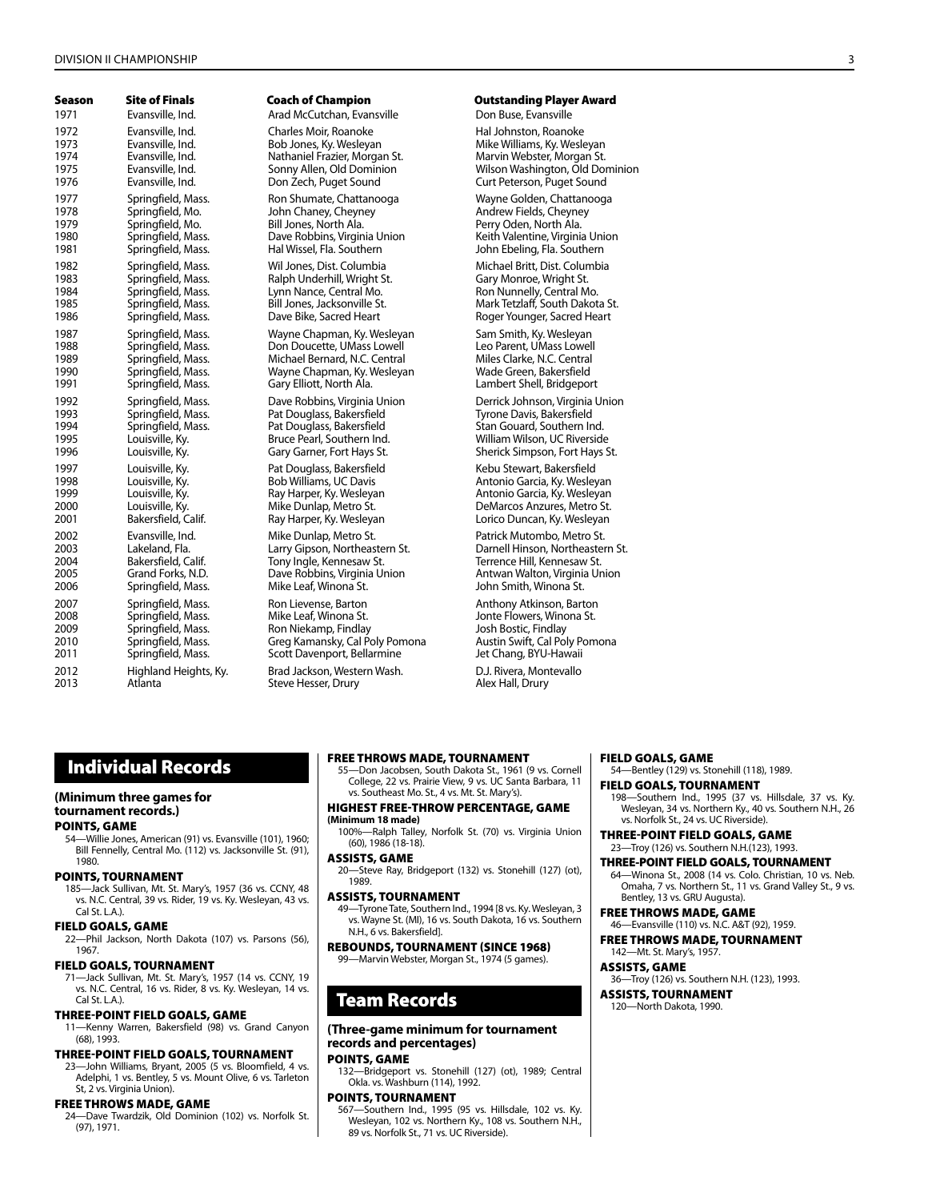| Season | Site of Finals | Coach of Champion | Outstanding Player Award |
|---|---|---|---|
| 1971 | Evansville, Ind. | Arad McCutchan, Evansville | Don Buse, Evansville |
| 1972 | Evansville, Ind. | Charles Moir, Roanoke | Hal Johnston, Roanoke |
| 1973 | Evansville, Ind. | Bob Jones, Ky. Wesleyan | Mike Williams, Ky. Wesleyan |
| 1974 | Evansville, Ind. | Nathaniel Frazier, Morgan St. | Marvin Webster, Morgan St. |
| 1975 | Evansville, Ind. | Sonny Allen, Old Dominion | Wilson Washington, Old Dominion |
| 1976 | Evansville, Ind. | Don Zech, Puget Sound | Curt Peterson, Puget Sound |
| 1977 | Springfield, Mass. | Ron Shumate, Chattanooga | Wayne Golden, Chattanooga |
| 1978 | Springfield, Mo. | John Chaney, Cheyney | Andrew Fields, Cheyney |
| 1979 | Springfield, Mo. | Bill Jones, North Ala. | Perry Oden, North Ala. |
| 1980 | Springfield, Mass. | Dave Robbins, Virginia Union | Keith Valentine, Virginia Union |
| 1981 | Springfield, Mass. | Hal Wissel, Fla. Southern | John Ebeling, Fla. Southern |
| 1982 | Springfield, Mass. | Wil Jones, Dist. Columbia | Michael Britt, Dist. Columbia |
| 1983 | Springfield, Mass. | Ralph Underhill, Wright St. | Gary Monroe, Wright St. |
| 1984 | Springfield, Mass. | Lynn Nance, Central Mo. | Ron Nunnelly, Central Mo. |
| 1985 | Springfield, Mass. | Bill Jones, Jacksonville St. | Mark Tetzlaff, South Dakota St. |
| 1986 | Springfield, Mass. | Dave Bike, Sacred Heart | Roger Younger, Sacred Heart |
| 1987 | Springfield, Mass. | Wayne Chapman, Ky. Wesleyan | Sam Smith, Ky. Wesleyan |
| 1988 | Springfield, Mass. | Don Doucette, UMass Lowell | Leo Parent, UMass Lowell |
| 1989 | Springfield, Mass. | Michael Bernard, N.C. Central | Miles Clarke, N.C. Central |
| 1990 | Springfield, Mass. | Wayne Chapman, Ky. Wesleyan | Wade Green, Bakersfield |
| 1991 | Springfield, Mass. | Gary Elliott, North Ala. | Lambert Shell, Bridgeport |
| 1992 | Springfield, Mass. | Dave Robbins, Virginia Union | Derrick Johnson, Virginia Union |
| 1993 | Springfield, Mass. | Pat Douglass, Bakersfield | Tyrone Davis, Bakersfield |
| 1994 | Springfield, Mass. | Pat Douglass, Bakersfield | Stan Gouard, Southern Ind. |
| 1995 | Louisville, Ky. | Bruce Pearl, Southern Ind. | William Wilson, UC Riverside |
| 1996 | Louisville, Ky. | Gary Garner, Fort Hays St. | Sherick Simpson, Fort Hays St. |
| 1997 | Louisville, Ky. | Pat Douglass, Bakersfield | Kebu Stewart, Bakersfield |
| 1998 | Louisville, Ky. | Bob Williams, UC Davis | Antonio Garcia, Ky. Wesleyan |
| 1999 | Louisville, Ky. | Ray Harper, Ky. Wesleyan | Antonio Garcia, Ky. Wesleyan |
| 2000 | Louisville, Ky. | Mike Dunlap, Metro St. | DeMarcos Anzures, Metro St. |
| 2001 | Bakersfield, Calif. | Ray Harper, Ky. Wesleyan | Lorico Duncan, Ky. Wesleyan |
| 2002 | Evansville, Ind. | Mike Dunlap, Metro St. | Patrick Mutombo, Metro St. |
| 2003 | Lakeland, Fla. | Larry Gipson, Northeastern St. | Darnell Hinson, Northeastern St. |
| 2004 | Bakersfield, Calif. | Tony Ingle, Kennesaw St. | Terrence Hill, Kennesaw St. |
| 2005 | Grand Forks, N.D. | Dave Robbins, Virginia Union | Antwan Walton, Virginia Union |
| 2006 | Springfield, Mass. | Mike Leaf, Winona St. | John Smith, Winona St. |
| 2007 | Springfield, Mass. | Ron Lievense, Barton | Anthony Atkinson, Barton |
| 2008 | Springfield, Mass. | Mike Leaf, Winona St. | Jonte Flowers, Winona St. |
| 2009 | Springfield, Mass. | Ron Niekamp, Findlay | Josh Bostic, Findlay |
| 2010 | Springfield, Mass. | Greg Kamansky, Cal Poly Pomona | Austin Swift, Cal Poly Pomona |
| 2011 | Springfield, Mass. | Scott Davenport, Bellarmine | Jet Chang, BYU-Hawaii |
| 2012 | Highland Heights, Ky. | Brad Jackson, Western Wash. | D.J. Rivera, Montevallo |
| 2013 | Atlanta | Steve Hesser, Drury | Alex Hall, Drury |

## Individual Records

**(Minimum three games for tournament records.)**

### POINTS, GAME
54—Willie Jones, American (91) vs. Evansville (101), 1960; Bill Fennelly, Central Mo. (112) vs. Jacksonville St. (91), 1980.

### POINTS, TOURNAMENT
185—Jack Sullivan, Mt. St. Mary's, 1957 (36 vs. CCNY, 48 vs. N.C. Central, 39 vs. Rider, 19 vs. Ky. Wesleyan, 43 vs. Cal St. L.A.).

### FIELD GOALS, GAME
22—Phil Jackson, North Dakota (107) vs. Parsons (56), 1967.

### FIELD GOALS, TOURNAMENT
71—Jack Sullivan, Mt. St. Mary's, 1957 (14 vs. CCNY, 19 vs. N.C. Central, 16 vs. Rider, 8 vs. Ky. Wesleyan, 14 vs. Cal St. L.A.).

### THREE-POINT FIELD GOALS, GAME
11—Kenny Warren, Bakersfield (98) vs. Grand Canyon (68), 1993.

### THREE-POINT FIELD GOALS, TOURNAMENT
23—John Williams, Bryant, 2005 (5 vs. Bloomfield, 4 vs. Adelphi, 1 vs. Bentley, 5 vs. Mount Olive, 6 vs. Tarleton St, 2 vs. Virginia Union).

### FREE THROWS MADE, GAME
24—Dave Twardzik, Old Dominion (102) vs. Norfolk St. (97), 1971.

### FREE THROWS MADE, TOURNAMENT
55—Don Jacobsen, South Dakota St., 1961 (9 vs. Cornell College, 22 vs. Prairie View, 9 vs. UC Santa Barbara, 11 vs. Southeast Mo. St., 4 vs. Mt. St. Mary's).

### HIGHEST FREE-THROW PERCENTAGE, GAME
**(Minimum 18 made)**

100%—Ralph Talley, Norfolk St. (70) vs. Virginia Union (60), 1986 (18-18).

### ASSISTS, GAME
20—Steve Ray, Bridgeport (132) vs. Stonehill (127) (ot), 1989.

### ASSISTS, TOURNAMENT
49—Tyrone Tate, Southern Ind., 1994 [8 vs. Ky. Wesleyan, 3 vs. Wayne St. (MI), 16 vs. South Dakota, 16 vs. Southern N.H., 6 vs. Bakersfield].

### REBOUNDS, TOURNAMENT (SINCE 1968)
99—Marvin Webster, Morgan St., 1974 (5 games).

## Team Records

**(Three-game minimum for tournament records and percentages)**

### POINTS, GAME
132—Bridgeport vs. Stonehill (127) (ot), 1989; Central Okla. vs. Washburn (114), 1992.

### POINTS, TOURNAMENT
567—Southern Ind., 1995 (95 vs. Hillsdale, 102 vs. Ky. Wesleyan, 102 vs. Northern Ky., 108 vs. Southern N.H., 89 vs. Norfolk St., 71 vs. UC Riverside).

### FIELD GOALS, GAME
54—Bentley (129) vs. Stonehill (118), 1989.

### FIELD GOALS, TOURNAMENT
198—Southern Ind., 1995 (37 vs. Hillsdale, 37 vs. Ky. Wesleyan, 34 vs. Northern Ky., 40 vs. Southern N.H., 26 vs. Norfolk St., 24 vs. UC Riverside).

### THREE-POINT FIELD GOALS, GAME
23—Troy (126) vs. Southern N.H.(123), 1993.

### THREE-POINT FIELD GOALS, TOURNAMENT
64—Winona St., 2008 (14 vs. Colo. Christian, 10 vs. Neb. Omaha, 7 vs. Northern St., 11 vs. Grand Valley St., 9 vs. Bentley, 13 vs. GRU Augusta).

### FREE THROWS MADE, GAME
46—Evansville (110) vs. N.C. A&T (92), 1959.

### FREE THROWS MADE, TOURNAMENT
142—Mt. St. Mary's, 1957.

### ASSISTS, GAME
36—Troy (126) vs. Southern N.H. (123), 1993.

### ASSISTS, TOURNAMENT
120—North Dakota, 1990.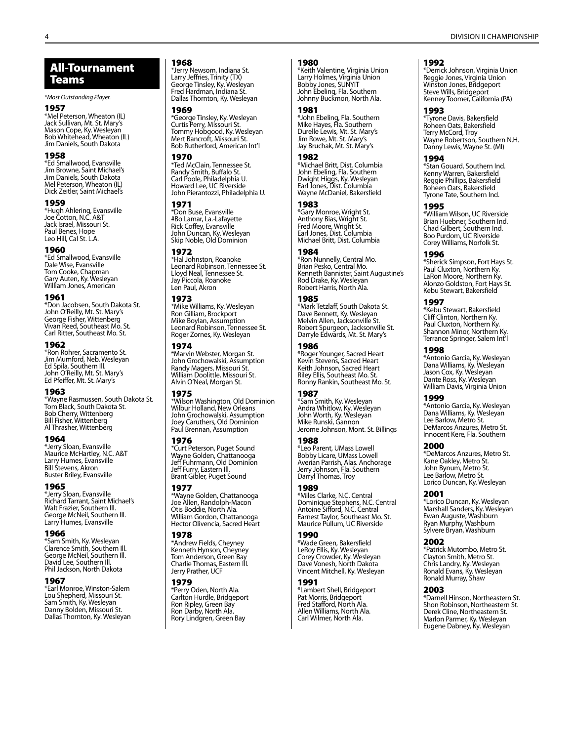## All-Tournament Teams

*\*Most Outstanding Player.*

### 1957
*Mel Peterson, Wheaton (IL)
Jack Sullivan, Mt. St. Mary's
Mason Cope, Ky. Wesleyan
Bob Whitehead, Wheaton (IL)
Jim Daniels, South Dakota

### 1958
*Ed Smallwood, Evansville
Jim Browne, Saint Michael's
Jim Daniels, South Dakota
Mel Peterson, Wheaton (IL)
Dick Zeitler, Saint Michael's

### 1959
*Hugh Ahlering, Evansville
Joe Cotton, N.C. A&T
Jack Israel, Missouri St.
Paul Benes, Hope
Leo Hill, Cal St. L.A.

### 1960
*Ed Smallwood, Evansville
Dale Wise, Evansville
Tom Cooke, Chapman
Gary Auten, Ky. Wesleyan
William Jones, American

### 1961
*Don Jacobsen, South Dakota St.
John O'Reilly, Mt. St. Mary's
George Fisher, Wittenberg
Vivan Reed, Southeast Mo. St.
Carl Ritter, Southeast Mo. St.

### 1962
*Ron Rohrer, Sacramento St.
Jim Mumford, Neb. Wesleyan
Ed Spila, Southern Ill.
John O'Reilly, Mt. St. Mary's
Ed Pfeiffer, Mt. St. Mary's

### 1963
*Wayne Rasmussen, South Dakota St.
Tom Black, South Dakota St.
Bob Cherry, Wittenberg
Bill Fisher, Wittenberg
Al Thrasher, Wittenberg

### 1964
*Jerry Sloan, Evansville
Maurice McHartley, N.C. A&T
Larry Humes, Evansville
Bill Stevens, Akron
Buster Briley, Evansville

### 1965
*Jerry Sloan, Evansville
Richard Tarrant, Saint Michael's
Walt Frazier, Southern Ill.
George McNeil, Southern Ill.
Larry Humes, Evansville

### 1966
*Sam Smith, Ky. Wesleyan
Clarence Smith, Southern Ill.
George McNeil, Southern Ill.
David Lee, Southern Ill.
Phil Jackson, North Dakota

### 1967
*Earl Monroe, Winston-Salem
Lou Shepherd, Missouri St.
Sam Smith, Ky. Wesleyan
Danny Bolden, Missouri St.
Dallas Thornton, Ky. Wesleyan

### 1968
*Jerry Newsom, Indiana St.
Larry Jeffries, Trinity (TX)
George Tinsley, Ky. Wesleyan
Fred Hardman, Indiana St.
Dallas Thornton, Ky. Wesleyan

### 1969
*George Tinsley, Ky. Wesleyan
Curtis Perry, Missouri St.
Tommy Hobgood, Ky. Wesleyan
Mert Bancroft, Missouri St.
Bob Rutherford, American Int'l

### 1970
*Ted McClain, Tennessee St.
Randy Smith, Buffalo St.
Carl Poole, Philadelphia U.
Howard Lee, UC Riverside
John Pierantozzi, Philadelphia U.

### 1971
*Don Buse, Evansville
#Bo Lamar, La.-Lafayette
Rick Coffey, Evansville
John Duncan, Ky. Wesleyan
Skip Noble, Old Dominion

### 1972
*Hal Johnston, Roanoke
Leonard Robinson, Tennessee St.
Lloyd Neal, Tennessee St.
Jay Piccola, Roanoke
Len Paul, Akron

### 1973
*Mike Williams, Ky. Wesleyan
Ron Gilliam, Brockport
Mike Boylan, Assumption
Leonard Robinson, Tennessee St.
Roger Zornes, Ky. Wesleyan

### 1974
*Marvin Webster, Morgan St.
John Grochowalski, Assumption
Randy Magers, Missouri St.
William Doolittle, Missouri St.
Alvin O'Neal, Morgan St.

### 1975
*Wilson Washington, Old Dominion
Wilbur Holland, New Orleans
John Grochowalski, Assumption
Joey Caruthers, Old Dominion
Paul Brennan, Assumption

### 1976
*Curt Peterson, Puget Sound
Wayne Golden, Chattanooga
Jeff Fuhrmann, Old Dominion
Jeff Furry, Eastern Ill.
Brant Gibler, Puget Sound

### 1977
*Wayne Golden, Chattanooga
Joe Allen, Randolph-Macon
Otis Boddie, North Ala.
William Gordon, Chattanooga
Hector Olivencia, Sacred Heart

### 1978
*Andrew Fields, Cheyney
Kenneth Hynson, Cheyney
Tom Anderson, Green Bay
Charlie Thomas, Eastern Ill.
Jerry Prather, UCF

### 1979
*Perry Oden, North Ala.
Carlton Hurdle, Bridgeport
Ron Ripley, Green Bay
Ron Darby, North Ala.
Rory Lindgren, Green Bay

### 1980
*Keith Valentine, Virginia Union
Larry Holmes, Virginia Union
Bobby Jones, SUNYIT
John Ebeling, Fla. Southern
Johnny Buckmon, North Ala.

### 1981
*John Ebeling, Fla. Southern
Mike Hayes, Fla. Southern
Durelle Lewis, Mt. St. Mary's
Jim Rowe, Mt. St. Mary's
Jay Bruchak, Mt. St. Mary's

### 1982
*Michael Britt, Dist. Columbia
John Ebeling, Fla. Southern
Dwight Higgs, Ky. Wesleyan
Earl Jones, Dist. Columbia
Wayne McDaniel, Bakersfield

### 1983
*Gary Monroe, Wright St.
Anthony Bias, Wright St.
Fred Moore, Wright St.
Earl Jones, Dist. Columbia
Michael Britt, Dist. Columbia

### 1984
*Ron Nunnelly, Central Mo.
Brian Pesko, Central Mo.
Kenneth Bannister, Saint Augustine's
Rod Drake, Ky. Wesleyan
Robert Harris, North Ala.

### 1985
*Mark Tetzlaff, South Dakota St.
Dave Bennett, Ky. Wesleyan
Melvin Allen, Jacksonville St.
Robert Spurgeon, Jacksonville St.
Darryle Edwards, Mt. St. Mary's

### 1986
*Roger Younger, Sacred Heart
Kevin Stevens, Sacred Heart
Keith Johnson, Sacred Heart
Riley Ellis, Southeast Mo. St.
Ronny Rankin, Southeast Mo. St.

### 1987
*Sam Smith, Ky. Wesleyan
Andra Whitlow, Ky. Wesleyan
John Worth, Ky. Wesleyan
Mike Runski, Gannon
Jerome Johnson, Mont. St. Billings

### 1988
*Leo Parent, UMass Lowell
Bobby Licare, UMass Lowell
Averian Parrish, Alas. Anchorage
Jerry Johnson, Fla. Southern
Darryl Thomas, Troy

### 1989
*Miles Clarke, N.C. Central
Dominique Stephens, N.C. Central
Antoine Sifford, N.C. Central
Earnest Taylor, Southeast Mo. St.
Maurice Pullum, UC Riverside

### 1990
*Wade Green, Bakersfield
LeRoy Ellis, Ky. Wesleyan
Corey Crowder, Ky. Wesleyan
Dave Vonesh, North Dakota
Vincent Mitchell, Ky. Wesleyan

### 1991
*Lambert Shell, Bridgeport
Pat Morris, Bridgeport
Fred Stafford, North Ala.
Allen Williams, North Ala.
Carl Wilmer, North Ala.

### 1992
*Derrick Johnson, Virginia Union
Reggie Jones, Virginia Union
Winston Jones, Bridgeport
Steve Wills, Bridgeport
Kenney Toomer, California (PA)

### 1993
*Tyrone Davis, Bakersfield
Roheen Oats, Bakersfield
Terry McCord, Troy
Wayne Robertson, Southern N.H.
Danny Lewis, Wayne St. (MI)

### 1994
*Stan Gouard, Southern Ind.
Kenny Warren, Bakersfield
Reggie Phillips, Bakersfield
Roheen Oats, Bakersfield
Tyrone Tate, Southern Ind.

### 1995
*William Wilson, UC Riverside
Brian Huebner, Southern Ind.
Chad Gilbert, Southern Ind.
Boo Purdom, UC Riverside
Corey Williams, Norfolk St.

### 1996
*Sherick Simpson, Fort Hays St.
Paul Cluxton, Northern Ky.
LaRon Moore, Northern Ky.
Alonzo Goldston, Fort Hays St.
Kebu Stewart, Bakersfield

### 1997
*Kebu Stewart, Bakersfield
Cliff Clinton, Northern Ky.
Paul Cluxton, Northern Ky.
Shannon Minor, Northern Ky.
Terrance Springer, Salem Int'l

### 1998
*Antonio Garcia, Ky. Wesleyan
Dana Williams, Ky. Wesleyan
Jason Cox, Ky. Wesleyan
Dante Ross, Ky. Wesleyan
William Davis, Virginia Union

### 1999
*Antonio Garcia, Ky. Wesleyan
Dana Williams, Ky. Wesleyan
Lee Barlow, Metro St.
DeMarcos Anzures, Metro St.
Innocent Kere, Fla. Southern

### 2000
*DeMarcos Anzures, Metro St.
Kane Oakley, Metro St.
John Bynum, Metro St.
Lee Barlow, Metro St.
Lorico Duncan, Ky. Wesleyan

### 2001
*Lorico Duncan, Ky. Wesleyan
Marshall Sanders, Ky. Wesleyan
Ewan Auguste, Washburn
Ryan Murphy, Washburn
Sylvere Bryan, Washburn

### 2002
*Patrick Mutombo, Metro St.
Clayton Smith, Metro St.
Chris Landry, Ky. Wesleyan
Ronald Evans, Ky. Wesleyan
Ronald Murray, Shaw

### 2003
*Darnell Hinson, Northeastern St.
Shon Robinson, Northeastern St.
Derek Cline, Northeastern St.
Marlon Parmer, Ky. Wesleyan
Eugene Dabney, Ky. Wesleyan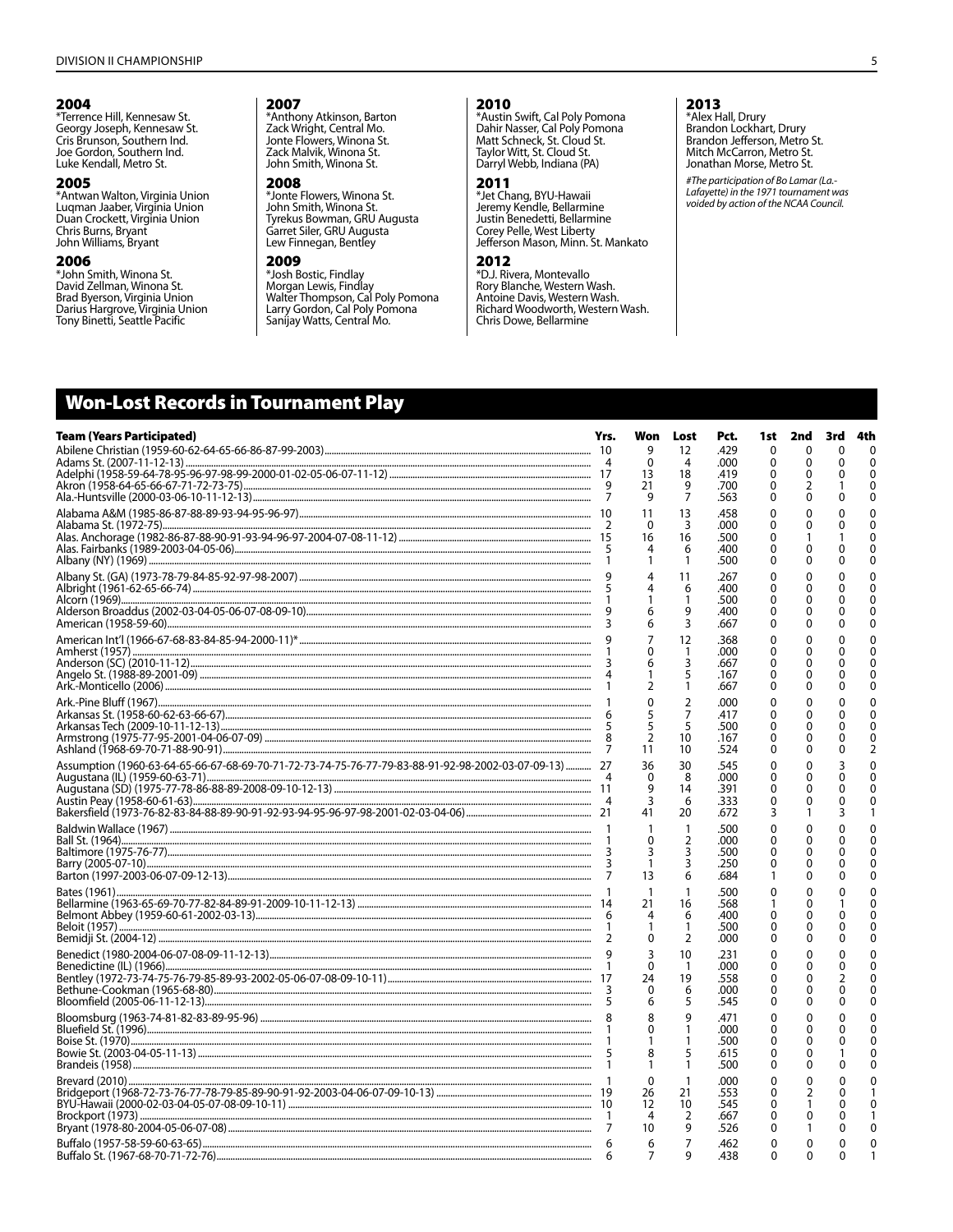### 2004

*Terrence Hill, Kennesaw St.
Georgy Joseph, Kennesaw St.
Cris Brunson, Southern Ind.
Joe Gordon, Southern Ind.
Luke Kendall, Metro St.

### 2005

*Antwan Walton, Virginia Union
Luqman Jaaber, Virginia Union
Duan Crockett, Virginia Union
Chris Burns, Bryant
John Williams, Bryant

### 2006

*John Smith, Winona St.
David Zellman, Winona St.
Brad Byerson, Virginia Union
Darius Hargrove, Virginia Union
Tony Binetti, Seattle Pacific

### 2007

*Anthony Atkinson, Barton
Zack Wright, Central Mo.
Jonte Flowers, Winona St.
Zack Malvik, Winona St.
John Smith, Winona St.

### 2008

*Jonte Flowers, Winona St.
John Smith, Winona St.
Tyrekus Bowman, GRU Augusta
Garret Siler, GRU Augusta
Lew Finnegan, Bentley

### 2009

*Josh Bostic, Findlay
Morgan Lewis, Findlay
Walter Thompson, Cal Poly Pomona
Larry Gordon, Cal Poly Pomona
Sanijay Watts, Central Mo.

### 2010

*Austin Swift, Cal Poly Pomona
Dahir Nasser, Cal Poly Pomona
Matt Schneck, St. Cloud St.
Taylor Witt, St. Cloud St.
Darryl Webb, Indiana (PA)

### 2011

*Jet Chang, BYU-Hawaii
Jeremy Kendle, Bellarmine
Justin Benedetti, Bellarmine
Corey Pelle, West Liberty
Jefferson Mason, Minn. St. Mankato

### 2012

*D.J. Rivera, Montevallo
Rory Blanche, Western Wash.
Antoine Davis, Western Wash.
Richard Woodworth, Western Wash.
Chris Dowe, Bellarmine

### 2013

*Alex Hall, Drury
Brandon Lockhart, Drury
Brandon Jefferson, Metro St.
Mitch McCarron, Metro St.
Jonathan Morse, Metro St.

*#The participation of Bo Lamar (La.-Lafayette) in the 1971 tournament was voided by action of the NCAA Council.*

## Won-Lost Records in Tournament Play

| Team (Years Participated) | Yrs. | Won | Lost | Pct. | 1st | 2nd | 3rd | 4th |
|---|---|---|---|---|---|---|---|---|
| Abilene Christian (1959-60-62-64-65-66-86-87-99-2003) | 10 | 9 | 12 | .429 | 0 | 0 | 0 | 0 |
| Adams St. (2007-11-12-13) | 4 | 0 | 4 | .000 | 0 | 0 | 0 | 0 |
| Adelphi (1958-59-64-78-95-96-97-98-99-2000-01-02-05-06-07-11-12) | 17 | 13 | 18 | .419 | 0 | 0 | 0 | 0 |
| Akron (1958-64-65-66-67-71-72-73-75) | 9 | 21 | 9 | .700 | 0 | 2 | 1 | 0 |
| Ala.-Huntsville (2000-03-06-10-11-12-13) | 7 | 9 | 7 | .563 | 0 | 0 | 0 | 0 |
| Alabama A&M (1985-86-87-88-89-93-94-95-96-97) | 10 | 11 | 13 | .458 | 0 | 0 | 0 | 0 |
| Alabama St. (1972-75) | 2 | 0 | 3 | .000 | 0 | 0 | 0 | 0 |
| Alas. Anchorage (1982-86-87-88-90-91-93-94-96-97-2004-07-08-11-12) | 15 | 16 | 16 | .500 | 0 | 1 | 1 | 0 |
| Alas. Fairbanks (1989-2003-04-05-06) | 5 | 4 | 6 | .400 | 0 | 0 | 0 | 0 |
| Albany (NY) (1969) | 1 | 1 | 1 | .500 | 0 | 0 | 0 | 0 |
| Albany St. (GA) (1973-78-79-84-85-92-97-98-2007) | 9 | 4 | 11 | .267 | 0 | 0 | 0 | 0 |
| Albright (1961-62-65-66-74) | 5 | 4 | 6 | .400 | 0 | 0 | 0 | 0 |
| Alcorn (1969) | 1 | 1 | 1 | .500 | 0 | 0 | 0 | 0 |
| Alderson Broaddus (2002-03-04-05-06-07-08-09-10) | 9 | 6 | 9 | .400 | 0 | 0 | 0 | 0 |
| American (1958-59-60) | 3 | 6 | 3 | .667 | 0 | 0 | 0 | 0 |
| American Int'l (1966-67-68-83-84-85-94-2000-11)* | 9 | 7 | 12 | .368 | 0 | 0 | 0 | 0 |
| Amherst (1957) | 1 | 0 | 1 | .000 | 0 | 0 | 0 | 0 |
| Anderson (SC) (2010-11-12) | 3 | 6 | 3 | .667 | 0 | 0 | 0 | 0 |
| Angelo St. (1988-89-2001-09) | 4 | 1 | 5 | .167 | 0 | 0 | 0 | 0 |
| Ark.-Monticello (2006) | 1 | 2 | 1 | .667 | 0 | 0 | 0 | 0 |
| Ark.-Pine Bluff (1967) | 1 | 0 | 2 | .000 | 0 | 0 | 0 | 0 |
| Arkansas St. (1958-60-62-63-66-67) | 6 | 5 | 7 | .417 | 0 | 0 | 0 | 0 |
| Arkansas Tech (2009-10-11-12-13) | 5 | 5 | 5 | .500 | 0 | 0 | 0 | 0 |
| Armstrong (1975-77-95-2001-04-06-07-09) | 8 | 2 | 10 | .167 | 0 | 0 | 0 | 0 |
| Ashland (1968-69-70-71-88-90-91) | 7 | 11 | 10 | .524 | 0 | 0 | 0 | 2 |
| Assumption (1960-63-64-65-66-67-68-69-70-71-72-73-74-75-76-77-79-83-88-91-92-98-2002-03-07-09-13) | 27 | 36 | 30 | .545 | 0 | 0 | 3 | 0 |
| Augustana (IL) (1959-60-63-71) | 4 | 0 | 8 | .000 | 0 | 0 | 0 | 0 |
| Augustana (SD) (1975-77-78-86-88-89-2008-09-10-12-13) | 11 | 9 | 14 | .391 | 0 | 0 | 0 | 0 |
| Austin Peay (1958-60-61-63) | 4 | 3 | 6 | .333 | 0 | 0 | 0 | 0 |
| Bakersfield (1973-76-82-83-84-88-89-90-91-92-93-94-95-96-97-98-2001-02-03-04-06) | 21 | 41 | 20 | .672 | 3 | 1 | 3 | 1 |
| Baldwin Wallace (1967) | 1 | 1 | 1 | .500 | 0 | 0 | 0 | 0 |
| Ball St. (1964) | 1 | 0 | 2 | .000 | 0 | 0 | 0 | 0 |
| Baltimore (1975-76-77) | 3 | 3 | 3 | .500 | 0 | 0 | 0 | 0 |
| Barry (2005-07-10) | 3 | 1 | 3 | .250 | 0 | 0 | 0 | 0 |
| Barton (1997-2003-06-07-09-12-13) | 7 | 13 | 6 | .684 | 1 | 0 | 0 | 0 |
| Bates (1961) | 1 | 1 | 1 | .500 | 0 | 0 | 0 | 0 |
| Bellarmine (1963-65-69-70-77-82-84-89-91-2009-10-11-12-13) | 14 | 21 | 16 | .568 | 1 | 0 | 1 | 0 |
| Belmont Abbey (1959-60-61-2002-03-13) | 6 | 4 | 6 | .400 | 0 | 0 | 0 | 0 |
| Beloit (1957) | 1 | 1 | 1 | .500 | 0 | 0 | 0 | 0 |
| Bemidji St. (2004-12) | 2 | 0 | 2 | .000 | 0 | 0 | 0 | 0 |
| Benedict (1980-2004-06-07-08-09-11-12-13) | 9 | 3 | 10 | .231 | 0 | 0 | 0 | 0 |
| Benedictine (IL) (1966) | 1 | 0 | 1 | .000 | 0 | 0 | 0 | 0 |
| Bentley (1972-73-74-75-76-79-85-89-93-2002-05-06-07-08-09-10-11) | 17 | 24 | 19 | .558 | 0 | 0 | 2 | 0 |
| Bethune-Cookman (1965-68-80) | 3 | 0 | 6 | .000 | 0 | 0 | 0 | 0 |
| Bloomfield (2005-06-11-12-13) | 5 | 6 | 5 | .545 | 0 | 0 | 0 | 0 |
| Bloomsburg (1963-74-81-82-83-89-95-96) | 8 | 8 | 9 | .471 | 0 | 0 | 0 | 0 |
| Bluefield St. (1996) | 1 | 0 | 1 | .000 | 0 | 0 | 0 | 0 |
| Boise St. (1970) | 1 | 1 | 1 | .500 | 0 | 0 | 0 | 0 |
| Bowie St. (2003-04-05-11-13) | 5 | 8 | 5 | .615 | 0 | 0 | 1 | 0 |
| Brandeis (1958) | 1 | 1 | 1 | .500 | 0 | 0 | 0 | 0 |
| Brevard (2010) | 1 | 0 | 1 | .000 | 0 | 0 | 0 | 0 |
| Bridgeport (1968-72-73-76-77-78-79-85-89-90-91-92-2003-04-06-07-09-10-13) | 19 | 26 | 21 | .553 | 0 | 2 | 0 | 1 |
| BYU-Hawaii (2000-02-03-04-05-07-08-09-10-11) | 10 | 12 | 10 | .545 | 0 | 1 | 0 | 0 |
| Brockport (1973) | 1 | 4 | 2 | .667 | 0 | 0 | 0 | 1 |
| Bryant (1978-80-2004-05-06-07-08) | 7 | 10 | 9 | .526 | 0 | 1 | 0 | 0 |
| Buffalo (1957-58-59-60-63-65) | 6 | 6 | 7 | .462 | 0 | 0 | 0 | 0 |
| Buffalo St. (1967-68-70-71-72-76) | 6 | 7 | 9 | .438 | 0 | 0 | 0 | 1 |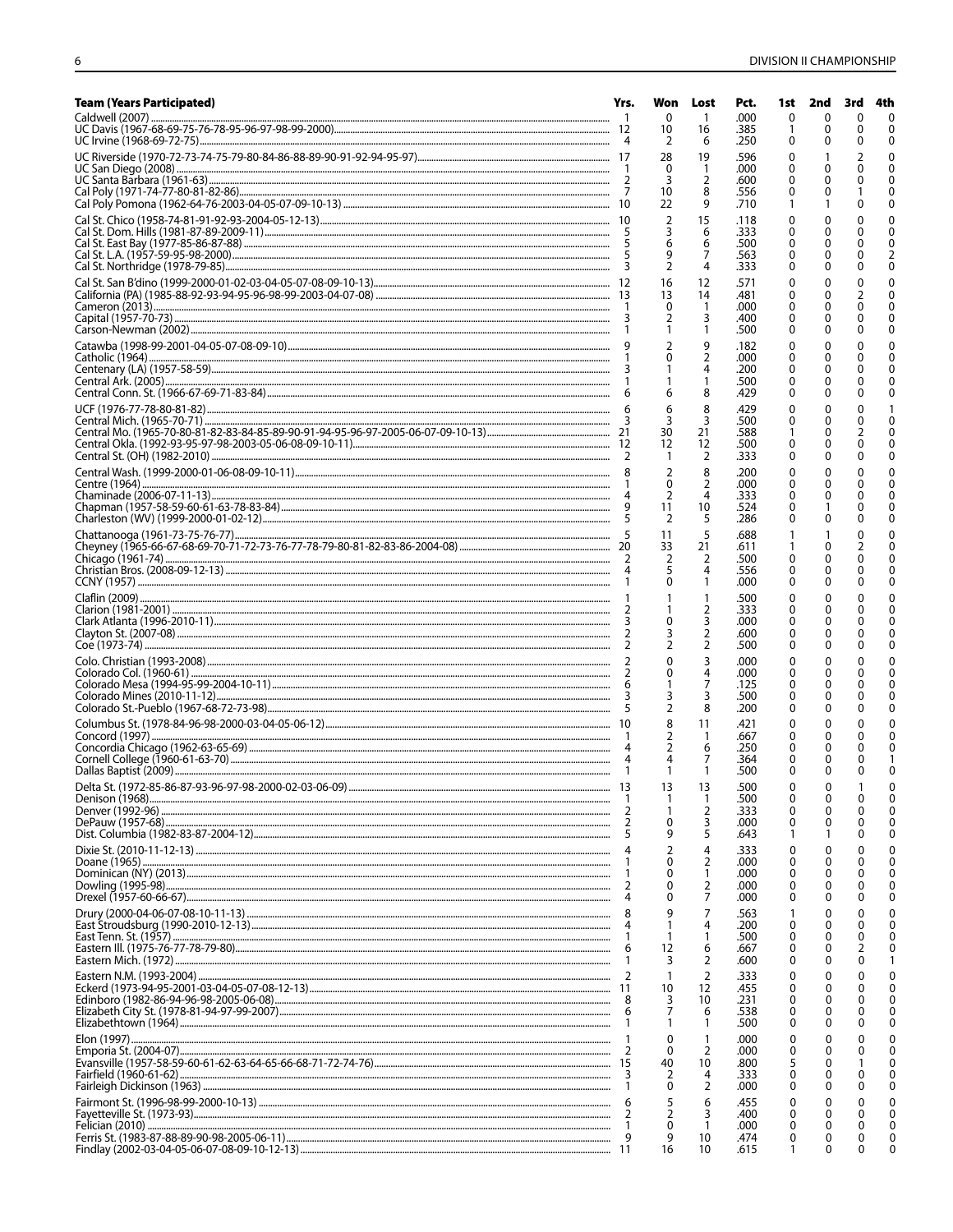| Team (Years Participated) | Yrs. | Won | Lost | Pct. | 1st | 2nd | 3rd | 4th |
|---|---|---|---|---|---|---|---|---|
| Caldwell (2007) | 1 | 0 | 1 | .000 | 0 | 0 | 0 | 0 |
| UC Davis (1967-68-69-75-76-78-95-96-97-98-99-2000) | 12 | 10 | 16 | .385 | 1 | 0 | 0 | 0 |
| UC Irvine (1968-69-72-75) | 4 | 2 | 6 | .250 | 0 | 0 | 0 | 0 |
| UC Riverside (1970-72-73-74-75-79-80-84-86-88-89-90-91-92-94-95-97) | 17 | 28 | 19 | .596 | 0 | 1 | 2 | 0 |
| UC San Diego (2008) | 1 | 0 | 1 | .000 | 0 | 0 | 0 | 0 |
| UC Santa Barbara (1961-63) | 2 | 3 | 2 | .600 | 0 | 0 | 0 | 0 |
| Cal Poly (1971-74-77-80-81-82-86) | 7 | 10 | 8 | .556 | 0 | 0 | 1 | 0 |
| Cal Poly Pomona (1962-64-76-2003-04-05-07-09-10-13) | 10 | 22 | 9 | .710 | 1 | 1 | 0 | 0 |
| Cal St. Chico (1958-74-81-91-92-93-2004-05-12-13) | 10 | 2 | 15 | .118 | 0 | 0 | 0 | 0 |
| Cal St. Dom. Hills (1981-87-89-2009-11) | 5 | 3 | 6 | .333 | 0 | 0 | 0 | 0 |
| Cal St. East Bay (1977-85-86-87-88) | 5 | 6 | 6 | .500 | 0 | 0 | 0 | 0 |
| Cal St. L.A. (1957-59-95-98-2000) | 5 | 9 | 7 | .563 | 0 | 0 | 0 | 2 |
| Cal St. Northridge (1978-79-85) | 3 | 2 | 4 | .333 | 0 | 0 | 0 | 0 |
| Cal St. San B'dino (1999-2000-01-02-03-04-05-07-08-09-10-13) | 12 | 16 | 12 | .571 | 0 | 0 | 0 | 0 |
| California (PA) (1985-88-92-93-94-95-96-98-99-2003-04-07-08) | 13 | 13 | 14 | .481 | 0 | 0 | 2 | 0 |
| Cameron (2013) | 1 | 0 | 1 | .000 | 0 | 0 | 0 | 0 |
| Capital (1957-70-73) | 3 | 2 | 3 | .400 | 0 | 0 | 0 | 0 |
| Carson-Newman (2002) | 1 | 1 | 1 | .500 | 0 | 0 | 0 | 0 |
| Catawba (1998-99-2001-04-05-07-08-09-10) | 9 | 2 | 9 | .182 | 0 | 0 | 0 | 0 |
| Catholic (1964) | 1 | 0 | 2 | .000 | 0 | 0 | 0 | 0 |
| Centenary (LA) (1957-58-59) | 3 | 1 | 4 | .200 | 0 | 0 | 0 | 0 |
| Central Ark. (2005) | 1 | 1 | 1 | .500 | 0 | 0 | 0 | 0 |
| Central Conn. St. (1966-67-69-71-83-84) | 6 | 6 | 8 | .429 | 0 | 0 | 0 | 0 |
| UCF (1976-77-78-80-81-82) | 6 | 6 | 8 | .429 | 0 | 0 | 0 | 1 |
| Central Mich. (1965-70-71) | 3 | 3 | 3 | .500 | 0 | 0 | 0 | 0 |
| Central Mo. (1965-70-80-81-82-83-84-85-89-90-91-94-95-96-97-2005-06-07-09-10-13) | 21 | 30 | 21 | .588 | 1 | 0 | 2 | 0 |
| Central Okla. (1992-93-95-97-98-2005-06-08-09-10-11) | 12 | 12 | 12 | .500 | 0 | 0 | 0 | 0 |
| Central St. (OH) (1982-2010) | 2 | 1 | 2 | .333 | 0 | 0 | 0 | 0 |
| Central Wash. (1999-2000-01-06-08-09-10-11) | 8 | 2 | 8 | .200 | 0 | 0 | 0 | 0 |
| Centre (1964) | 1 | 0 | 2 | .000 | 0 | 0 | 0 | 0 |
| Chaminade (2006-07-11-13) | 4 | 2 | 4 | .333 | 0 | 0 | 0 | 0 |
| Chapman (1957-58-59-60-61-63-78-83-84) | 9 | 11 | 10 | .524 | 0 | 1 | 0 | 0 |
| Charleston (WV) (1999-2000-01-02-12) | 5 | 2 | 5 | .286 | 0 | 0 | 0 | 0 |
| Chattanooga (1961-73-75-76-77) | 5 | 11 | 5 | .688 | 1 | 1 | 0 | 0 |
| Cheyney (1965-66-67-68-69-70-71-72-73-76-77-78-79-80-81-82-83-86-2004-08) | 20 | 33 | 21 | .611 | 1 | 0 | 2 | 0 |
| Chicago (1961-74) | 2 | 2 | 2 | .500 | 0 | 0 | 0 | 0 |
| Christian Bros. (2008-09-12-13) | 4 | 5 | 4 | .556 | 0 | 0 | 0 | 0 |
| CCNY (1957) | 1 | 0 | 1 | .000 | 0 | 0 | 0 | 0 |
| Claflin (2009) | 1 | 1 | 1 | .500 | 0 | 0 | 0 | 0 |
| Clarion (1981-2001) | 2 | 1 | 2 | .333 | 0 | 0 | 0 | 0 |
| Clark Atlanta (1996-2010-11) | 3 | 0 | 3 | .000 | 0 | 0 | 0 | 0 |
| Clayton St. (2007-08) | 2 | 3 | 2 | .600 | 0 | 0 | 0 | 0 |
| Coe (1973-74) | 2 | 2 | 2 | .500 | 0 | 0 | 0 | 0 |
| Colo. Christian (1993-2008) | 2 | 0 | 3 | .000 | 0 | 0 | 0 | 0 |
| Colorado Col. (1960-61) | 2 | 0 | 4 | .000 | 0 | 0 | 0 | 0 |
| Colorado Mesa (1994-95-99-2004-10-11) | 6 | 1 | 7 | .125 | 0 | 0 | 0 | 0 |
| Colorado Mines (2010-11-12) | 3 | 3 | 3 | .500 | 0 | 0 | 0 | 0 |
| Colorado St.-Pueblo (1967-68-72-73-98) | 5 | 2 | 8 | .200 | 0 | 0 | 0 | 0 |
| Columbus St. (1978-84-96-98-2000-03-04-05-06-12) | 10 | 8 | 11 | .421 | 0 | 0 | 0 | 0 |
| Concord (1997) | 1 | 2 | 1 | .667 | 0 | 0 | 0 | 0 |
| Concordia Chicago (1962-63-65-69) | 4 | 2 | 6 | .250 | 0 | 0 | 0 | 0 |
| Cornell College (1960-61-63-70) | 4 | 4 | 7 | .364 | 0 | 0 | 0 | 1 |
| Dallas Baptist (2009) | 1 | 1 | 1 | .500 | 0 | 0 | 0 | 0 |
| Delta St. (1972-85-86-87-93-96-97-98-2000-02-03-06-09) | 13 | 13 | 13 | .500 | 0 | 0 | 1 | 0 |
| Denison (1968) | 1 | 1 | 1 | .500 | 0 | 0 | 0 | 0 |
| Denver (1992-96) | 2 | 1 | 2 | .333 | 0 | 0 | 0 | 0 |
| DePauw (1957-68) | 2 | 0 | 3 | .000 | 0 | 0 | 0 | 0 |
| Dist. Columbia (1982-83-87-2004-12) | 5 | 9 | 5 | .643 | 1 | 1 | 0 | 0 |
| Dixie St. (2010-11-12-13) | 4 | 2 | 4 | .333 | 0 | 0 | 0 | 0 |
| Doane (1965) | 1 | 0 | 2 | .000 | 0 | 0 | 0 | 0 |
| Dominican (NY) (2013) | 1 | 0 | 1 | .000 | 0 | 0 | 0 | 0 |
| Dowling (1995-98) | 2 | 0 | 2 | .000 | 0 | 0 | 0 | 0 |
| Drexel (1957-60-66-67) | 4 | 0 | 7 | .000 | 0 | 0 | 0 | 0 |
| Drury (2000-04-06-07-08-10-11-13) | 8 | 9 | 7 | .563 | 1 | 0 | 0 | 0 |
| East Stroudsburg (1990-2010-12-13) | 4 | 1 | 4 | .200 | 0 | 0 | 0 | 0 |
| East Tenn. St. (1957) | 1 | 1 | 1 | .500 | 0 | 0 | 0 | 0 |
| Eastern Ill. (1975-76-77-78-79-80) | 6 | 12 | 6 | .667 | 0 | 0 | 2 | 0 |
| Eastern Mich. (1972) | 1 | 3 | 2 | .600 | 0 | 0 | 0 | 1 |
| Eastern N.M. (1993-2004) | 2 | 1 | 2 | .333 | 0 | 0 | 0 | 0 |
| Eckerd (1973-94-95-2001-03-04-05-07-08-12-13) | 11 | 10 | 12 | .455 | 0 | 0 | 0 | 0 |
| Edinboro (1982-86-94-96-98-2005-06-08) | 8 | 3 | 10 | .231 | 0 | 0 | 0 | 0 |
| Elizabeth City St. (1978-81-94-97-99-2007) | 6 | 7 | 6 | .538 | 0 | 0 | 0 | 0 |
| Elizabethtown (1964) | 1 | 1 | 1 | .500 | 0 | 0 | 0 | 0 |
| Elon (1997) | 1 | 0 | 1 | .000 | 0 | 0 | 0 | 0 |
| Emporia St. (2004-07) | 2 | 0 | 2 | .000 | 0 | 0 | 0 | 0 |
| Evansville (1957-58-59-60-61-62-63-64-65-66-68-71-72-74-76) | 15 | 40 | 10 | .800 | 5 | 0 | 1 | 0 |
| Fairfield (1960-61-62) | 3 | 2 | 4 | .333 | 0 | 0 | 0 | 0 |
| Fairleigh Dickinson (1963) | 1 | 0 | 2 | .000 | 0 | 0 | 0 | 0 |
| Fairmont St. (1996-98-99-2000-10-13) | 6 | 5 | 6 | .455 | 0 | 0 | 0 | 0 |
| Fayetteville St. (1973-93) | 2 | 2 | 3 | .400 | 0 | 0 | 0 | 0 |
| Felician (2010) | 1 | 0 | 1 | .000 | 0 | 0 | 0 | 0 |
| Ferris St. (1983-87-88-89-90-98-2005-06-11) | 9 | 9 | 10 | .474 | 0 | 0 | 0 | 0 |
| Findlay (2002-03-04-05-06-07-08-09-10-12-13) | 11 | 16 | 10 | .615 | 1 | 0 | 0 | 0 |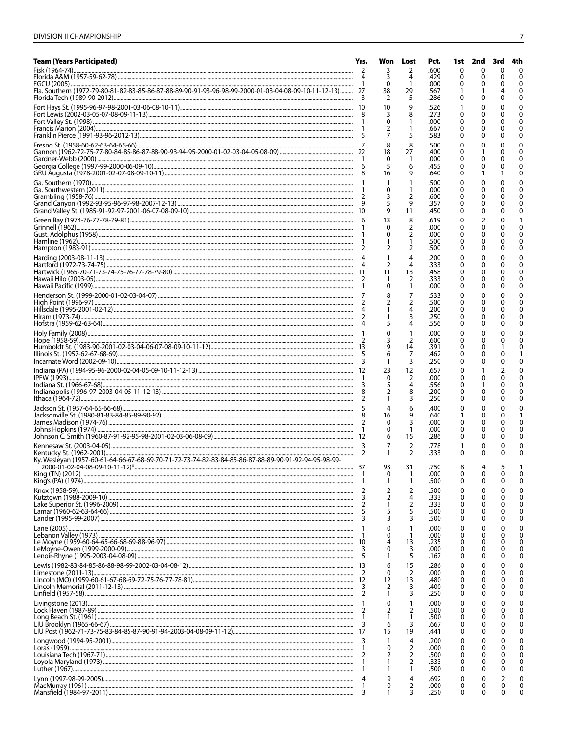| Team (Years Participated) | Yrs. | Won | Lost | Pct. | 1st | 2nd | 3rd | 4th |
|---|---|---|---|---|---|---|---|---|
| Fisk (1964-74) | 2 | 3 | 2 | .600 | 0 | 0 | 0 | 0 |
| Florida A&M (1957-59-62-78) | 4 | 3 | 4 | .429 | 0 | 0 | 0 | 0 |
| FGCU (2005) | 1 | 0 | 1 | .000 | 0 | 0 | 0 | 0 |
| Fla. Southern (1972-79-80-81-82-83-85-86-87-88-89-90-91-93-96-98-99-2000-01-03-04-08-09-10-11-12-13) | 27 | 38 | 29 | .567 | 1 | 1 | 4 | 0 |
| Florida Tech (1989-90-2012) | 3 | 2 | 5 | .286 | 0 | 0 | 0 | 0 |
| Fort Hays St. (1995-96-97-98-2001-03-06-08-10-11) | 10 | 10 | 9 | .526 | 1 | 0 | 0 | 0 |
| Fort Lewis (2002-03-05-07-08-09-11-13) | 8 | 3 | 8 | .273 | 0 | 0 | 0 | 0 |
| Fort Valley St. (1998) | 1 | 0 | 1 | .000 | 0 | 0 | 0 | 0 |
| Francis Marion (2004) | 1 | 2 | 1 | .667 | 0 | 0 | 0 | 0 |
| Franklin Pierce (1991-93-96-2012-13) | 5 | 7 | 5 | .583 | 0 | 0 | 0 | 0 |
| Fresno St. (1958-60-62-63-64-65-66) | 7 | 8 | 8 | .500 | 0 | 0 | 0 | 0 |
| Gannon (1962-72-75-77-80-84-85-86-87-88-90-93-94-95-2000-01-02-03-04-05-08-09) | 22 | 18 | 27 | .400 | 0 | 1 | 0 | 0 |
| Gardner-Webb (2000) | 1 | 0 | 1 | .000 | 0 | 0 | 0 | 0 |
| Georgia College (1997-99-2000-06-09-10) | 6 | 5 | 6 | .455 | 0 | 0 | 0 | 0 |
| GRU Augusta (1978-2001-02-07-08-09-10-11) | 8 | 16 | 9 | .640 | 0 | 1 | 1 | 0 |
| Ga. Southern (1970) | 1 | 1 | 1 | .500 | 0 | 0 | 0 | 0 |
| Ga. Southwestern (2011) | 1 | 0 | 1 | .000 | 0 | 0 | 0 | 0 |
| Grambling (1958-76) | 2 | 3 | 2 | .600 | 0 | 0 | 0 | 0 |
| Grand Canyon (1992-93-95-96-97-98-2007-12-13) | 9 | 5 | 9 | .357 | 0 | 0 | 0 | 0 |
| Grand Valley St. (1985-91-92-97-2001-06-07-08-09-10) | 10 | 9 | 11 | .450 | 0 | 0 | 0 | 0 |
| Green Bay (1974-76-77-78-79-81) | 6 | 13 | 8 | .619 | 0 | 2 | 0 | 1 |
| Grinnell (1962) | 1 | 0 | 2 | .000 | 0 | 0 | 0 | 0 |
| Gust. Adolphus (1958) | 1 | 0 | 2 | .000 | 0 | 0 | 0 | 0 |
| Hamline (1962) | 1 | 1 | 1 | .500 | 0 | 0 | 0 | 0 |
| Hampton (1983-91) | 2 | 2 | 2 | .500 | 0 | 0 | 0 | 0 |
| Harding (2003-08-11-13) | 4 | 1 | 4 | .200 | 0 | 0 | 0 | 0 |
| Hartford (1972-73-74-75) | 4 | 2 | 4 | .333 | 0 | 0 | 0 | 0 |
| Hartwick (1965-70-71-73-74-75-76-77-78-79-80) | 11 | 11 | 13 | .458 | 0 | 0 | 0 | 0 |
| Hawaii Hilo (2003-05) | 2 | 1 | 2 | .333 | 0 | 0 | 0 | 0 |
| Hawaii Pacific (1999) | 1 | 0 | 1 | .000 | 0 | 0 | 0 | 0 |
| Henderson St. (1999-2000-01-02-03-04-07) | 7 | 8 | 7 | .533 | 0 | 0 | 0 | 0 |
| High Point (1996-97) | 2 | 2 | 2 | .500 | 0 | 0 | 0 | 0 |
| Hillsdale (1995-2001-02-12) | 4 | 1 | 4 | .200 | 0 | 0 | 0 | 0 |
| Hiram (1973-74) | 2 | 1 | 3 | .250 | 0 | 0 | 0 | 0 |
| Hofstra (1959-62-63-64) | 4 | 5 | 4 | .556 | 0 | 0 | 0 | 0 |
| Holy Family (2008) | 1 | 0 | 1 | .000 | 0 | 0 | 0 | 0 |
| Hope (1958-59) | 2 | 3 | 2 | .600 | 0 | 0 | 0 | 0 |
| Humboldt St. (1983-90-2001-02-03-04-06-07-08-09-10-11-12) | 13 | 9 | 14 | .391 | 0 | 0 | 1 | 0 |
| Illinois St. (1957-62-67-68-69) | 5 | 6 | 7 | .462 | 0 | 0 | 0 | 1 |
| Incarnate Word (2002-09-10) | 3 | 1 | 3 | .250 | 0 | 0 | 0 | 0 |
| Indiana (PA) (1994-95-96-2000-02-04-05-09-10-11-12-13) | 12 | 23 | 12 | .657 | 0 | 1 | 2 | 0 |
| IPFW (1993) | 1 | 0 | 2 | .000 | 0 | 0 | 0 | 0 |
| Indiana St. (1966-67-68) | 3 | 5 | 4 | .556 | 0 | 1 | 0 | 0 |
| Indianapolis (1996-97-2003-04-05-11-12-13) | 8 | 2 | 8 | .200 | 0 | 0 | 0 | 0 |
| Ithaca (1964-72) | 2 | 1 | 3 | .250 | 0 | 0 | 0 | 0 |
| Jackson St. (1957-64-65-66-68) | 5 | 4 | 6 | .400 | 0 | 0 | 0 | 0 |
| Jacksonville St. (1980-81-83-84-85-89-90-92) | 8 | 16 | 9 | .640 | 1 | 0 | 0 | 1 |
| James Madison (1974-76) | 2 | 0 | 3 | .000 | 0 | 0 | 0 | 0 |
| Johns Hopkins (1974) | 1 | 0 | 1 | .000 | 0 | 0 | 0 | 0 |
| Johnson C. Smith (1960-87-91-92-95-98-2001-02-03-06-08-09) | 12 | 6 | 15 | .286 | 0 | 0 | 0 | 0 |
| Kennesaw St. (2003-04-05) | 3 | 7 | 2 | .778 | 1 | 0 | 0 | 0 |
| Kentucky St. (1962-2001) | 2 | 1 | 2 | .333 | 0 | 0 | 0 | 0 |
| Ky. Wesleyan (1957-60-61-64-66-67-68-69-70-71-72-73-74-82-83-84-85-86-87-88-89-90-91-92-94-95-98-99-2000-01-02-04-08-09-10-11-12)* | 37 | 93 | 31 | .750 | 8 | 4 | 5 | 1 |
| King (TN) (2012) | 1 | 0 | 1 | .000 | 0 | 0 | 0 | 0 |
| King's (PA) (1974) | 1 | 1 | 1 | .500 | 0 | 0 | 0 | 0 |
| Knox (1958-59) | 2 | 2 | 2 | .500 | 0 | 0 | 0 | 0 |
| Kutztown (1988-2009-10) | 3 | 2 | 4 | .333 | 0 | 0 | 0 | 0 |
| Lake Superior St. (1996-2009) | 2 | 1 | 2 | .333 | 0 | 0 | 0 | 0 |
| Lamar (1960-62-63-64-66) | 5 | 5 | 5 | .500 | 0 | 0 | 0 | 0 |
| Lander (1995-99-2007) | 3 | 3 | 3 | .500 | 0 | 0 | 0 | 0 |
| Lane (2005) | 1 | 0 | 1 | .000 | 0 | 0 | 0 | 0 |
| Lebanon Valley (1973) | 1 | 0 | 1 | .000 | 0 | 0 | 0 | 0 |
| Le Moyne (1959-60-64-65-66-68-69-88-96-97) | 10 | 4 | 13 | .235 | 0 | 0 | 0 | 0 |
| LeMoyne-Owen (1999-2000-09) | 3 | 0 | 3 | .000 | 0 | 0 | 0 | 0 |
| Lenoir-Rhyne (1995-2003-04-08-09) | 5 | 1 | 5 | .167 | 0 | 0 | 0 | 0 |
| Lewis (1982-83-84-85-86-88-98-99-2002-03-04-08-12) | 13 | 6 | 15 | .286 | 0 | 0 | 0 | 0 |
| Limestone (2011-13) | 2 | 0 | 2 | .000 | 0 | 0 | 0 | 0 |
| Lincoln (MO) (1959-60-61-67-68-69-72-75-76-77-78-81) | 12 | 12 | 13 | .480 | 0 | 0 | 0 | 0 |
| Lincoln Memorial (2011-12-13) | 3 | 2 | 3 | .400 | 0 | 0 | 0 | 0 |
| Linfield (1957-58) | 2 | 1 | 3 | .250 | 0 | 0 | 0 | 0 |
| Livingstone (2013) | 1 | 0 | 1 | .000 | 0 | 0 | 0 | 0 |
| Lock Haven (1987-89) | 2 | 2 | 2 | .500 | 0 | 0 | 0 | 0 |
| Long Beach St. (1961) | 1 | 1 | 1 | .500 | 0 | 0 | 0 | 0 |
| LIU Brooklyn (1965-66-67) | 3 | 6 | 3 | .667 | 0 | 0 | 0 | 0 |
| LIU Post (1962-71-73-75-83-84-85-87-90-91-94-2003-04-08-09-11-12) | 17 | 15 | 19 | .441 | 0 | 0 | 0 | 0 |
| Longwood (1994-95-2001) | 3 | 1 | 4 | .200 | 0 | 0 | 0 | 0 |
| Loras (1959) | 1 | 0 | 2 | .000 | 0 | 0 | 0 | 0 |
| Louisiana Tech (1967-71) | 2 | 2 | 2 | .500 | 0 | 0 | 0 | 0 |
| Loyola Maryland (1973) | 1 | 1 | 2 | .333 | 0 | 0 | 0 | 0 |
| Luther (1967) | 1 | 1 | 1 | .500 | 0 | 0 | 0 | 0 |
| Lynn (1997-98-99-2005) | 4 | 9 | 4 | .692 | 0 | 0 | 2 | 0 |
| MacMurray (1961) | 1 | 0 | 2 | .000 | 0 | 0 | 0 | 0 |
| Mansfield (1984-97-2011) | 3 | 1 | 3 | .250 | 0 | 0 | 0 | 0 |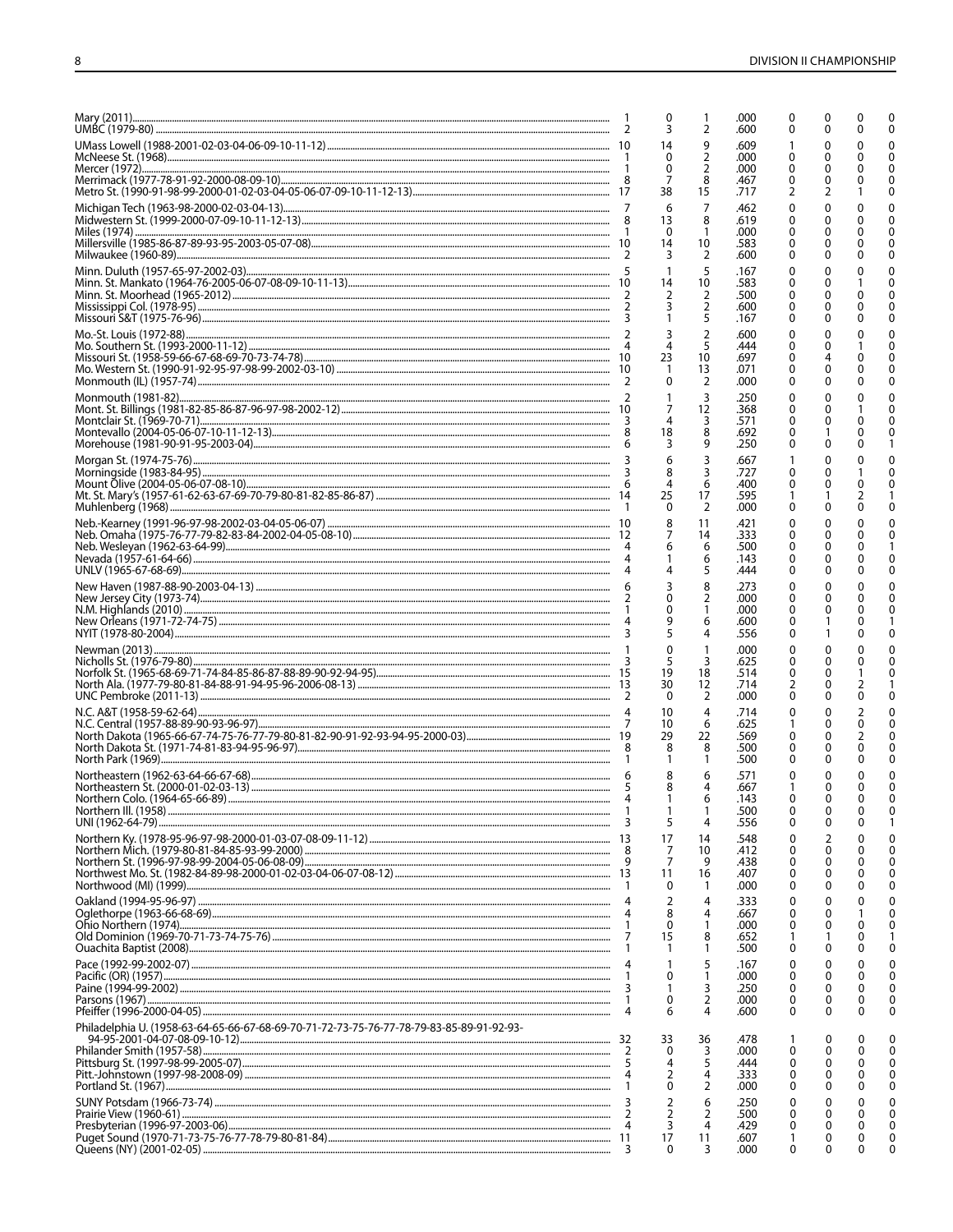| Team | Yrs | Won | Lost | Pct | | | | |
|---|---|---|---|---|---|---|---|---|
| Mary (2011) | 1 | 0 | 1 | .000 | 0 | 0 | 0 | 0 |
| UMBC (1979-80) | 2 | 3 | 2 | .600 | 0 | 0 | 0 | 0 |
| UMass Lowell (1988-2001-02-03-04-06-09-10-11-12) | 10 | 14 | 9 | .609 | 1 | 0 | 0 | 0 |
| McNeese St. (1968) | 1 | 0 | 2 | .000 | 0 | 0 | 0 | 0 |
| Mercer (1972) | 1 | 0 | 2 | .000 | 0 | 0 | 0 | 0 |
| Merrimack (1977-78-91-92-2000-08-09-10) | 8 | 7 | 8 | .467 | 0 | 0 | 0 | 0 |
| Metro St. (1990-91-98-99-2000-01-02-03-04-05-06-07-09-10-11-12-13) | 17 | 38 | 15 | .717 | 2 | 2 | 1 | 0 |
| Michigan Tech (1963-98-2000-02-03-04-13) | 7 | 6 | 7 | .462 | 0 | 0 | 0 | 0 |
| Midwestern St. (1999-2000-07-09-10-11-12-13) | 8 | 13 | 8 | .619 | 0 | 0 | 0 | 0 |
| Miles (1974) | 1 | 0 | 1 | .000 | 0 | 0 | 0 | 0 |
| Millersville (1985-86-87-89-93-95-2003-05-07-08) | 10 | 14 | 10 | .583 | 0 | 0 | 0 | 0 |
| Milwaukee (1960-89) | 2 | 3 | 2 | .600 | 0 | 0 | 0 | 0 |
| Minn. Duluth (1957-65-97-2002-03) | 5 | 1 | 5 | .167 | 0 | 0 | 0 | 0 |
| Minn. St. Mankato (1964-76-2005-06-07-08-09-10-11-13) | 10 | 14 | 10 | .583 | 0 | 0 | 1 | 0 |
| Minn. St. Moorhead (1965-2012) | 2 | 2 | 2 | .500 | 0 | 0 | 0 | 0 |
| Mississippi Col. (1978-95) | 2 | 3 | 2 | .600 | 0 | 0 | 0 | 0 |
| Missouri S&T (1975-76-96) | 3 | 1 | 5 | .167 | 0 | 0 | 0 | 0 |
| Mo.-St. Louis (1972-88) | 2 | 3 | 2 | .600 | 0 | 0 | 0 | 0 |
| Mo. Southern St. (1993-2000-11-12) | 4 | 4 | 5 | .444 | 0 | 0 | 1 | 0 |
| Missouri St. (1958-59-66-67-68-69-70-73-74-78) | 10 | 23 | 10 | .697 | 0 | 4 | 0 | 0 |
| Mo. Western St. (1990-91-92-95-97-98-99-2002-03-10) | 10 | 1 | 13 | .071 | 0 | 0 | 0 | 0 |
| Monmouth (IL) (1957-74) | 2 | 0 | 2 | .000 | 0 | 0 | 0 | 0 |
| Monmouth (1981-82) | 2 | 1 | 3 | .250 | 0 | 0 | 0 | 0 |
| Mont. St. Billings (1981-82-85-86-87-96-97-98-2002-12) | 10 | 7 | 12 | .368 | 0 | 0 | 1 | 0 |
| Montclair St. (1969-70-71) | 3 | 4 | 3 | .571 | 0 | 0 | 0 | 0 |
| Montevallo (2004-05-06-07-10-11-12-13) | 8 | 18 | 8 | .692 | 0 | 1 | 0 | 0 |
| Morehouse (1981-90-91-95-2003-04) | 6 | 3 | 9 | .250 | 0 | 0 | 0 | 1 |
| Morgan St. (1974-75-76) | 3 | 6 | 3 | .667 | 1 | 0 | 0 | 0 |
| Morningside (1983-84-95) | 3 | 8 | 3 | .727 | 0 | 0 | 1 | 0 |
| Mount Olive (2004-05-06-07-08-10) | 6 | 4 | 6 | .400 | 0 | 0 | 0 | 0 |
| Mt. St. Mary's (1957-61-62-63-67-69-70-79-80-81-82-85-86-87) | 14 | 25 | 17 | .595 | 1 | 1 | 2 | 1 |
| Muhlenberg (1968) | 1 | 0 | 2 | .000 | 0 | 0 | 0 | 0 |
| Neb.-Kearney (1991-96-97-98-2002-03-04-05-06-07) | 10 | 8 | 11 | .421 | 0 | 0 | 0 | 0 |
| Neb. Omaha (1975-76-77-79-82-83-84-2002-04-05-08-10) | 12 | 7 | 14 | .333 | 0 | 0 | 0 | 0 |
| Neb. Wesleyan (1962-63-64-99) | 4 | 6 | 6 | .500 | 0 | 0 | 0 | 1 |
| Nevada (1957-61-64-66) | 4 | 1 | 6 | .143 | 0 | 0 | 0 | 0 |
| UNLV (1965-67-68-69) | 4 | 4 | 5 | .444 | 0 | 0 | 0 | 0 |
| New Haven (1987-88-90-2003-04-13) | 6 | 3 | 8 | .273 | 0 | 0 | 0 | 0 |
| New Jersey City (1973-74) | 2 | 0 | 2 | .000 | 0 | 0 | 0 | 0 |
| N.M. Highlands (2010) | 1 | 0 | 1 | .000 | 0 | 0 | 0 | 0 |
| New Orleans (1971-72-74-75) | 4 | 9 | 6 | .600 | 0 | 1 | 0 | 1 |
| NYIT (1978-80-2004) | 3 | 5 | 4 | .556 | 0 | 1 | 0 | 0 |
| Newman (2013) | 1 | 0 | 1 | .000 | 0 | 0 | 0 | 0 |
| Nicholls St. (1976-79-80) | 3 | 5 | 3 | .625 | 0 | 0 | 0 | 0 |
| Norfolk St. (1965-68-69-71-74-84-85-86-87-88-89-90-92-94-95) | 15 | 19 | 18 | .514 | 0 | 0 | 1 | 0 |
| North Ala. (1977-79-80-81-84-88-91-94-95-96-2006-08-13) | 13 | 30 | 12 | .714 | 2 | 0 | 2 | 1 |
| UNC Pembroke (2011-13) | 2 | 0 | 2 | .000 | 0 | 0 | 0 | 0 |
| N.C. A&T (1958-59-62-64) | 4 | 10 | 4 | .714 | 0 | 0 | 2 | 0 |
| N.C. Central (1957-88-89-90-93-96-97) | 7 | 10 | 6 | .625 | 1 | 0 | 0 | 0 |
| North Dakota (1965-66-67-74-75-76-77-79-80-81-82-90-91-92-93-94-95-2000-03) | 19 | 29 | 22 | .569 | 0 | 0 | 2 | 0 |
| North Dakota St. (1971-74-81-83-94-95-96-97) | 8 | 8 | 8 | .500 | 0 | 0 | 0 | 0 |
| North Park (1969) | 1 | 1 | 1 | .500 | 0 | 0 | 0 | 0 |
| Northeastern (1962-63-64-66-67-68) | 6 | 8 | 6 | .571 | 0 | 0 | 0 | 0 |
| Northeastern St. (2000-01-02-03-13) | 5 | 8 | 4 | .667 | 1 | 0 | 0 | 0 |
| Northern Colo. (1964-65-66-89) | 4 | 1 | 6 | .143 | 0 | 0 | 0 | 0 |
| Northern Ill. (1958) | 1 | 1 | 1 | .500 | 0 | 0 | 0 | 0 |
| UNI (1962-64-79) | 3 | 5 | 4 | .556 | 0 | 0 | 0 | 1 |
| Northern Ky. (1978-95-96-97-98-2000-01-03-07-08-09-11-12) | 13 | 17 | 14 | .548 | 0 | 2 | 0 | 0 |
| Northern Mich. (1979-80-81-84-85-93-99-2000) | 8 | 7 | 10 | .412 | 0 | 0 | 0 | 0 |
| Northern St. (1996-97-98-99-2004-05-06-08-09) | 9 | 7 | 9 | .438 | 0 | 0 | 0 | 0 |
| Northwest Mo. St. (1982-84-89-98-2000-01-02-03-04-06-07-08-12) | 13 | 11 | 16 | .407 | 0 | 0 | 0 | 0 |
| Northwood (MI) (1999) | 1 | 0 | 1 | .000 | 0 | 0 | 0 | 0 |
| Oakland (1994-95-96-97) | 4 | 2 | 4 | .333 | 0 | 0 | 0 | 0 |
| Oglethorpe (1963-66-68-69) | 4 | 8 | 4 | .667 | 0 | 0 | 1 | 0 |
| Ohio Northern (1974) | 1 | 0 | 1 | .000 | 0 | 0 | 0 | 0 |
| Old Dominion (1969-70-71-73-74-75-76) | 7 | 15 | 8 | .652 | 1 | 1 | 0 | 1 |
| Ouachita Baptist (2008) | 1 | 1 | 1 | .500 | 0 | 0 | 0 | 0 |
| Pace (1992-99-2002-07) | 4 | 1 | 5 | .167 | 0 | 0 | 0 | 0 |
| Pacific (OR) (1957) | 1 | 0 | 1 | .000 | 0 | 0 | 0 | 0 |
| Paine (1994-99-2002) | 3 | 1 | 3 | .250 | 0 | 0 | 0 | 0 |
| Parsons (1967) | 1 | 0 | 2 | .000 | 0 | 0 | 0 | 0 |
| Pfeiffer (1996-2000-04-05) | 4 | 6 | 4 | .600 | 0 | 0 | 0 | 0 |
| Philadelphia U. (1958-63-64-65-66-67-68-69-70-71-72-73-75-76-77-78-79-83-85-89-91-92-93-94-95-2001-04-07-08-09-10-12) | 32 | 33 | 36 | .478 | 1 | 0 | 0 | 0 |
| Philander Smith (1957-58) | 2 | 0 | 3 | .000 | 0 | 0 | 0 | 0 |
| Pittsburg St. (1997-98-99-2005-07) | 5 | 4 | 5 | .444 | 0 | 0 | 0 | 0 |
| Pitt.-Johnstown (1997-98-2008-09) | 4 | 2 | 4 | .333 | 0 | 0 | 0 | 0 |
| Portland St. (1967) | 1 | 0 | 2 | .000 | 0 | 0 | 0 | 0 |
| SUNY Potsdam (1966-73-74) | 3 | 2 | 6 | .250 | 0 | 0 | 0 | 0 |
| Prairie View (1960-61) | 2 | 2 | 2 | .500 | 0 | 0 | 0 | 0 |
| Presbyterian (1996-97-2003-06) | 4 | 3 | 4 | .429 | 0 | 0 | 0 | 0 |
| Puget Sound (1970-71-73-75-76-77-78-79-80-81-84) | 11 | 17 | 11 | .607 | 1 | 0 | 0 | 0 |
| Queens (NY) (2001-02-05) | 3 | 0 | 3 | .000 | 0 | 0 | 0 | 0 |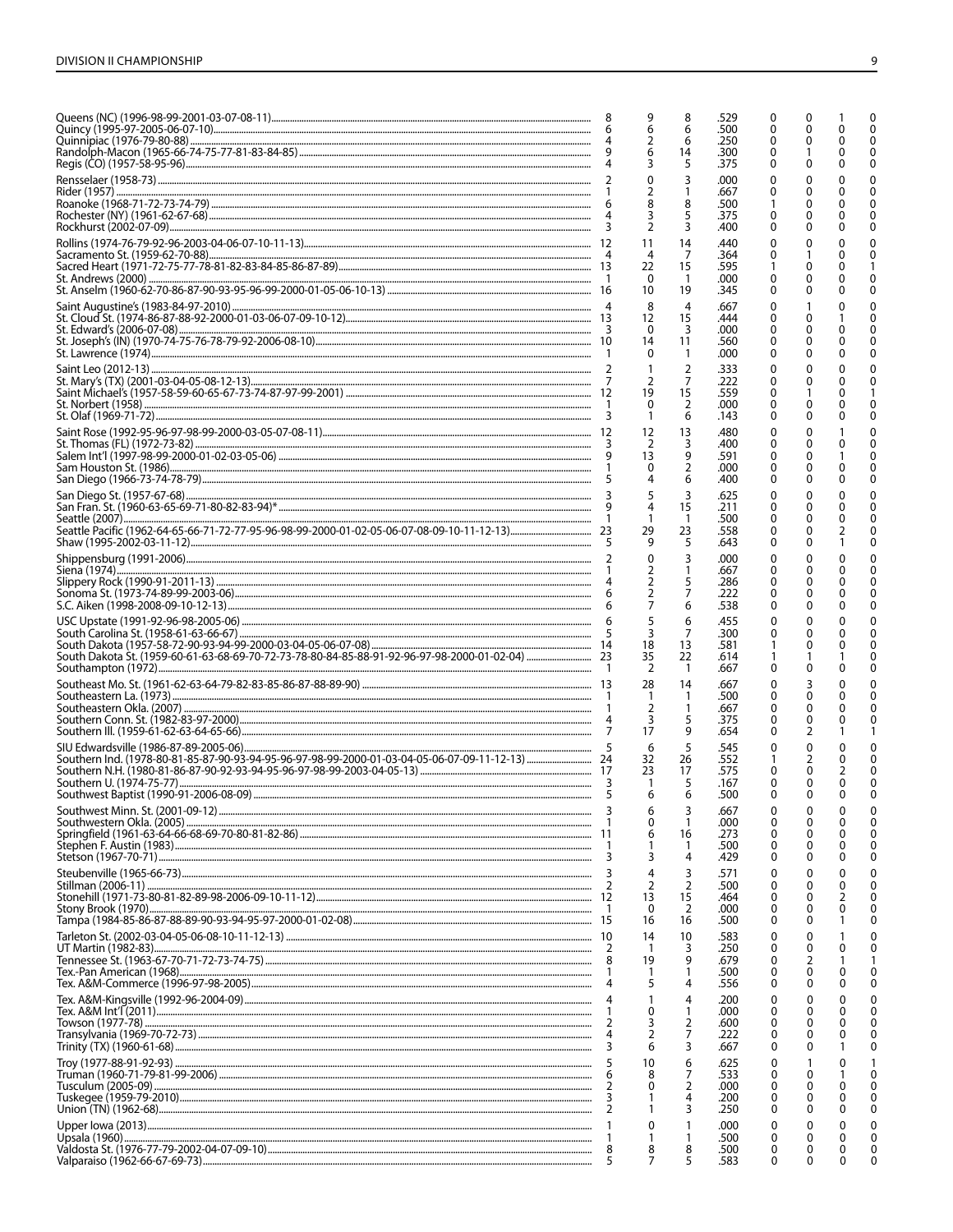| Team | Yrs | Won | Lost | Pct. | | | | |
|---|---|---|---|---|---|---|---|---|
| Queens (NC) (1996-98-99-2001-03-07-08-11) | 8 | 9 | 8 | .529 | 0 | 0 | 1 | 0 |
| Quincy (1995-97-2005-06-07-10) | 6 | 6 | 6 | .500 | 0 | 0 | 0 | 0 |
| Quinnipiac (1976-79-80-88) | 4 | 2 | 6 | .250 | 0 | 0 | 0 | 0 |
| Randolph-Macon (1965-66-74-75-77-81-83-84-85) | 9 | 6 | 14 | .300 | 0 | 1 | 0 | 0 |
| Regis (CO) (1957-58-95-96) | 4 | 3 | 5 | .375 | 0 | 0 | 0 | 0 |
| Rensselaer (1958-73) | 2 | 0 | 3 | .000 | 0 | 0 | 0 | 0 |
| Rider (1957) | 1 | 2 | 1 | .667 | 0 | 0 | 0 | 0 |
| Roanoke (1968-71-72-73-74-79) | 6 | 8 | 8 | .500 | 1 | 0 | 0 | 0 |
| Rochester (NY) (1961-62-67-68) | 4 | 3 | 5 | .375 | 0 | 0 | 0 | 0 |
| Rockhurst (2002-07-09) | 3 | 2 | 3 | .400 | 0 | 0 | 0 | 0 |
| Rollins (1974-76-79-92-96-2003-04-06-07-10-11-13) | 12 | 11 | 14 | .440 | 0 | 0 | 0 | 0 |
| Sacramento St. (1959-62-70-88) | 4 | 4 | 7 | .364 | 0 | 1 | 0 | 0 |
| Sacred Heart (1971-72-75-77-78-81-82-83-84-85-86-87-89) | 13 | 22 | 15 | .595 | 1 | 0 | 0 | 1 |
| St. Andrews (2000) | 1 | 0 | 1 | .000 | 0 | 0 | 0 | 0 |
| St. Anselm (1960-62-70-86-87-90-93-95-96-99-2000-01-05-06-10-13) | 16 | 10 | 19 | .345 | 0 | 0 | 0 | 0 |
| Saint Augustine's (1983-84-97-2010) | 4 | 8 | 4 | .667 | 0 | 1 | 0 | 0 |
| St. Cloud St. (1974-86-87-88-92-2000-01-03-06-07-09-10-12) | 13 | 12 | 15 | .444 | 0 | 0 | 1 | 0 |
| St. Edward's (2006-07-08) | 3 | 0 | 3 | .000 | 0 | 0 | 0 | 0 |
| St. Joseph's (IN) (1970-74-75-76-78-79-82-2006-08-10) | 10 | 14 | 11 | .560 | 0 | 0 | 0 | 0 |
| St. Lawrence (1974) | 1 | 0 | 1 | .000 | 0 | 0 | 0 | 0 |
| Saint Leo (2012-13) | 2 | 1 | 2 | .333 | 0 | 0 | 0 | 0 |
| St. Mary's (TX) (2001-03-04-05-08-12-13) | 7 | 2 | 7 | .222 | 0 | 0 | 0 | 0 |
| Saint Michael's (1957-58-59-60-65-67-73-74-87-97-99-2001) | 12 | 19 | 15 | .559 | 0 | 1 | 0 | 1 |
| St. Norbert (1958) | 1 | 0 | 2 | .000 | 0 | 0 | 0 | 0 |
| St. Olaf (1969-71-72) | 3 | 1 | 6 | .143 | 0 | 0 | 0 | 0 |
| Saint Rose (1992-95-96-97-98-99-2000-03-05-07-08-11) | 12 | 12 | 13 | .480 | 0 | 0 | 1 | 0 |
| St. Thomas (FL) (1972-73-82) | 3 | 2 | 3 | .400 | 0 | 0 | 0 | 0 |
| Salem Int'l (1997-98-99-2000-01-02-03-05-06) | 9 | 13 | 9 | .591 | 0 | 0 | 1 | 0 |
| Sam Houston St. (1986) | 1 | 0 | 2 | .000 | 0 | 0 | 0 | 0 |
| San Diego (1966-73-74-78-79) | 5 | 4 | 6 | .400 | 0 | 0 | 0 | 0 |
| San Diego St. (1957-67-68) | 3 | 5 | 3 | .625 | 0 | 0 | 0 | 0 |
| San Fran. St. (1960-63-65-69-71-80-82-83-94)* | 9 | 4 | 15 | .211 | 0 | 0 | 0 | 0 |
| Seattle (2007) | 1 | 1 | 1 | .500 | 0 | 0 | 0 | 0 |
| Seattle Pacific (1962-64-65-66-71-72-77-95-96-98-99-2000-01-02-05-06-07-08-09-10-11-12-13) | 23 | 29 | 23 | .558 | 0 | 0 | 2 | 0 |
| Shaw (1995-2002-03-11-12) | 5 | 9 | 5 | .643 | 0 | 0 | 1 | 0 |
| Shippensburg (1991-2006) | 2 | 0 | 3 | .000 | 0 | 0 | 0 | 0 |
| Siena (1974) | 1 | 2 | 1 | .667 | 0 | 0 | 0 | 0 |
| Slippery Rock (1990-91-2011-13) | 4 | 2 | 5 | .286 | 0 | 0 | 0 | 0 |
| Sonoma St. (1973-74-89-99-2003-06) | 6 | 2 | 7 | .222 | 0 | 0 | 0 | 0 |
| S.C. Aiken (1998-2008-09-10-12-13) | 6 | 7 | 6 | .538 | 0 | 0 | 0 | 0 |
| USC Upstate (1991-92-96-98-2005-06) | 6 | 5 | 6 | .455 | 0 | 0 | 0 | 0 |
| South Carolina St. (1958-61-63-66-67) | 5 | 3 | 7 | .300 | 0 | 0 | 0 | 0 |
| South Dakota (1957-58-72-90-93-94-99-2000-03-04-05-06-07-08) | 14 | 18 | 13 | .581 | 1 | 0 | 0 | 0 |
| South Dakota St. (1959-60-61-63-68-69-70-72-73-78-80-84-85-88-91-92-96-97-98-2000-01-02-04) | 23 | 35 | 22 | .614 | 1 | 1 | 1 | 0 |
| Southampton (1972) | 1 | 2 | 1 | .667 | 0 | 0 | 0 | 0 |
| Southeast Mo. St. (1961-62-63-64-79-82-83-85-86-87-88-89-90) | 13 | 28 | 14 | .667 | 0 | 3 | 0 | 0 |
| Southeastern La. (1973) | 1 | 1 | 1 | .500 | 0 | 0 | 0 | 0 |
| Southeastern Okla. (2007) | 1 | 2 | 1 | .667 | 0 | 0 | 0 | 0 |
| Southern Conn. St. (1982-83-97-2000) | 4 | 3 | 5 | .375 | 0 | 0 | 0 | 0 |
| Southern Ill. (1959-61-62-63-64-65-66) | 7 | 17 | 9 | .654 | 0 | 2 | 1 | 1 |
| SIU Edwardsville (1986-87-89-2005-06) | 5 | 6 | 5 | .545 | 0 | 0 | 0 | 0 |
| Southern Ind. (1978-80-81-85-87-90-93-94-95-96-97-98-99-2000-01-03-04-05-06-07-09-11-12-13) | 24 | 32 | 26 | .552 | 1 | 2 | 0 | 0 |
| Southern N.H. (1980-81-86-87-90-92-93-94-95-96-97-98-99-2003-04-05-13) | 17 | 23 | 17 | .575 | 0 | 0 | 2 | 0 |
| Southern U. (1974-75-77) | 3 | 1 | 5 | .167 | 0 | 0 | 0 | 0 |
| Southwest Baptist (1990-91-2006-08-09) | 5 | 6 | 6 | .500 | 0 | 0 | 0 | 0 |
| Southwest Minn. St. (2001-09-12) | 3 | 6 | 3 | .667 | 0 | 0 | 0 | 0 |
| Southwestern Okla. (2005) | 1 | 0 | 1 | .000 | 0 | 0 | 0 | 0 |
| Springfield (1961-63-64-66-68-69-70-80-81-82-86) | 11 | 6 | 16 | .273 | 0 | 0 | 0 | 0 |
| Stephen F. Austin (1983) | 1 | 1 | 1 | .500 | 0 | 0 | 0 | 0 |
| Stetson (1967-70-71) | 3 | 3 | 4 | .429 | 0 | 0 | 0 | 0 |
| Steubenville (1965-66-73) | 3 | 4 | 3 | .571 | 0 | 0 | 0 | 0 |
| Stillman (2006-11) | 2 | 2 | 2 | .500 | 0 | 0 | 0 | 0 |
| Stonehill (1971-73-80-81-82-89-98-2006-09-10-11-12) | 12 | 13 | 15 | .464 | 0 | 0 | 2 | 0 |
| Stony Brook (1970) | 1 | 0 | 2 | .000 | 0 | 0 | 0 | 0 |
| Tampa (1984-85-86-87-88-89-90-93-94-95-97-2000-01-02-08) | 15 | 16 | 16 | .500 | 0 | 0 | 1 | 0 |
| Tarleton St. (2002-03-04-05-06-08-10-11-12-13) | 10 | 14 | 10 | .583 | 0 | 0 | 1 | 0 |
| UT Martin (1982-83) | 2 | 1 | 3 | .250 | 0 | 0 | 0 | 0 |
| Tennessee St. (1963-67-70-71-72-73-74-75) | 8 | 19 | 9 | .679 | 0 | 2 | 1 | 1 |
| Tex.-Pan American (1968) | 1 | 1 | 1 | .500 | 0 | 0 | 0 | 0 |
| Tex. A&M-Commerce (1996-97-98-2005) | 4 | 5 | 4 | .556 | 0 | 0 | 0 | 0 |
| Tex. A&M-Kingsville (1992-96-2004-09) | 4 | 1 | 4 | .200 | 0 | 0 | 0 | 0 |
| Tex. A&M Int'l (2011) | 1 | 0 | 1 | .000 | 0 | 0 | 0 | 0 |
| Towson (1977-78) | 2 | 3 | 2 | .600 | 0 | 0 | 0 | 0 |
| Transylvania (1969-70-72-73) | 4 | 2 | 7 | .222 | 0 | 0 | 0 | 0 |
| Trinity (TX) (1960-61-68) | 3 | 6 | 3 | .667 | 0 | 0 | 1 | 0 |
| Troy (1977-88-91-92-93) | 5 | 10 | 6 | .625 | 0 | 1 | 0 | 1 |
| Truman (1960-71-79-81-99-2006) | 6 | 8 | 7 | .533 | 0 | 0 | 1 | 0 |
| Tusculum (2005-09) | 2 | 0 | 2 | .000 | 0 | 0 | 0 | 0 |
| Tuskegee (1959-79-2010) | 3 | 1 | 4 | .200 | 0 | 0 | 0 | 0 |
| Union (TN) (1962-68) | 2 | 1 | 3 | .250 | 0 | 0 | 0 | 0 |
| Upper Iowa (2013) | 1 | 0 | 1 | .000 | 0 | 0 | 0 | 0 |
| Upsala (1960) | 1 | 1 | 1 | .500 | 0 | 0 | 0 | 0 |
| Valdosta St. (1976-77-79-2002-04-07-09-10) | 8 | 8 | 8 | .500 | 0 | 0 | 0 | 0 |
| Valparaiso (1962-66-67-69-73) | 5 | 7 | 5 | .583 | 0 | 0 | 0 | 0 |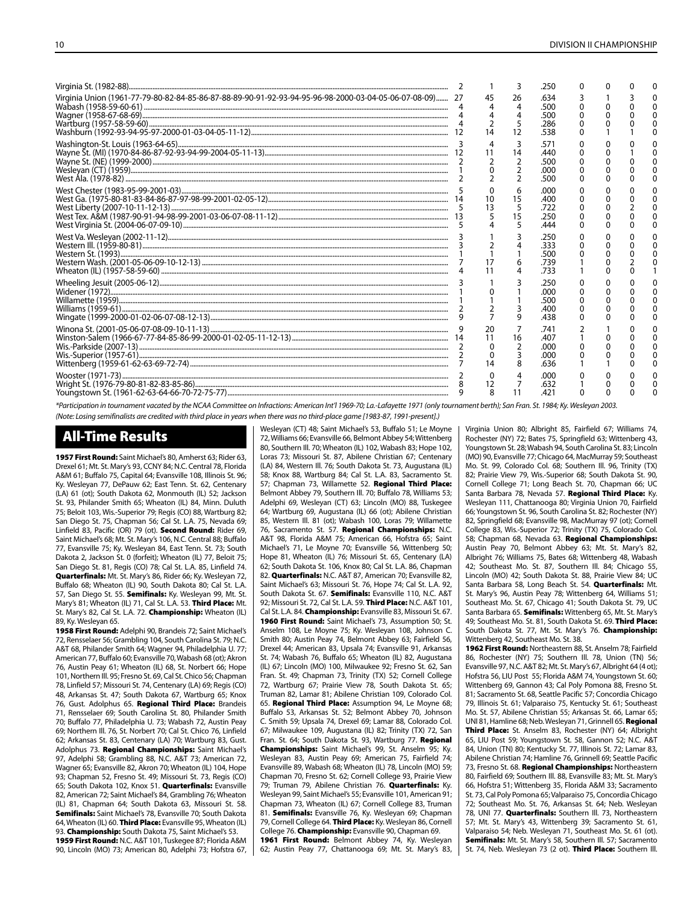| Team | Yrs | Won | Lost | Pct. | 1st | 2nd | 3rd | 4th |
|---|---|---|---|---|---|---|---|---|
| Virginia St. (1982-88) | 2 | 1 | 3 | .250 | 0 | 0 | 0 | 0 |
| Virginia Union (1961-77-79-80-82-84-85-86-87-88-89-90-91-92-93-94-95-96-98-2000-03-04-05-06-07-08-09) | 27 | 45 | 26 | .634 | 3 | 1 | 3 | 0 |
| Wabash (1958-59-60-61) | 4 | 4 | 4 | .500 | 0 | 0 | 0 | 0 |
| Wagner (1958-67-68-69) | 4 | 4 | 4 | .500 | 0 | 0 | 0 | 0 |
| Wartburg (1957-58-59-60) | 4 | 2 | 5 | .286 | 0 | 0 | 0 | 0 |
| Washburn (1992-93-94-95-97-2000-01-03-04-05-11-12) | 12 | 14 | 12 | .538 | 0 | 1 | 1 | 0 |
| Washington-St. Louis (1963-64-65) | 3 | 4 | 3 | .571 | 0 | 0 | 0 | 0 |
| Wayne St. (MI) (1970-84-86-87-92-93-94-99-2004-05-11-13) | 12 | 11 | 14 | .440 | 0 | 0 | 1 | 0 |
| Wayne St. (NE) (1999-2000) | 2 | 2 | 2 | .500 | 0 | 0 | 0 | 0 |
| Wesleyan (CT) (1959) | 1 | 0 | 2 | .000 | 0 | 0 | 0 | 0 |
| West Ala. (1978-82) | 2 | 2 | 2 | .500 | 0 | 0 | 0 | 0 |
| West Chester (1983-95-99-2001-03) | 5 | 0 | 6 | .000 | 0 | 0 | 0 | 0 |
| West Ga. (1975-80-81-83-84-86-87-97-98-99-2001-02-05-12) | 14 | 10 | 15 | .400 | 0 | 0 | 0 | 0 |
| West Liberty (2007-10-11-12-13) | 5 | 13 | 5 | .722 | 0 | 0 | 2 | 0 |
| West Tex. A&M (1987-90-91-94-98-99-2001-03-06-07-08-11-12) | 13 | 5 | 15 | .250 | 0 | 0 | 0 | 0 |
| West Virginia St. (2004-06-07-09-10) | 5 | 4 | 5 | .444 | 0 | 0 | 0 | 0 |
| West Va. Wesleyan (2002-11-12) | 3 | 1 | 3 | .250 | 0 | 0 | 0 | 0 |
| Western Ill. (1959-80-81) | 3 | 2 | 4 | .333 | 0 | 0 | 0 | 0 |
| Western St. (1993) | 1 | 1 | 1 | .500 | 0 | 0 | 0 | 0 |
| Western Wash. (2001-05-06-09-10-12-13) | 7 | 17 | 6 | .739 | 1 | 0 | 2 | 0 |
| Wheaton (IL) (1957-58-59-60) | 4 | 11 | 4 | .733 | 1 | 0 | 0 | 1 |
| Wheeling Jesuit (2005-06-12) | 3 | 1 | 3 | .250 | 0 | 0 | 0 | 0 |
| Widener (1972) | 1 | 0 | 1 | .000 | 0 | 0 | 0 | 0 |
| Willamette (1959) | 1 | 1 | 1 | .500 | 0 | 0 | 0 | 0 |
| Williams (1959-61) | 2 | 2 | 3 | .400 | 0 | 0 | 0 | 0 |
| Wingate (1999-2000-01-02-06-07-08-12-13) | 9 | 7 | 9 | .438 | 0 | 0 | 0 | 0 |
| Winona St. (2001-05-06-07-08-09-10-11-13) | 9 | 20 | 7 | .741 | 2 | 1 | 0 | 0 |
| Winston-Salem (1966-67-77-84-85-86-99-2000-01-02-05-11-12-13) | 14 | 11 | 16 | .407 | 1 | 0 | 0 | 0 |
| Wis.-Parkside (2007-13) | 2 | 0 | 2 | .000 | 0 | 0 | 0 | 0 |
| Wis.-Superior (1957-61) | 2 | 0 | 3 | .000 | 0 | 0 | 0 | 0 |
| Wittenberg (1959-61-62-63-69-72-74) | 7 | 14 | 8 | .636 | 1 | 1 | 0 | 0 |
| Wooster (1971-73) | 2 | 0 | 4 | .000 | 0 | 0 | 0 | 0 |
| Wright St. (1976-79-80-81-82-83-85-86) | 8 | 12 | 7 | .632 | 1 | 0 | 0 | 0 |
| Youngstown St. (1961-62-63-64-66-70-72-75-77) | 9 | 8 | 11 | .421 | 0 | 0 | 0 | 0 |

*Participation in tournament vacated by the NCAA Committee on Infractions: American Int'l 1969-70; La.-Lafayette 1971 (only tournament berth); San Fran. St. 1984; Ky. Wesleyan 2003.

(Note: Losing semifinalists are credited with third place in years when there was no third-place game [1983-87, 1991-present].)

## All-Time Results

**1957 First Round:** Saint Michael's 80, Amherst 63; Rider 63, Drexel 61; Mt. St. Mary's 93, CCNY 84; N.C. Central 78, Florida A&M 61; Buffalo 75, Capital 64; Evansville 108, Illinois St. 96; Ky. Wesleyan 77, DePauw 62; East Tenn. St. 62, Centenary (LA) 61 (ot); South Dakota 62, Monmouth (IL) 52; Jackson St. 93, Philander Smith 65; Wheaton (IL) 84, Minn. Duluth 75; Beloit 103, Wis.-Superior 79; Regis (CO) 88, Wartburg 82; San Diego St. 75, Chapman 56; Cal St. L.A. 75, Nevada 69; Linfield 83, Pacific (OR) 79 (ot). **Second Round:** Rider 69, Saint Michael's 68; Mt. St. Mary's 106, N.C. Central 88; Buffalo 77, Evansville 75; Ky. Wesleyan 84, East Tenn. St. 73; South Dakota 2, Jackson St. 0 (forfeit); Wheaton (IL) 77, Beloit 75; San Diego St. 81, Regis (CO) 78; Cal St. L.A. 85, Linfield 74. **Quarterfinals:** Mt. St. Mary's 86, Rider 66; Ky. Wesleyan 72, Buffalo 68; Wheaton (IL) 90, South Dakota 80; Cal St. L.A. 57, San Diego St. 55. **Semifinals:** Ky. Wesleyan 99, Mt. St. Mary's 81; Wheaton (IL) 71, Cal St. L.A. 53. **Third Place:** Mt. St. Mary's 82, Cal St. L.A. 72. **Championship:** Wheaton (IL) 89, Ky. Wesleyan 65.

**1958 First Round:** Adelphi 90, Brandeis 72; Saint Michael's 72, Rensselaer 56; Grambling 104, South Carolina St. 79; N.C. A&T 68, Philander Smith 64; Wagner 94, Philadelphia U. 77; American 77, Buffalo 60; Evansville 70, Wabash 68 (ot); Akron 76, Austin Peay 61; Wheaton (IL) 68, St. Norbert 66; Hope 101, Northern Ill. 95; Fresno St. 69, Cal St. Chico 56; Chapman 78, Linfield 57; Missouri St. 74, Centenary (LA) 69; Regis (CO) 48, Arkansas St. 47; South Dakota 67, Wartburg 65; Knox 76, Gust. Adolphus 65. **Regional Third Place:** Brandeis 71, Rensselaer 69; South Carolina St. 80, Philander Smith 70; Buffalo 77, Philadelphia U. 73; Wabash 72, Austin Peay 69; Northern Ill. 76, St. Norbert 70; Cal St. Chico 76, Linfield 62; Arkansas St. 83, Centenary (LA) 70; Wartburg 83, Gust. Adolphus 73. **Regional Championships:** Saint Michael's 97, Adelphi 58; Grambling 88, N.C. A&T 63; American 72, Wagner 65; Evansville 82, Akron 70; Wheaton (IL) 104, Hope 93; Chapman 52, Fresno St. 49; Missouri St. 73, Regis (CO) 65; South Dakota 102, Knox 51. **Quarterfinals:** Evansville 82, American 72; Saint Michael's 84, Grambling 76; Wheaton (IL) 81, Chapman 64; South Dakota 63, Missouri St. 58. **Semifinals:** Saint Michael's 78, Evansville 70; South Dakota 64, Wheaton (IL) 60. **Third Place:** Evansville 95, Wheaton (IL) 93. **Championship:** South Dakota 75, Saint Michael's 53.

**1959 First Round:** N.C. A&T 101, Tuskegee 87; Florida A&M 90, Lincoln (MO) 73; American 80, Adelphi 73; Hofstra 67, Wesleyan (CT) 48; Saint Michael's 53, Buffalo 51; Le Moyne 72, Williams 66; Evansville 66, Belmont Abbey 54; Wittenberg 80, Southern Ill. 70; Wheaton (IL) 102, Wabash 83; Hope 102, Loras 73; Missouri St. 87, Abilene Christian 67; Centenary (LA) 84, Western Ill. 76; South Dakota St. 73, Augustana (IL) 58; Knox 88, Wartburg 84; Cal St. L.A. 83, Sacramento St. 57; Chapman 73, Willamette 52. **Regional Third Place:** Belmont Abbey 79, Southern Ill. 70; Buffalo 78, Williams 53; Adelphi 69, Wesleyan (CT) 63; Lincoln (MO) 88, Tuskegee 64; Wartburg 69, Augustana (IL) 66 (ot); Abilene Christian 85, Western Ill. 81 (ot); Wabash 100, Loras 79; Willamette 76, Sacramento St. 67. **Regional Championships:** N.C. A&T 98, Florida A&M 75; American 66, Hofstra 55; Saint Michael's 71, Le Moyne 70; Evansville 56, Wittenberg 50; Hope 81, Wheaton (IL) 76; Missouri St. 65, Centenary (LA) 62; South Dakota St. 106, Knox 80; Cal St. L.A. 86, Chapman 82. **Quarterfinals:** N.C. A&T 87, American 70; Evansville 82, Saint Michael's 63; Missouri St. 76, Hope 74; Cal St. L.A. 92, South Dakota St. 67. **Semifinals:** Evansville 110, N.C. A&T 92; Missouri St. 72, Cal St. L.A. 59. **Third Place:** N.C. A&T 101, Cal St. L.A. 84. **Championship:** Evansville 83, Missouri St. 67.

**1960 First Round:** Saint Michael's 73, Assumption 50; St. Anselm 108, Le Moyne 75; Ky. Wesleyan 108, Johnson C. Smith 80; Austin Peay 74, Belmont Abbey 63; Fairfield 56, Drexel 44; American 83, Upsala 74; Evansville 91, Arkansas St. 74; Wabash 76, Buffalo 65; Wheaton (IL) 82, Augustana (IL) 67; Lincoln (MO) 100, Milwaukee 92; Fresno St. 62, San Fran. St. 49; Chapman 73, Trinity (TX) 52; Cornell College 72, Wartburg 67; Prairie View 78, South Dakota St. 65; Truman 82, Lamar 81; Abilene Christian 109, Colorado Col. 65. **Regional Third Place:** Assumption 94, Le Moyne 68; Buffalo 53, Arkansas St. 52; Belmont Abbey 70, Johnson C. Smith 59; Upsala 74, Drexel 69; Lamar 88, Colorado Col. 67; Milwaukee 109, Augustana (IL) 82; Trinity (TX) 72, San Fran. St. 64; South Dakota St. 93, Wartburg 77. **Regional Championships:** Saint Michael's 99, St. Anselm 95; Ky. Wesleyan 83, Austin Peay 69; American 75, Fairfield 74; Evansville 89, Wabash 68; Wheaton (IL) 78, Lincoln (MO) 59; Chapman 70, Fresno St. 62; Cornell College 93, Prairie View 79; Truman 79, Abilene Christian 76. **Quarterfinals:** Ky. Wesleyan 99, Saint Michael's 55; Evansville 101, American 91; Chapman 73, Wheaton (IL) 67; Cornell College 83, Truman 81. **Semifinals:** Evansville 76, Ky. Wesleyan 69; Chapman 79, Cornell College 64. **Third Place:** Ky. Wesleyan 86, Cornell College 76. **Championship:** Evansville 90, Chapman 69.

**1961 First Round:** Belmont Abbey 74, Ky. Wesleyan 62; Austin Peay 77, Chattanooga 69; Mt. St. Mary's 83, Virginia Union 80; Albright 85, Fairfield 67; Williams 74, Rochester (NY) 72; Bates 75, Springfield 63; Wittenberg 43, Youngstown St. 28; Wabash 94, South Carolina St. 83; Lincoln (MO) 90, Evansville 77; Chicago 64, MacMurray 59; Southeast Mo. St. 99, Colorado Col. 68; Southern Ill. 96, Trinity (TX) 82; Prairie View 79, Wis.-Superior 68; South Dakota St. 90, Cornell College 71; Long Beach St. 70, Chapman 66; UC Santa Barbara 78, Nevada 57. **Regional Third Place:** Ky. Wesleyan 111, Chattanooga 80; Virginia Union 70, Fairfield 66; Youngstown St. 96, South Carolina St. 80; Rochester (NY) 82, Springfield 68; Evansville 98, MacMurray 97 (ot); Cornell College 83, Wis.-Superior 68; Trinity (TX) 75, Colorado Col. 58; Chapman 68, Nevada 63. **Regional Championships:** Austin Peay 70, Belmont Abbey 63; Mt. St. Mary's 82, Albright 76; Williams 85, Bates 68; Wittenberg 48, Wabash 42; Southeast Mo. St. 87, Southern Ill. 84; Chicago 55, Lincoln (MO) 42; South Dakota St. 88, Prairie View 84; UC Santa Barbara 58, Long Beach St. 54. **Quarterfinals:** Mt. St. Mary's 96, Austin Peay 78; Wittenberg 64, Williams 51; Southeast Mo. St. 67, Chicago 41; South Dakota St. 79, UC Santa Barbara 65. **Semifinals:** Wittenberg 65, Mt. St. Mary's 49; Southeast Mo. St. 81, South Dakota St. 69. **Third Place:** South Dakota St. 77, Mt. St. Mary's 76. **Championship:** Wittenberg 42, Southeast Mo. St. 38.

**1962 First Round:** Northeastern 88, St. Anselm 78; Fairfield 86, Rochester (NY) 75; Southern Ill. 78, Union (TN) 56; Evansville 97, N.C. A&T 82; Mt. St. Mary's 67, Albright 64 (4 ot); Hofstra 56, LIU Post 55; Florida A&M 74, Youngstown St. 60; Wittenberg 69, Gannon 43; Cal Poly Pomona 88, Fresno St. 81; Sacramento St. 68, Seattle Pacific 57; Concordia Chicago 79, Illinois St. 61; Valparaiso 75, Kentucky St. 61; Southeast Mo. St. 57, Abilene Christian 55; Arkansas St. 66, Lamar 65; UNI 81, Hamline 68; Neb. Wesleyan 71, Grinnell 65. **Regional Third Place:** St. Anselm 83, Rochester (NY) 64; Albright 65, LIU Post 59; Youngstown St. 58, Gannon 52; N.C. A&T 84, Union (TN) 80; Kentucky St. 77, Illinois St. 72; Lamar 83, Abilene Christian 74; Hamline 76, Grinnell 69; Seattle Pacific 73, Fresno St. 68. **Regional Championships:** Northeastern 80, Fairfield 69; Southern Ill. 88, Evansville 83; Mt. St. Mary's 66, Hofstra 51; Wittenberg 35, Florida A&M 33; Sacramento St. 73, Cal Poly Pomona 65; Valparaiso 75, Concordia Chicago 72; Southeast Mo. St. 76, Arkansas St. 64; Neb. Wesleyan 78, UNI 77. **Quarterfinals:** Southern Ill. 73, Northeastern 57; Mt. St. Mary's 43, Wittenberg 39; Sacramento St. 61, Valparaiso 54; Neb. Wesleyan 71, Southeast Mo. St. 61 (ot). **Semifinals:** Mt. St. Mary's 58, Southern Ill. 57; Sacramento St. 74, Neb. Wesleyan 73 (2 ot). **Third Place:** Southern Ill.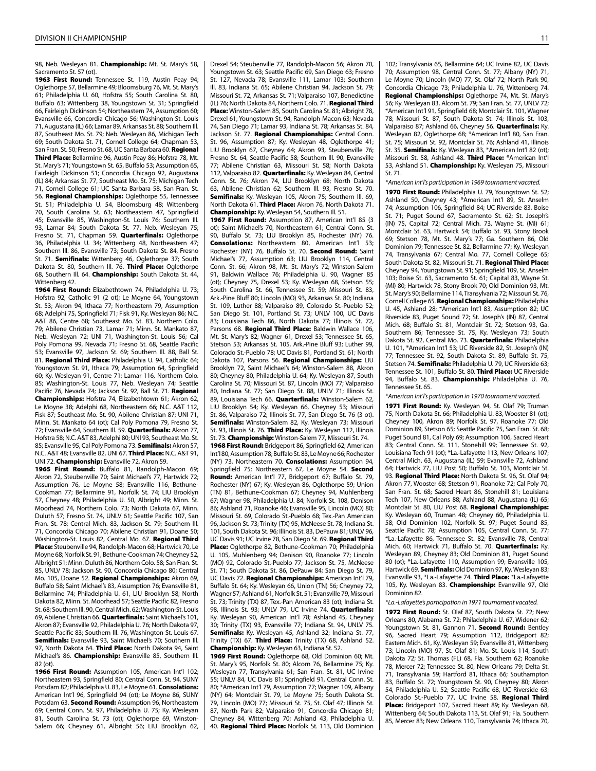98, Neb. Wesleyan 81. **Championship:** Mt. St. Mary's 58, Sacramento St. 57 (ot).

**1963 First Round:** Tennessee St. 119, Austin Peay 94; Oglethorpe 57, Bellarmine 49; Bloomsburg 76, Mt. St. Mary's 61; Philadelphia U. 60, Hofstra 55; South Carolina St. 80, Buffalo 63; Wittenberg 38, Youngstown St. 31; Springfield 66, Fairleigh Dickinson 54; Northeastern 74, Assumption 60; Evansville 66, Concordia Chicago 56; Washington-St. Louis 71, Augustana (IL) 66; Lamar 89, Arkansas St. 88; Southern Ill. 87, Southeast Mo. St. 79; Neb. Wesleyan 86, Michigan Tech 69; South Dakota St. 71, Cornell College 64; Chapman 53, San Fran. St. 50; Fresno St. 68, UC Santa Barbara 60. **Regional Third Place:** Bellarmine 96, Austin Peay 86; Hofstra 78, Mt. St. Mary's 71; Youngstown St. 65, Buffalo 53; Assumption 65, Fairleigh Dickinson 51; Concordia Chicago 92, Augustana (IL) 84; Arkansas St. 77, Southeast Mo. St. 75; Michigan Tech 71, Cornell College 61; UC Santa Barbara 58, San Fran. St. 56. **Regional Championships:** Oglethorpe 55, Tennessee St. 51; Philadelphia U. 54, Bloomsburg 48; Wittenberg 70, South Carolina St. 63; Northeastern 47, Springfield 45; Evansville 85, Washington-St. Louis 76; Southern Ill. 93, Lamar 84; South Dakota St. 77, Neb. Wesleyan 75; Fresno St. 71, Chapman 59. **Quarterfinals:** Oglethorpe 36, Philadelphia U. 34; Wittenberg 48, Northeastern 47; Southern Ill. 86, Evansville 73; South Dakota St. 84, Fresno St. 71. **Semifinals:** Wittenberg 46, Oglethorpe 37; South Dakota St. 80, Southern Ill. 76. **Third Place:** Oglethorpe 68, Southern Ill. 64. **Championship:** South Dakota St. 44, Wittenberg 42.

**1964 First Round:** Elizabethtown 74, Philadelphia U. 73; Hofstra 92, Catholic 91 (2 ot); Le Moyne 64, Youngstown St. 53; Akron 94, Ithaca 77; Northeastern 79, Assumption 68; Adelphi 75, Springfield 71; Fisk 91, Ky. Wesleyan 86; N.C. A&T 86, Centre 68; Southeast Mo. St. 83, Northern Colo. 79; Abilene Christian 73, Lamar 71; Minn. St. Mankato 87, Neb. Wesleyan 72; UNI 71, Washington-St. Louis 56; Cal Poly Pomona 99, Nevada 71; Fresno St. 68, Seattle Pacific 53; Evansville 97, Jackson St. 69; Southern Ill. 88, Ball St. 81. **Regional Third Place:** Philadelphia U. 94, Catholic 64; Youngstown St. 91, Ithaca 79; Assumption 64, Springfield 60; Ky. Wesleyan 91, Centre 71; Lamar 116, Northern Colo. 85; Washington-St. Louis 77, Neb. Wesleyan 74; Seattle Pacific 76, Nevada 74; Jackson St. 92, Ball St. 71. **Regional Championships:** Hofstra 74, Elizabethtown 61; Akron 62, Le Moyne 48; Adelphi 68, Northeastern 66; N.C. A&T 112, Fisk 87; Southeast Mo. St. 90, Abilene Christian 87; UNI 71, Minn. St. Mankato 64 (ot); Cal Poly Pomona 79, Fresno St. 72; Evansville 64, Southern Ill. 59. **Quarterfinals:** Akron 77, Hofstra 58; N.C. A&T 83, Adelphi 80; UNI 93, Southeast Mo. St. 85; Evansville 95, Cal Poly Pomona 73. **Semifinals:** Akron 57, N.C. A&T 48; Evansville 82, UNI 67. **Third Place:** N.C. A&T 91, UNI 72. **Championship:** Evansville 72, Akron 59.

**1965 First Round:** Buffalo 81, Randolph-Macon 69; Akron 72, Steubenville 70; Saint Michael's 77, Hartwick 72; Assumption 76, Le Moyne 58; Evansville 116, Bethune-Cookman 77; Bellarmine 91, Norfolk St. 74; LIU Brooklyn 57, Cheyney 48; Philadelphia U. 50, Albright 49; Minn. St. Moorhead 74, Northern Colo. 73; North Dakota 67, Minn. Duluth 57; Fresno St. 74, UNLV 61; Seattle Pacific 107, San Fran. St. 78; Central Mich. 83, Jackson St. 79; Southern Ill. 71, Concordia Chicago 70; Abilene Christian 91, Doane 50; Washington-St. Louis 82, Central Mo. 67. **Regional Third Place:** Steubenville 94, Randolph-Macon 68; Hartwick 70, Le Moyne 68; Norfolk St. 91, Bethune-Cookman 74; Cheyney 52, Albright 51; Minn. Duluth 86, Northern Colo. 58; San Fran. St. 85, UNLV 78; Jackson St. 90, Concordia Chicago 80; Central Mo. 105, Doane 52. **Regional Championships:** Akron 69, Buffalo 58; Saint Michael's 83, Assumption 76; Evansville 81, Bellarmine 74; Philadelphia U. 61, LIU Brooklyn 55; North Dakota 82, Minn. St. Moorhead 57; Seattle Pacific 82, Fresno St. 68; Southern Ill. 90, Central Mich. 62; Washington-St. Louis 69, Abilene Christian 66. **Quarterfinals:** Saint Michael's 101, Akron 87; Evansville 92, Philadelphia U. 76; North Dakota 97, Seattle Pacific 83; Southern Ill. 76, Washington-St. Louis 67. **Semifinals:** Evansville 93, Saint Michael's 70; Southern Ill. 97, North Dakota 64. **Third Place:** North Dakota 94, Saint Michael's 86. **Championship:** Evansville 85, Southern Ill. 82 (ot).

**1966 First Round:** Assumption 105, American Int'l 102; Northeastern 93, Springfield 80; Central Conn. St. 94, SUNY Potsdam 82; Philadelphia U. 83, Le Moyne 61. **Consolations:** American Int'l 96, Springfield 94 (ot); Le Moyne 86, SUNY Potsdam 63. **Second Round:** Assumption 96, Northeastern 69; Central Conn. St. 97, Philadelphia U. 75; Ky. Wesleyan 81, South Carolina St. 73 (ot); Oglethorpe 69, Winston-Salem 66; Cheyney 61, Albright 56; LIU Brooklyn 62, Drexel 54; Steubenville 77, Randolph-Macon 56; Akron 70, Youngstown St. 63; Seattle Pacific 69, San Diego 63; Fresno St. 127, Nevada 78; Evansville 111, Lamar 103; Southern Ill. 83, Indiana St. 65; Abilene Christian 94, Jackson St. 79; Missouri St. 72, Arkansas St. 71; Valparaiso 107, Benedictine (IL) 76; North Dakota 84, Northern Colo. 71. **Regional Third Place:** Winston-Salem 85, South Carolina St. 81; Albright 78, Drexel 61; Youngstown St. 94, Randolph-Macon 63; Nevada 74, San Diego 71; Lamar 93, Indiana St. 78; Arkansas St. 84, Jackson St. 77. **Regional Championships:** Central Conn. St. 96, Assumption 87; Ky. Wesleyan 48, Oglethorpe 41; LIU Brooklyn 67, Cheyney 64; Akron 93, Steubenville 76; Fresno St. 64, Seattle Pacific 58; Southern Ill. 90, Evansville 77; Abilene Christian 63, Missouri St. 58; North Dakota 112, Valparaiso 82. **Quarterfinals:** Ky. Wesleyan 84, Central Conn. St. 76; Akron 74, LIU Brooklyn 68; North Dakota 63, Abilene Christian 62; Southern Ill. 93, Fresno St. 70. **Semifinals:** Ky. Wesleyan 105, Akron 75; Southern Ill. 69, North Dakota 61. **Third Place:** Akron 76, North Dakota 71. **Championship:** Ky. Wesleyan 54, Southern Ill. 51.

**1967 First Round:** Assumption 87, American Int'l 85 (3 ot); Saint Michael's 70, Northeastern 61; Central Conn. St. 90, Buffalo St. 73; LIU Brooklyn 85, Rochester (NY) 76. **Consolations:** Northeastern 80, American Int'l 53; Rochester (NY) 76, Buffalo St. 70. **Second Round:** Saint Michael's 77, Assumption 63; LIU Brooklyn 114, Central Conn. St. 66; Akron 98, Mt. St. Mary's 72; Winston-Salem 91, Baldwin Wallace 76; Philadelphia U. 90, Wagner 85 (ot); Cheyney 75, Drexel 53; Ky. Wesleyan 68, Stetson 55; South Carolina St. 66, Tennessee St. 59; Missouri St. 83, Ark.-Pine Bluff 80; Lincoln (MO) 93, Arkansas St. 80; Indiana St. 109, Luther 88; Valparaiso 89, Colorado St.-Pueblo 52; San Diego St. 101, Portland St. 73; UNLV 100, UC Davis 83; Louisiana Tech 86, North Dakota 77; Illinois St. 72, Parsons 68. **Regional Third Place:** Baldwin Wallace 106, Mt. St. Mary's 82; Wagner 61, Drexel 54; Tennessee St. 65, Stetson 53; Arkansas St. 105, Ark.-Pine Bluff 93; Luther 99, Colorado St.-Pueblo 78; UC Davis 81, Portland St. 61; North Dakota 107, Parsons 56. **Regional Championships:** LIU Brooklyn 72, Saint Michael's 64; Winston-Salem 88, Akron 80; Cheyney 80, Philadelphia U. 64; Ky. Wesleyan 87, South Carolina St. 70; Missouri St. 87, Lincoln (MO) 77; Valparaiso 80, Indiana St. 77; San Diego St. 88, UNLV 71; Illinois St. 89, Louisiana Tech 66. **Quarterfinals:** Winston-Salem 62, LIU Brooklyn 54; Ky. Wesleyan 66, Cheyney 53; Missouri St. 86, Valparaiso 72; Illinois St. 77, San Diego St. 76 (3 ot). **Semifinals:** Winston-Salem 82, Ky. Wesleyan 73; Missouri St. 93, Illinois St. 76. **Third Place:** Ky. Wesleyan 112, Illinois St. 73. **Championship:** Winston-Salem 77, Missouri St. 74.

**1968 First Round:** Bridgeport 86, Springfield 62; American Int'l 80, Assumption 78; Buffalo St. 83, Le Moyne 66; Rochester (NY) 73, Northeastern 70. **Consolations:** Assumption 94, Springfield 75; Northeastern 67, Le Moyne 54. **Second Round:** American Int'l 77, Bridgeport 67; Buffalo St. 79, Rochester (NY) 67; Ky. Wesleyan 86, Oglethorpe 59; Union (TN) 81, Bethune-Cookman 67; Cheyney 94, Muhlenberg 67; Wagner 98, Philadelphia U. 84; Norfolk St. 108, Denison 86; Ashland 71, Roanoke 46; Evansville 95, Lincoln (MO) 80; Missouri St. 69, Colorado St.-Pueblo 68; Tex.-Pan American 96, Jackson St. 73; Trinity (TX) 95, McNeese St. 78; Indiana St. 101, South Dakota St. 96; Illinois St. 83, DePauw 81; UNLV 96, UC Davis 91; UC Irvine 78, San Diego St. 69. **Regional Third Place:** Oglethorpe 82, Bethune-Cookman 70; Philadelphia U. 105, Muhlenberg 94; Denison 90, Roanoke 77; Lincoln (MO) 92, Colorado St.-Pueblo 77; Jackson St. 75, McNeese St. 71; South Dakota St. 86, DePauw 84; San Diego St. 79, UC Davis 72. **Regional Championships:** American Int'l 79, Buffalo St. 64; Ky. Wesleyan 66, Union (TN) 56; Cheyney 72, Wagner 57; Ashland 61, Norfolk St. 51; Evansville 79, Missouri St. 73; Trinity (TX) 87, Tex.-Pan American 83 (ot); Indiana St. 98, Illinois St. 93; UNLV 79, UC Irvine 74. **Quarterfinals:** Ky. Wesleyan 90, American Int'l 78; Ashland 45, Cheyney 30; Trinity (TX) 93, Evansville 77; Indiana St. 94, UNLV 75. **Semifinals:** Ky. Wesleyan 45, Ashland 32; Indiana St. 77, Trinity (TX) 67. **Third Place:** Trinity (TX) 68, Ashland 52. **Championship:** Ky. Wesleyan 63, Indiana St. 52.

**1969 First Round:** Oglethorpe 68, Old Dominion 60; Mt. St. Mary's 95, Norfolk St. 80; Alcorn 76, Bellarmine 75; Ky. Wesleyan 77, Transylvania 61; San Fran. St. 81, UC Irvine 55; UNLV 84, UC Davis 81; Springfield 91, Central Conn. St. 80; *American Int'l 79, Assumption 77; Wagner 109, Albany (NY) 64; Montclair St. 79, Le Moyne 75; South Dakota St. 79, Lincoln (MO) 77; Missouri St. 75, St. Olaf 47; Illinois St. 87, North Park 82; Valparaiso 91, Concordia Chicago 81; Cheyney 84, Wittenberg 70; Ashland 43, Philadelphia U. 40. **Regional Third Place:** Norfolk St. 113, Old Dominion 102; Transylvania 65, Bellarmine 64; UC Irvine 82, UC Davis 70; Assumption 98, Central Conn. St. 77; Albany (NY) 71, Le Moyne 70; Lincoln (MO) 77, St. Olaf 72; North Park 90, Concordia Chicago 73; Philadelphia U. 76, Wittenberg 74. **Regional Championships:** Oglethorpe 74, Mt. St. Mary's 56; Ky. Wesleyan 83, Alcorn 79; San Fran. St. 77, UNLV 72; *American Int'l 91, Springfield 68; Montclair St. 101, Wagner 78; Missouri St. 87, South Dakota St. 74; Illinois St. 103, Valparaiso 87; Ashland 66, Cheyney 56. **Quarterfinals:** Ky. Wesleyan 82, Oglethorpe 68; *American Int'l 80, San Fran. St. 75; Missouri St. 92, Montclair St. 76; Ashland 41, Illinois St. 35. **Semifinals:** Ky. Wesleyan 83, *American Int'l 82 (ot); Missouri St. 58, Ashland 48. **Third Place:** *American Int'l 53, Ashland 51. **Championship:** Ky. Wesleyan 75, Missouri St. 71.

*\*American Int'l's participation in 1969 tournament vacated.*

**1970 First Round:** Philadelphia U. 79, Youngstown St. 52; Ashland 50, Cheyney 43; *American Int'l 89, St. Anselm 74; Assumption 106, Springfield 84; UC Riverside 83, Boise St. 71; Puget Sound 67, Sacramento St. 62; St. Joseph's (IN) 75, Capital 72; Central Mich. 73, Wayne St. (MI) 61; Montclair St. 63, Hartwick 54; Buffalo St. 93, Stony Brook 69; Stetson 78, Mt. St. Mary's 77; Ga. Southern 86, Old Dominion 79; Tennessee St. 82, Bellarmine 77; Ky. Wesleyan 74, Transylvania 67; Central Mo. 77, Cornell College 65; South Dakota St. 82, Missouri St. 71. **Regional Third Place:** Cheyney 94, Youngstown St. 91; Springfield 109, St. Anselm 103; Boise St. 63, Sacramento St. 61; Capital 83, Wayne St. (MI) 80; Hartwick 78, Stony Brook 70; Old Dominion 93, Mt. St. Mary's 90; Bellarmine 114, Transylvania 72; Missouri St. 76, Cornell College 65. **Regional Championships:** Philadelphia U. 45, Ashland 28; *American Int'l 83, Assumption 82; UC Riverside 83, Puget Sound 72; St. Joseph's (IN) 87, Central Mich. 68; Buffalo St. 81, Montclair St. 72; Stetson 93, Ga. Southern 86; Tennessee St. 75, Ky. Wesleyan 73; South Dakota St. 92, Central Mo. 73. **Quarterfinals:** Philadelphia U. 101, *American Int'l 53; UC Riverside 82, St. Joseph's (IN) 77; Tennessee St. 92, South Dakota St. 89; Buffalo St. 75, Stetson 74. **Semifinals:** Philadelphia U. 79, UC Riverside 63; Tennessee St. 101, Buffalo St. 80. **Third Place:** UC Riverside 94, Buffalo St. 83. **Championship:** Philadelphia U. 76, Tennessee St. 65.

*\*American Int'l's participation in 1970 tournament vacated.*

**1971 First Round:** Ky. Wesleyan 94, St. Olaf 79; Truman 75, North Dakota St. 66; Philadelphia U. 83, Wooster 81 (ot); Cheyney 100, Akron 89; Norfolk St. 97, Roanoke 77; Old Dominion 89, Stetson 65; Seattle Pacific 75, San Fran. St. 68; Puget Sound 81, Cal Poly 69; Assumption 106, Sacred Heart 83; Central Conn. St. 111, Stonehill 99; Tennessee St. 92, Louisiana Tech 91 (ot); *La.-Lafayette 113, New Orleans 107; Central Mich. 63, Augustana (IL) 59; Evansville 72, Ashland 64; Hartwick 77, LIU Post 50; Buffalo St. 103, Montclair St. 93. **Regional Third Place:** North Dakota St. 96, St. Olaf 94; Akron 77, Wooster 68; Stetson 91, Roanoke 72; Cal Poly 70, San Fran. St. 68; Sacred Heart 86, Stonehill 81; Louisiana Tech 107, New Orleans 88; Ashland 88, Augustana (IL) 65; Montclair St. 80, LIU Post 68. **Regional Championships:** Ky. Wesleyan 60, Truman 48; Cheyney 60, Philadelphia U. 58; Old Dominion 102, Norfolk St. 97; Puget Sound 85, Seattle Pacific 78; Assumption 105, Central Conn. St. 77; *La.-Lafayette 86, Tennessee St. 82; Evansville 78, Central Mich. 60; Hartwick 71, Buffalo St. 70. **Quarterfinals:** Ky. Wesleyan 89, Cheyney 83; Old Dominion 81, Puget Sound 80 (ot); *La.-Lafayette 110, Assumption 99; Evansville 105, Hartwick 69. **Semifinals:** Old Dominion 97, Ky. Wesleyan 83; Evansville 93, *La.-Lafayette 74. **Third Place:** *La.-Lafayette 105, Ky. Wesleyan 83. **Championship:** Evansville 97, Old Dominion 82.

*\*La.-Lafayette's participation in 1971 tournament vacated.*

**1972 First Round:** St. Olaf 87, South Dakota St. 72; New Orleans 80, Alabama St. 72; Philadelphia U. 67, Widener 62; Youngstown St. 81, Gannon 71. **Second Round:** Bentley 96, Sacred Heart 79; Assumption 112, Bridgeport 82; Eastern Mich. 61, Ky. Wesleyan 59; Evansville 81, Wittenberg 73; Lincoln (MO) 97, St. Olaf 81; Mo.-St. Louis 114, South Dakota 72; St. Thomas (FL) 68, Fla. Southern 62; Roanoke 78, Mercer 72; Tennessee St. 80, New Orleans 79; Delta St. 71, Transylvania 59; Hartford 81, Ithaca 66; Southampton 83, Buffalo St. 72; Youngstown St. 90, Cheyney 80; Akron 54, Philadelphia U. 52; Seattle Pacific 68, UC Riverside 63; Colorado St.-Pueblo 77, UC Irvine 58. **Regional Third Place:** Bridgeport 107, Sacred Heart 89; Ky. Wesleyan 68, Wittenberg 64; South Dakota 113, St. Olaf 91; Fla. Southern 85, Mercer 83; New Orleans 110, Transylvania 74; Ithaca 70,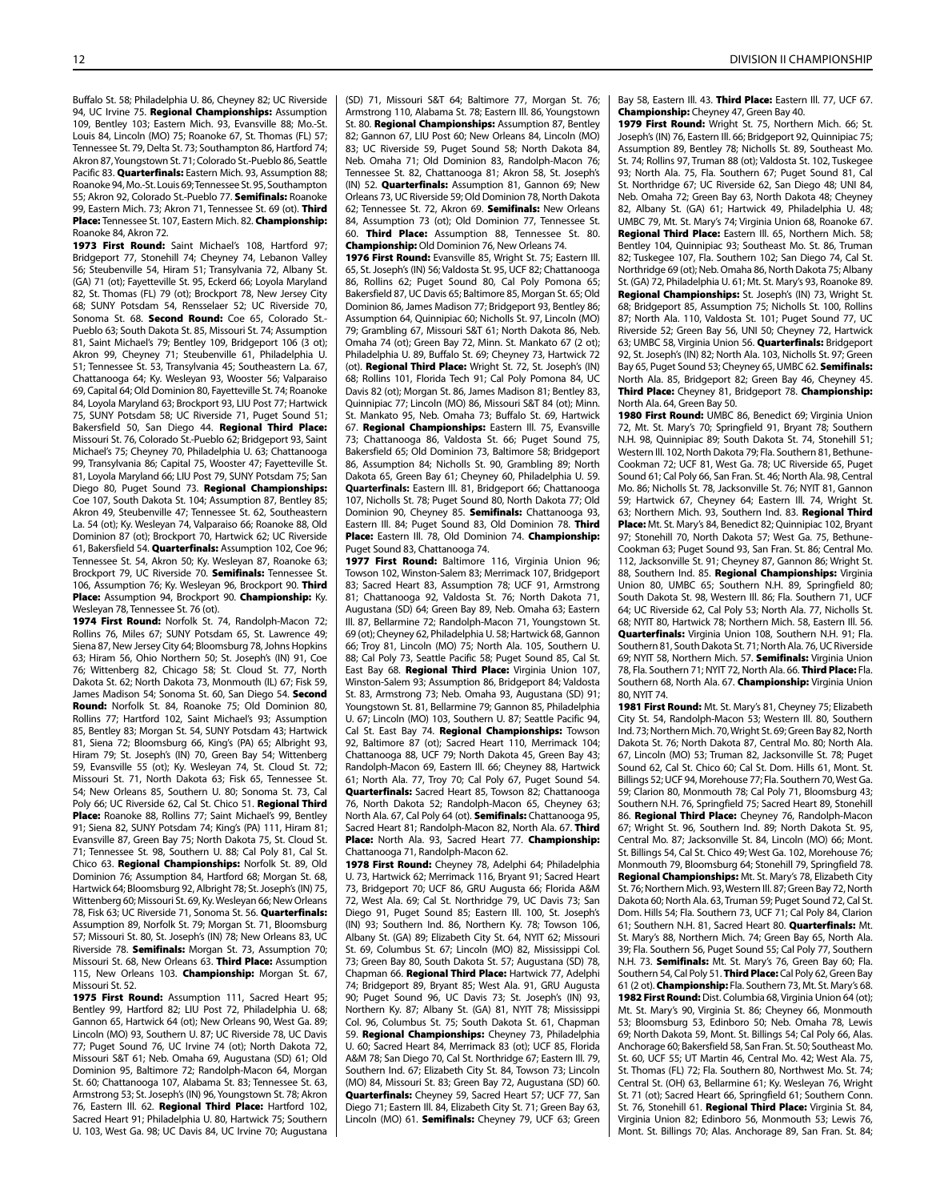Buffalo St. 58; Philadelphia U. 86, Cheyney 82; UC Riverside 94, UC Irvine 75. **Regional Championships:** Assumption 109, Bentley 103; Eastern Mich. 93, Evansville 88; Mo.-St. Louis 84, Lincoln (MO) 75; Roanoke 67, St. Thomas (FL) 57; Tennessee St. 79, Delta St. 73; Southampton 86, Hartford 74; Akron 87, Youngstown St. 71; Colorado St.-Pueblo 86, Seattle Pacific 83. **Quarterfinals:** Eastern Mich. 93, Assumption 88; Roanoke 94, Mo.-St. Louis 69; Tennessee St. 95, Southampton 55; Akron 92, Colorado St.-Pueblo 77. **Semifinals:** Roanoke 99, Eastern Mich. 73; Akron 71, Tennessee St. 69 (ot). **Third Place:** Tennessee St. 107, Eastern Mich. 82. **Championship:** Roanoke 84, Akron 72.

**1973 First Round:** Saint Michael's 108, Hartford 97; Bridgeport 77, Stonehill 74; Cheyney 74, Lebanon Valley 56; Steubenville 54, Hiram 51; Transylvania 72, Albany St. (GA) 71 (ot); Fayetteville St. 95, Eckerd 66; Loyola Maryland 82, St. Thomas (FL) 79 (ot); Brockport 78, New Jersey City 68; SUNY Potsdam 54, Rensselaer 52; UC Riverside 70, Sonoma St. 68. **Second Round:** Coe 65, Colorado St.-Pueblo 63; South Dakota St. 85, Missouri St. 74; Assumption 81, Saint Michael's 79; Bentley 109, Bridgeport 106 (3 ot); Akron 99, Cheyney 71; Steubenville 61, Philadelphia U. 51; Tennessee St. 53, Transylvania 45; Southeastern La. 67, Chattanooga 64; Ky. Wesleyan 93, Wooster 56; Valparaiso 69, Capital 64; Old Dominion 80, Fayetteville St. 74; Roanoke 84, Loyola Maryland 63; Brockport 93, LIU Post 77; Hartwick 75, SUNY Potsdam 58; UC Riverside 71, Puget Sound 51; Bakersfield 50, San Diego 44. **Regional Third Place:** Missouri St. 76, Colorado St.-Pueblo 62; Bridgeport 93, Saint Michael's 75; Cheyney 70, Philadelphia U. 63; Chattanooga 99, Transylvania 86; Capital 75, Wooster 47; Fayetteville St. 81, Loyola Maryland 66; LIU Post 79, SUNY Potsdam 75; San Diego 80, Puget Sound 73. **Regional Championships:** Coe 107, South Dakota St. 104; Assumption 87, Bentley 85; Akron 49, Steubenville 47; Tennessee St. 62, Southeastern La. 54 (ot); Ky. Wesleyan 74, Valparaiso 66; Roanoke 88, Old Dominion 87 (ot); Brockport 70, Hartwick 62; UC Riverside 61, Bakersfield 54. **Quarterfinals:** Assumption 102, Coe 96; Tennessee St. 54, Akron 50; Ky. Wesleyan 87, Roanoke 63; Brockport 79, UC Riverside 70. **Semifinals:** Tennessee St. 106, Assumption 76; Ky. Wesleyan 96, Brockport 90. **Third Place:** Assumption 94, Brockport 90. **Championship:** Ky. Wesleyan 78, Tennessee St. 76 (ot).

**1974 First Round:** Norfolk St. 74, Randolph-Macon 72; Rollins 76, Miles 67; SUNY Potsdam 65, St. Lawrence 49; Siena 87, New Jersey City 64; Bloomsburg 78, Johns Hopkins 63; Hiram 56, Ohio Northern 50; St. Joseph's (IN) 91, Coe 76; Wittenberg 82, Chicago 58; St. Cloud St. 77, North Dakota St. 62; North Dakota 73, Monmouth (IL) 67; Fisk 59, James Madison 54; Sonoma St. 60, San Diego 54. **Second Round:** Norfolk St. 84, Roanoke 75; Old Dominion 80, Rollins 77; Hartford 102, Saint Michael's 93; Assumption 85, Bentley 83; Morgan St. 54, SUNY Potsdam 43; Hartwick 81, Siena 72; Bloomsburg 66, King's (PA) 65; Albright 93, Hiram 79; St. Joseph's (IN) 70, Green Bay 54; Wittenberg 59, Evansville 55 (ot); Ky. Wesleyan 74, St. Cloud St. 72; Missouri St. 71, North Dakota 63; Fisk 65, Tennessee St. 54; New Orleans 85, Southern U. 80; Sonoma St. 73, Cal Poly 66; UC Riverside 62, Cal St. Chico 51. **Regional Third Place:** Roanoke 88, Rollins 77; Saint Michael's 99, Bentley 91; Siena 82, SUNY Potsdam 74; King's (PA) 111, Hiram 81; Evansville 87, Green Bay 75; North Dakota 75, St. Cloud St. 71; Tennessee St. 98, Southern U. 88; Cal Poly 81, Cal St. Chico 63. **Regional Championships:** Norfolk St. 89, Old Dominion 76; Assumption 84, Hartford 68; Morgan St. 68, Hartwick 64; Bloomsburg 92, Albright 78; St. Joseph's (IN) 75, Wittenberg 60; Missouri St. 69, Ky. Wesleyan 66; New Orleans 78, Fisk 63; UC Riverside 71, Sonoma St. 56. **Quarterfinals:** Assumption 89, Norfolk St. 79; Morgan St. 71, Bloomsburg 57; Missouri St. 80, St. Joseph's (IN) 78; New Orleans 83, UC Riverside 78. **Semifinals:** Morgan St. 73, Assumption 70; Missouri St. 68, New Orleans 63. **Third Place:** Assumption 115, New Orleans 103. **Championship:** Morgan St. 67, Missouri St. 52.

**1975 First Round:** Assumption 111, Sacred Heart 95; Bentley 99, Hartford 82; LIU Post 72, Philadelphia U. 68; Gannon 65, Hartwick 64 (ot); New Orleans 90, West Ga. 89; Lincoln (MO) 93, Southern U. 87; UC Riverside 78, UC Davis 77; Puget Sound 76, UC Irvine 74 (ot); North Dakota 72, Missouri S&T 61; Neb. Omaha 69, Augustana (SD) 61; Old Dominion 95, Baltimore 72; Randolph-Macon 64, Morgan St. 60; Chattanooga 107, Alabama St. 83; Tennessee St. 63, Armstrong 53; St. Joseph's (IN) 96, Youngstown St. 78; Akron 76, Eastern Ill. 62. **Regional Third Place:** Hartford 102, Sacred Heart 91; Philadelphia U. 80, Hartwick 75; Southern U. 103, West Ga. 98; UC Davis 84, UC Irvine 70; Augustana (SD) 71, Missouri S&T 64; Baltimore 77, Morgan St. 76; Armstrong 110, Alabama St. 78; Eastern Ill. 86, Youngstown St. 80. **Regional Championships:** Assumption 87, Bentley 82; Gannon 67, LIU Post 60; New Orleans 84, Lincoln (MO) 83; UC Riverside 59, Puget Sound 58; North Dakota 84, Neb. Omaha 71; Old Dominion 83, Randolph-Macon 76; Tennessee St. 82, Chattanooga 81; Akron 58, St. Joseph's (IN) 52. **Quarterfinals:** Assumption 81, Gannon 69; New Orleans 73, UC Riverside 59; Old Dominion 78, North Dakota 62; Tennessee St. 72, Akron 69. **Semifinals:** New Orleans 84, Assumption 73 (ot); Old Dominion 77, Tennessee St. 60. **Third Place:** Assumption 88, Tennessee St. 80. **Championship:** Old Dominion 76, New Orleans 74.

**1976 First Round:** Evansville 85, Wright St. 75; Eastern Ill. 65, St. Joseph's (IN) 56; Valdosta St. 95, UCF 82; Chattanooga 86, Rollins 62; Puget Sound 80, Cal Poly Pomona 65; Bakersfield 87, UC Davis 65; Baltimore 85, Morgan St. 65; Old Dominion 86, James Madison 77; Bridgeport 93, Bentley 86; Assumption 64, Quinnipiac 60; Nicholls St. 97, Lincoln (MO) 79; Grambling 67, Missouri S&T 61; North Dakota 86, Neb. Omaha 74 (ot); Green Bay 72, Minn. St. Mankato 67 (2 ot); Philadelphia U. 89, Buffalo St. 69; Cheyney 73, Hartwick 72 (ot). **Regional Third Place:** Wright St. 72, St. Joseph's (IN) 68; Rollins 101, Florida Tech 91; Cal Poly Pomona 84, UC Davis 82 (ot); Morgan St. 86, James Madison 81; Bentley 83, Quinnipiac 77; Lincoln (MO) 86, Missouri S&T 84 (ot); Minn. St. Mankato 95, Neb. Omaha 73; Buffalo St. 69, Hartwick 67. **Regional Championships:** Eastern Ill. 75, Evansville 73; Chattanooga 86, Valdosta St. 66; Puget Sound 75, Bakersfield 65; Old Dominion 73, Baltimore 58; Bridgeport 86, Assumption 84; Nicholls St. 90, Grambling 89; North Dakota 65, Green Bay 61; Cheyney 60, Philadelphia U. 59. **Quarterfinals:** Eastern Ill. 81, Bridgeport 66; Chattanooga 107, Nicholls St. 78; Puget Sound 80, North Dakota 77; Old Dominion 90, Cheyney 85. **Semifinals:** Chattanooga 93, Eastern Ill. 84; Puget Sound 83, Old Dominion 78. **Third Place:** Eastern Ill. 78, Old Dominion 74. **Championship:** Puget Sound 83, Chattanooga 74.

**1977 First Round:** Baltimore 116, Virginia Union 96; Towson 102, Winston-Salem 83; Merrimack 107, Bridgeport 83; Sacred Heart 83, Assumption 78; UCF 91, Armstrong 81; Chattanooga 92, Valdosta St. 76; North Dakota 71, Augustana (SD) 64; Green Bay 89, Neb. Omaha 63; Eastern Ill. 87, Bellarmine 72; Randolph-Macon 71, Youngstown St. 69 (ot); Cheyney 62, Philadelphia U. 58; Hartwick 68, Gannon 66; Troy 81, Lincoln (MO) 75; North Ala. 105, Southern U. 88; Cal Poly 72, Seattle Pacific 58; Puget Sound 85, Cal St. East Bay 68. **Regional Third Place:** Virginia Union 107, Winston-Salem 93; Assumption 86, Bridgeport 84; Valdosta St. 83, Armstrong 73; Neb. Omaha 93, Augustana (SD) 91; Youngstown St. 81, Bellarmine 79; Gannon 85, Philadelphia U. 67; Lincoln (MO) 103, Southern U. 87; Seattle Pacific 94, Cal St. East Bay 74. **Regional Championships:** Towson 92, Baltimore 87 (ot); Sacred Heart 110, Merrimack 104; Chattanooga 88, UCF 79; North Dakota 45, Green Bay 43; Randolph-Macon 69, Eastern Ill. 66; Cheyney 88, Hartwick 61; North Ala. 77, Troy 70; Cal Poly 67, Puget Sound 54. **Quarterfinals:** Sacred Heart 85, Towson 82; Chattanooga 76, North Dakota 52; Randolph-Macon 65, Cheyney 63; North Ala. 67, Cal Poly 64 (ot). **Semifinals:** Chattanooga 95, Sacred Heart 81; Randolph-Macon 82, North Ala. 67. **Third Place:** North Ala. 93, Sacred Heart 77. **Championship:** Chattanooga 71, Randolph-Macon 62.

**1978 First Round:** Cheyney 78, Adelphi 64; Philadelphia U. 73, Hartwick 62; Merrimack 116, Bryant 91; Sacred Heart 73, Bridgeport 70; UCF 86, GRU Augusta 66; Florida A&M 72, West Ala. 69; Cal St. Northridge 79, UC Davis 73; San Diego 91, Puget Sound 85; Eastern Ill. 100, St. Joseph's (IN) 93; Southern Ind. 86, Northern Ky. 78; Towson 106, Albany St. (GA) 89; Elizabeth City St. 64, NYIT 62; Missouri St. 69, Columbus St. 67; Lincoln (MO) 82, Mississippi Col. 73; Green Bay 80, South Dakota St. 57; Augustana (SD) 78, Chapman 66. **Regional Third Place:** Hartwick 77, Adelphi 74; Bridgeport 89, Bryant 85; West Ala. 91, GRU Augusta 90; Puget Sound 96, UC Davis 73; St. Joseph's (IN) 93, Northern Ky. 87; Albany St. (GA) 81, NYIT 78; Mississippi Col. 96, Columbus St. 75; South Dakota St. 61, Chapman 59. **Regional Championships:** Cheyney 73, Philadelphia U. 60; Sacred Heart 84, Merrimack 83 (ot); UCF 85, Florida A&M 78; San Diego 70, Cal St. Northridge 67; Eastern Ill. 79, Southern Ind. 67; Elizabeth City St. 84, Towson 73; Lincoln (MO) 84, Missouri St. 83; Green Bay 72, Augustana (SD) 60. **Quarterfinals:** Cheyney 59, Sacred Heart 57; UCF 77, San Diego 71; Eastern Ill. 84, Elizabeth City St. 71; Green Bay 63, Lincoln (MO) 61. **Semifinals:** Cheyney 79, UCF 63; Green Bay 58, Eastern Ill. 43. **Third Place:** Eastern Ill. 77, UCF 67. **Championship:** Cheyney 47, Green Bay 40.

**1979 First Round:** Wright St. 75, Northern Mich. 66; St. Joseph's (IN) 76, Eastern Ill. 66; Bridgeport 92, Quinnipiac 75; Assumption 89, Bentley 78; Nicholls St. 89, Southeast Mo. St. 74; Rollins 97, Truman 88 (ot); Valdosta St. 102, Tuskegee 93; North Ala. 75, Fla. Southern 67; Puget Sound 81, Cal St. Northridge 67; UC Riverside 62, San Diego 48; UNI 84, Neb. Omaha 72; Green Bay 63, North Dakota 48; Cheyney 82, Albany St. (GA) 61; Hartwick 49, Philadelphia U. 48; UMBC 79, Mt. St. Mary's 74; Virginia Union 68, Roanoke 67. **Regional Third Place:** Eastern Ill. 65, Northern Mich. 58; Bentley 104, Quinnipiac 93; Southeast Mo. St. 86, Truman 82; Tuskegee 107, Fla. Southern 102; San Diego 74, Cal St. Northridge 69 (ot); Neb. Omaha 86, North Dakota 75; Albany St. (GA) 72, Philadelphia U. 61; Mt. St. Mary's 93, Roanoke 89. **Regional Championships:** St. Joseph's (IN) 73, Wright St. 68; Bridgeport 85, Assumption 75; Nicholls St. 100, Rollins 87; North Ala. 110, Valdosta St. 101; Puget Sound 77, UC Riverside 52; Green Bay 56, UNI 50; Cheyney 72, Hartwick 63; UMBC 58, Virginia Union 56. **Quarterfinals:** Bridgeport 92, St. Joseph's (IN) 82; North Ala. 103, Nicholls St. 97; Green Bay 65, Puget Sound 53; Cheyney 65, UMBC 62. **Semifinals:** North Ala. 85, Bridgeport 82; Green Bay 46, Cheyney 45. **Third Place:** Cheyney 81, Bridgeport 78. **Championship:** North Ala. 64, Green Bay 50.

**1980 First Round:** UMBC 86, Benedict 69; Virginia Union 72, Mt. St. Mary's 70; Springfield 91, Bryant 78; Southern N.H. 98, Quinnipiac 89; South Dakota St. 74, Stonehill 51; Western Ill. 102, North Dakota 79; Fla. Southern 81, Bethune-Cookman 72; UCF 81, West Ga. 78; UC Riverside 65, Puget Sound 61; Cal Poly 66, San Fran. St. 46; North Ala. 98, Central Mo. 86; Nicholls St. 78, Jacksonville St. 76; NYIT 81, Gannon 59; Hartwick 67, Cheyney 64; Eastern Ill. 74, Wright St. 63; Northern Mich. 93, Southern Ind. 83. **Regional Third Place:** Mt. St. Mary's 84, Benedict 82; Quinnipiac 102, Bryant 97; Stonehill 70, North Dakota 57; West Ga. 75, Bethune-Cookman 63; Puget Sound 93, San Fran. St. 86; Central Mo. 112, Jacksonville St. 91; Cheyney 87, Gannon 86; Wright St. 88, Southern Ind. 85. **Regional Championships:** Virginia Union 80, UMBC 65; Southern N.H. 89, Springfield 80; South Dakota St. 98, Western Ill. 86; Fla. Southern 71, UCF 64; UC Riverside 62, Cal Poly 53; North Ala. 77, Nicholls St. 68; NYIT 80, Hartwick 78; Northern Mich. 58, Eastern Ill. 56. **Quarterfinals:** Virginia Union 108, Southern N.H. 91; Fla. Southern 81, South Dakota St. 71; North Ala. 76, UC Riverside 69; NYIT 58, Northern Mich. 57. **Semifinals:** Virginia Union 78, Fla. Southern 71; NYIT 72, North Ala. 66. **Third Place:** Fla. Southern 68, North Ala. 67. **Championship:** Virginia Union 80, NYIT 74.

**1981 First Round:** Mt. St. Mary's 81, Cheyney 75; Elizabeth City St. 54, Randolph-Macon 53; Western Ill. 80, Southern Ind. 73; Northern Mich. 70, Wright St. 69; Green Bay 82, North Dakota St. 76; North Dakota 87, Central Mo. 80; North Ala. 67, Lincoln (MO) 53; Truman 82, Jacksonville St. 78; Puget Sound 62, Cal St. Chico 60; Cal St. Dom. Hills 61, Mont. St. Billings 52; UCF 94, Morehouse 77; Fla. Southern 70, West Ga. 59; Clarion 80, Monmouth 78; Cal Poly 71, Bloomsburg 43; Southern N.H. 76, Springfield 75; Sacred Heart 89, Stonehill 86. **Regional Third Place:** Cheyney 76, Randolph-Macon 67; Wright St. 96, Southern Ind. 89; North Dakota St. 95, Central Mo. 87; Jacksonville St. 84, Lincoln (MO) 66; Mont. St. Billings 54, Cal St. Chico 49; West Ga. 102, Morehouse 76; Monmouth 79, Bloomsburg 64; Stonehill 79, Springfield 78. **Regional Championships:** Mt. St. Mary's 78, Elizabeth City St. 76; Northern Mich. 93, Western Ill. 87; Green Bay 72, North Dakota 60; North Ala. 63, Truman 59; Puget Sound 72, Cal St. Dom. Hills 54; Fla. Southern 73, UCF 71; Cal Poly 84, Clarion 61; Southern N.H. 81, Sacred Heart 80. **Quarterfinals:** Mt. St. Mary's 88, Northern Mich. 74; Green Bay 65, North Ala. 39; Fla. Southern 56, Puget Sound 55; Cal Poly 77, Southern N.H. 73. **Semifinals:** Mt. St. Mary's 76, Green Bay 60; Fla. Southern 54, Cal Poly 51. **Third Place:** Cal Poly 62, Green Bay 61 (2 ot). **Championship:** Fla. Southern 73, Mt. St. Mary's 68.

**1982 First Round:** Dist. Columbia 68, Virginia Union 64 (ot); Mt. St. Mary's 90, Virginia St. 86; Cheyney 66, Monmouth 53; Bloomsburg 53, Edinboro 50; Neb. Omaha 78, Lewis 69; North Dakota 59, Mont. St. Billings 54; Cal Poly 66, Alas. Anchorage 60; Bakersfield 58, San Fran. St. 50; Southeast Mo. St. 60, UCF 55; UT Martin 46, Central Mo. 42; West Ala. 75, St. Thomas (FL) 72; Fla. Southern 80, Northwest Mo. St. 74; Central St. (OH) 63, Bellarmine 61; Ky. Wesleyan 76, Wright St. 71 (ot); Sacred Heart 66, Springfield 61; Southern Conn. St. 76, Stonehill 61. **Regional Third Place:** Virginia St. 84, Virginia Union 82; Edinboro 56, Monmouth 53; Lewis 76, Mont. St. Billings 70; Alas. Anchorage 89, San Fran. St. 84;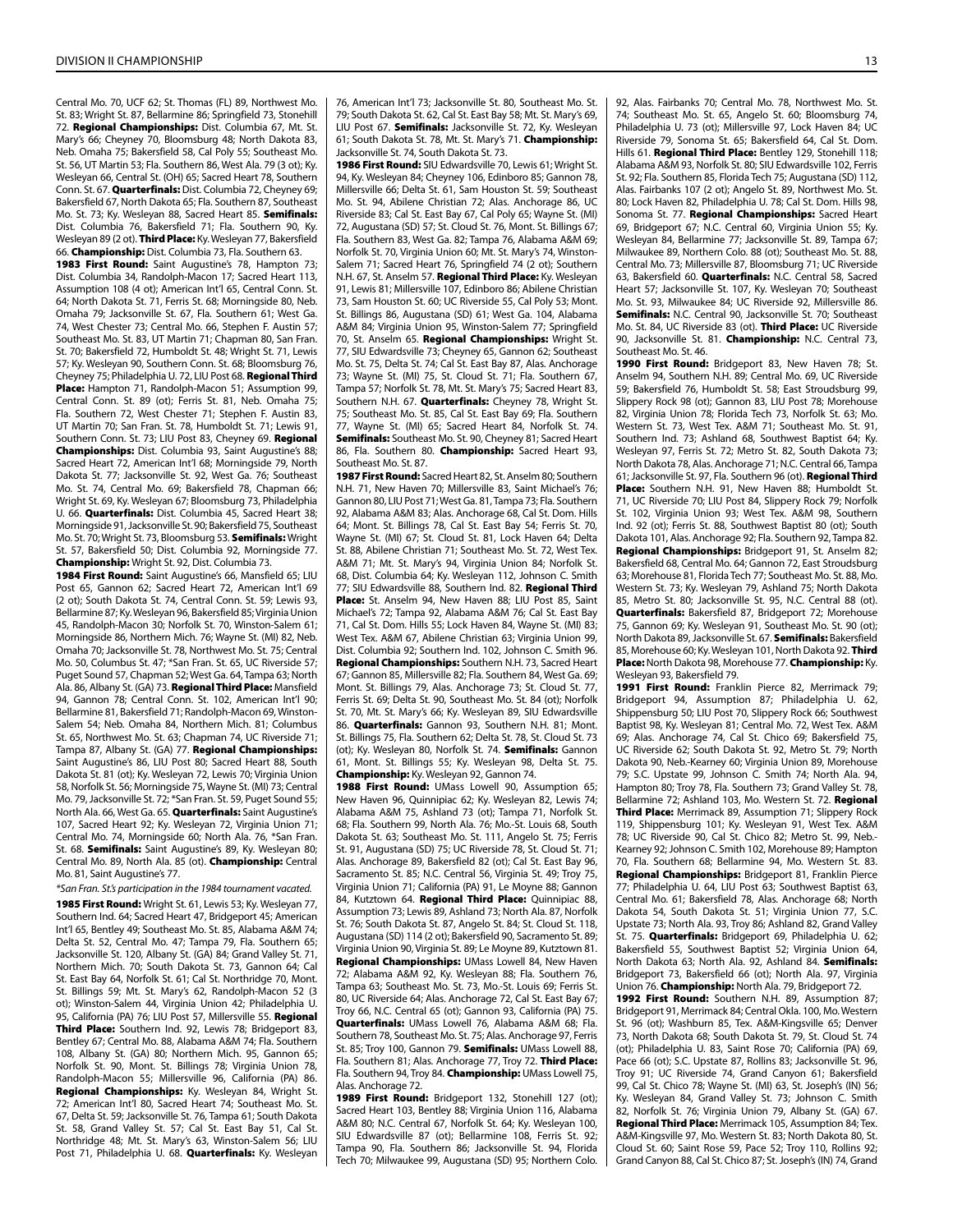Central Mo. 70, UCF 62; St. Thomas (FL) 89, Northwest Mo. St. 83; Wright St. 87, Bellarmine 86; Springfield 73, Stonehill 72. **Regional Championships:** Dist. Columbia 67, Mt. St. Mary's 66; Cheyney 70, Bloomsburg 48; North Dakota 83, Neb. Omaha 75; Bakersfield 58, Cal Poly 55; Southeast Mo. St. 56, UT Martin 53; Fla. Southern 86, West Ala. 79 (3 ot); Ky. Wesleyan 66, Central St. (OH) 65; Sacred Heart 78, Southern Conn. St. 67. **Quarterfinals:** Dist. Columbia 72, Cheyney 69; Bakersfield 67, North Dakota 65; Fla. Southern 87, Southeast Mo. St. 73; Ky. Wesleyan 88, Sacred Heart 85. **Semifinals:** Dist. Columbia 76, Bakersfield 71; Fla. Southern 90, Ky. Wesleyan 89 (2 ot). **Third Place:** Ky. Wesleyan 77, Bakersfield 66. **Championship:** Dist. Columbia 73, Fla. Southern 63.

**1983 First Round:** Saint Augustine's 78, Hampton 73; Dist. Columbia 34, Randolph-Macon 17; Sacred Heart 113, Assumption 108 (4 ot); American Int'l 65, Central Conn. St. 64; North Dakota St. 71, Ferris St. 68; Morningside 80, Neb. Omaha 79; Jacksonville St. 67, Fla. Southern 61; West Ga. 74, West Chester 73; Central Mo. 66, Stephen F. Austin 57; Southeast Mo. St. 83, UT Martin 71; Chapman 80, San Fran. St. 70; Bakersfield 72, Humboldt St. 48; Wright St. 71, Lewis 57; Ky. Wesleyan 90, Southern Conn. St. 68; Bloomsburg 76, Cheyney 75; Philadelphia U. 72, LIU Post 68. **Regional Third Place:** Hampton 71, Randolph-Macon 51; Assumption 99, Central Conn. St. 89 (ot); Ferris St. 81, Neb. Omaha 75; Fla. Southern 72, West Chester 71; Stephen F. Austin 83, UT Martin 70; San Fran. St. 78, Humboldt St. 71; Lewis 91, Southern Conn. St. 73; LIU Post 83, Cheyney 69. **Regional Championships:** Dist. Columbia 93, Saint Augustine's 88; Sacred Heart 72, American Int'l 62; Morningside 79, North Dakota St. 77; Jacksonville St. 92, West Ga. 76; Southeast Mo. St. 74, Central Mo. 69; Bakersfield 78, Chapman 66; Wright St. 69, Ky. Wesleyan 67; Bloomsburg 73, Philadelphia U. 66. **Quarterfinals:** Dist. Columbia 45, Sacred Heart 38; Morningside 91, Jacksonville St. 90; Bakersfield 75, Southeast Mo. St. 70; Wright St. 73, Bloomsburg 53. **Semifinals:** Wright St. 57, Bakersfield 50; Dist. Columbia 92, Morningside 77. **Championship:** Wright St. 92, Dist. Columbia 73.

**1984 First Round:** Saint Augustine's 66, Mansfield 65; LIU Post 65, Gannon 62; Sacred Heart 72, American Int'l 69 (2 ot); South Dakota St. 74, Central Conn. St. 59; Lewis 93, Bellarmine 87; Ky. Wesleyan 96, Bakersfield 85; Virginia Union 45, Randolph-Macon 30; Norfolk St. 70, Winston-Salem 61; Morningside 86, Northern Mich. 76; Wayne St. (MI) 82, Neb. Omaha 70; Jacksonville St. 78, Northwest Mo. St. 75; Central Mo. 50, Columbus St. 47; *San Fran. St. 65, UC Riverside 57; Puget Sound 57, Chapman 52; West Ga. 64, Tampa 63; North Ala. 86, Albany St. (GA) 73. **Regional Third Place:** Mansfield 94, Gannon 78; Central Conn. St. 102, American Int'l 90; Bellarmine 81, Bakersfield 71; Randolph-Macon 69, Winston-Salem 54; Neb. Omaha 84, Northern Mich. 81; Columbus St. 65, Northwest Mo. St. 63; Chapman 74, UC Riverside 71; Tampa 87, Albany St. (GA) 77. **Regional Championships:** Saint Augustine's 86, LIU Post 80; Sacred Heart 88, South Dakota St. 81 (ot); Ky. Wesleyan 72, Lewis 70; Virginia Union 58, Norfolk St. 56; Morningside 75, Wayne St. (MI) 73; Central Mo. 79, Jacksonville St. 72; *San Fran. St. 59, Puget Sound 55; North Ala. 66, West Ga. 65. **Quarterfinals:** Saint Augustine's 107, Sacred Heart 92; Ky. Wesleyan 72, Virginia Union 71; Central Mo. 74, Morningside 60; North Ala. 76, *San Fran. St. 68. **Semifinals:** Saint Augustine's 89, Ky. Wesleyan 80; Central Mo. 89, North Ala. 85 (ot). **Championship:** Central Mo. 81, Saint Augustine's 77.

*\*San Fran. St.'s participation in the 1984 tournament vacated.*

**1985 First Round:** Wright St. 61, Lewis 53; Ky. Wesleyan 77, Southern Ind. 64; Sacred Heart 47, Bridgeport 45; American Int'l 65, Bentley 49; Southeast Mo. St. 85, Alabama A&M 74; Delta St. 52, Central Mo. 47; Tampa 79, Fla. Southern 65; Jacksonville St. 120, Albany St. (GA) 84; Grand Valley St. 71, Northern Mich. 70; South Dakota St. 73, Gannon 64; Cal St. East Bay 64, Norfolk St. 61; Cal St. Northridge 70, Mont. St. Billings 59; Mt. St. Mary's 62, Randolph-Macon 52 (3 ot); Winston-Salem 44, Virginia Union 42; Philadelphia U. 95, California (PA) 76; LIU Post 57, Millersville 55. **Regional Third Place:** Southern Ind. 92, Lewis 78; Bridgeport 83, Bentley 67; Central Mo. 88, Alabama A&M 74; Fla. Southern 108, Albany St. (GA) 80; Northern Mich. 95, Gannon 65; Norfolk St. 90, Mont. St. Billings 78; Virginia Union 78, Randolph-Macon 55; Millersville 96, California (PA) 86. **Regional Championships:** Ky. Wesleyan 84, Wright St. 72; American Int'l 80, Sacred Heart 74; Southeast Mo. St. 67, Delta St. 59; Jacksonville St. 76, Tampa 61; South Dakota St. 58, Grand Valley St. 57; Cal St. East Bay 51, Cal St. Northridge 48; Mt. St. Mary's 63, Winston-Salem 56; LIU Post 71, Philadelphia U. 68. **Quarterfinals:** Ky. Wesleyan 76, American Int'l 73; Jacksonville St. 80, Southeast Mo. St. 79; South Dakota St. 62, Cal St. East Bay 58; Mt. St. Mary's 69, LIU Post 67. **Semifinals:** Jacksonville St. 72, Ky. Wesleyan 61; South Dakota St. 78, Mt. St. Mary's 71. **Championship:** Jacksonville St. 74, South Dakota St. 73.

**1986 First Round:** SIU Edwardsville 70, Lewis 61; Wright St. 94, Ky. Wesleyan 84; Cheyney 106, Edinboro 85; Gannon 78, Millersville 66; Delta St. 61, Sam Houston St. 59; Southeast Mo. St. 94, Abilene Christian 72; Alas. Anchorage 86, UC Riverside 83; Cal St. East Bay 67, Cal Poly 65; Wayne St. (MI) 72, Augustana (SD) 57; St. Cloud St. 76, Mont. St. Billings 67; Fla. Southern 83, West Ga. 82; Tampa 76, Alabama A&M 69; Norfolk St. 70, Virginia Union 60; Mt. St. Mary's 74, Winston-Salem 71; Sacred Heart 76, Springfield 74 (2 ot); Southern N.H. 67, St. Anselm 57. **Regional Third Place:** Ky. Wesleyan 91, Lewis 81; Millersville 107, Edinboro 86; Abilene Christian 73, Sam Houston St. 60; UC Riverside 55, Cal Poly 53; Mont. St. Billings 86, Augustana (SD) 61; West Ga. 104, Alabama A&M 84; Virginia Union 95, Winston-Salem 77; Springfield 70, St. Anselm 65. **Regional Championships:** Wright St. 77, SIU Edwardsville 73; Cheyney 65, Gannon 62; Southeast Mo. St. 75, Delta St. 74; Cal St. East Bay 87, Alas. Anchorage 73; Wayne St. (MI) 75, St. Cloud St. 71; Fla. Southern 67, Tampa 57; Norfolk St. 78, Mt. St. Mary's 75; Sacred Heart 83, Southern N.H. 67. **Quarterfinals:** Cheyney 78, Wright St. 75; Southeast Mo. St. 85, Cal St. East Bay 69; Fla. Southern 77, Wayne St. (MI) 65; Sacred Heart 84, Norfolk St. 74. **Semifinals:** Southeast Mo. St. 90, Cheyney 81; Sacred Heart 86, Fla. Southern 80. **Championship:** Sacred Heart 93, Southeast Mo. St. 87.

**1987 First Round:** Sacred Heart 82, St. Anselm 80; Southern N.H. 71, New Haven 70; Millersville 83, Saint Michael's 76; Gannon 80, LIU Post 71; West Ga. 81, Tampa 73; Fla. Southern 92, Alabama A&M 83; Alas. Anchorage 68, Cal St. Dom. Hills 64; Mont. St. Billings 78, Cal St. East Bay 54; Ferris St. 70, Wayne St. (MI) 67; St. Cloud St. 81, Lock Haven 64; Delta St. 88, Abilene Christian 71; Southeast Mo. St. 72, West Tex. A&M 71; Mt. St. Mary's 94, Virginia Union 84; Norfolk St. 68, Dist. Columbia 64; Ky. Wesleyan 112, Johnson C. Smith 77; SIU Edwardsville 88, Southern Ind. 82. **Regional Third Place:** St. Anselm 94, New Haven 88; LIU Post 85, Saint Michael's 72; Tampa 92, Alabama A&M 76; Cal St. East Bay 71, Cal St. Dom. Hills 55; Lock Haven 84, Wayne St. (MI) 83; West Tex. A&M 67, Abilene Christian 63; Virginia Union 99, Dist. Columbia 92; Southern Ind. 102, Johnson C. Smith 96. **Regional Championships:** Southern N.H. 73, Sacred Heart 67; Gannon 85, Millersville 82; Fla. Southern 84, West Ga. 69; Mont. St. Billings 79, Alas. Anchorage 73; St. Cloud St. 77, Ferris St. 69; Delta St. 90, Southeast Mo. St. 84 (ot); Norfolk St. 70, Mt. St. Mary's 66; Ky. Wesleyan 89, SIU Edwardsville 86. **Quarterfinals:** Gannon 93, Southern N.H. 81; Mont. St. Billings 75, Fla. Southern 62; Delta St. 78, St. Cloud St. 73 (ot); Ky. Wesleyan 80, Norfolk St. 74. **Semifinals:** Gannon 61, Mont. St. Billings 55; Ky. Wesleyan 98, Delta St. 75. **Championship:** Ky. Wesleyan 92, Gannon 74.

**1988 First Round:** UMass Lowell 90, Assumption 65; New Haven 96, Quinnipiac 62; Ky. Wesleyan 82, Lewis 74; Alabama A&M 75, Ashland 73 (ot); Tampa 71, Norfolk St. 68; Fla. Southern 99, North Ala. 76; Mo.-St. Louis 68, South Dakota St. 63; Southeast Mo. St. 111, Angelo St. 75; Ferris St. 91, Augustana (SD) 75; UC Riverside 78, St. Cloud St. 71; Alas. Anchorage 89, Bakersfield 82 (ot); Cal St. East Bay 96, Sacramento St. 85; N.C. Central 56, Virginia St. 49; Troy 75, Virginia Union 71; California (PA) 91, Le Moyne 88; Gannon 84, Kutztown 64. **Regional Third Place:** Quinnipiac 88, Assumption 73; Lewis 89, Ashland 73; North Ala. 87, Norfolk St. 76; South Dakota St. 87, Angelo St. 84; St. Cloud St. 118, Augustana (SD) 114 (2 ot); Bakersfield 90, Sacramento St. 89; Virginia Union 90, Virginia St. 89; Le Moyne 89, Kutztown 81. **Regional Championships:** UMass Lowell 84, New Haven 72; Alabama A&M 92, Ky. Wesleyan 88; Fla. Southern 76, Tampa 63; Southeast Mo. St. 73, Mo.-St. Louis 69; Ferris St. 80, UC Riverside 64; Alas. Anchorage 72, Cal St. East Bay 67; Troy 66, N.C. Central 65 (ot); Gannon 93, California (PA) 75. **Quarterfinals:** UMass Lowell 76, Alabama A&M 68; Fla. Southern 78, Southeast Mo. St. 75; Alas. Anchorage 97, Ferris St. 85; Troy 100, Gannon 79. **Semifinals:** UMass Lowell 88, Fla. Southern 81; Alas. Anchorage 77, Troy 72. **Third Place:** Fla. Southern 94, Troy 84. **Championship:** UMass Lowell 75, Alas. Anchorage 72.

**1989 First Round:** Bridgeport 132, Stonehill 127 (ot); Sacred Heart 103, Bentley 88; Virginia Union 116, Alabama A&M 80; N.C. Central 67, Norfolk St. 64; Ky. Wesleyan 100, SIU Edwardsville 87 (ot); Bellarmine 108, Ferris St. 92; Tampa 90, Fla. Southern 86; Jacksonville St. 94, Florida Tech 70; Milwaukee 99, Augustana (SD) 95; Northern Colo. 92, Alas. Fairbanks 70; Central Mo. 78, Northwest Mo. St. 74; Southeast Mo. St. 65, Angelo St. 60; Bloomsburg 74, Philadelphia U. 73 (ot); Millersville 97, Lock Haven 84; UC Riverside 79, Sonoma St. 65; Bakersfield 64, Cal St. Dom. Hills 61. **Regional Third Place:** Bentley 129, Stonehill 118; Alabama A&M 93, Norfolk St. 80; SIU Edwardsville 102, Ferris St. 92; Fla. Southern 85, Florida Tech 75; Augustana (SD) 112, Alas. Fairbanks 107 (2 ot); Angelo St. 89, Northwest Mo. St. 80; Lock Haven 82, Philadelphia U. 78; Cal St. Dom. Hills 98, Sonoma St. 77. **Regional Championships:** Sacred Heart 69, Bridgeport 67; N.C. Central 60, Virginia Union 55; Ky. Wesleyan 84, Bellarmine 77; Jacksonville St. 89, Tampa 67; Milwaukee 89, Northern Colo. 88 (ot); Southeast Mo. St. 88, Central Mo. 73; Millersville 87, Bloomsburg 71; UC Riverside 63, Bakersfield 60. **Quarterfinals:** N.C. Central 58, Sacred Heart 57; Jacksonville St. 107, Ky. Wesleyan 70; Southeast Mo. St. 93, Milwaukee 84; UC Riverside 92, Millersville 86. **Semifinals:** N.C. Central 90, Jacksonville St. 70; Southeast Mo. St. 84, UC Riverside 83 (ot). **Third Place:** UC Riverside 90, Jacksonville St. 81. **Championship:** N.C. Central 73, Southeast Mo. St. 46.

**1990 First Round:** Bridgeport 83, New Haven 78; St. Anselm 94, Southern N.H. 89; Central Mo. 69, UC Riverside 59; Bakersfield 76, Humboldt St. 58; East Stroudsburg 99, Slippery Rock 98 (ot); Gannon 83, LIU Post 78; Morehouse 82, Virginia Union 78; Florida Tech 73, Norfolk St. 63; Mo. Western St. 73, West Tex. A&M 71; Southeast Mo. St. 91, Southern Ind. 73; Ashland 68, Southwest Baptist 64; Ky. Wesleyan 97, Ferris St. 72; Metro St. 82, South Dakota 73; North Dakota 78, Alas. Anchorage 71; N.C. Central 66, Tampa 61; Jacksonville St. 97, Fla. Southern 96 (ot). **Regional Third Place:** Southern N.H. 91, New Haven 88; Humboldt St. 71, UC Riverside 70; LIU Post 84, Slippery Rock 79; Norfolk St. 102, Virginia Union 93; West Tex. A&M 98, Southern Ind. 92 (ot); Ferris St. 88, Southwest Baptist 80 (ot); South Dakota 101, Alas. Anchorage 92; Fla. Southern 92, Tampa 82. **Regional Championships:** Bridgeport 91, St. Anselm 82; Bakersfield 68, Central Mo. 64; Gannon 72, East Stroudsburg 63; Morehouse 81, Florida Tech 77; Southeast Mo. St. 88, Mo. Western St. 73; Ky. Wesleyan 79, Ashland 75; North Dakota 85, Metro St. 80; Jacksonville St. 95, N.C. Central 88 (ot). **Quarterfinals:** Bakersfield 87, Bridgeport 72; Morehouse 75, Gannon 69; Ky. Wesleyan 91, Southeast Mo. St. 90 (ot); North Dakota 89, Jacksonville St. 67. **Semifinals:** Bakersfield 85, Morehouse 60; Ky. Wesleyan 101, North Dakota 92. **Third Place:** North Dakota 98, Morehouse 77. **Championship:** Ky. Wesleyan 93, Bakersfield 79.

**1991 First Round:** Franklin Pierce 82, Merrimack 79; Bridgeport 94, Assumption 87; Philadelphia U. 62, Shippensburg 50; LIU Post 70, Slippery Rock 66; Southwest Baptist 98, Ky. Wesleyan 81; Central Mo. 72, West Tex. A&M 69; Alas. Anchorage 74, Cal St. Chico 69; Bakersfield 75, UC Riverside 62; South Dakota St. 92, Metro St. 79; North Dakota 90, Neb.-Kearney 60; Virginia Union 89, Morehouse 79; S.C. Upstate 99, Johnson C. Smith 74; North Ala. 94, Hampton 80; Troy 78, Fla. Southern 73; Grand Valley St. 78, Bellarmine 72; Ashland 103, Mo. Western St. 78. **Regional Third Place:** Merrimack 89, Assumption 71; Slippery Rock 119, Shippensburg 101; Ky. Wesleyan 91, West Tex. A&M 78; UC Riverside 90, Cal St. Chico 82; Metro St. 99, Neb.-Kearney 92; Johnson C. Smith 102, Morehouse 89; Hampton 70, Fla. Southern 68; Bellarmine 94, Mo. Western St. 83. **Regional Championships:** Bridgeport 81, Franklin Pierce 77; Philadelphia U. 64, LIU Post 63; Southwest Baptist 63, Central Mo. 61; Bakersfield 78, Alas. Anchorage 68; North Dakota 54, South Dakota St. 51; Virginia Union 77, S.C. Upstate 73; North Ala. 93, Troy 86; Ashland 82, Grand Valley St. 75. **Quarterfinals:** Bridgeport 69, Philadelphia U. 62; Bakersfield 55, Southwest Baptist 52; Virginia Union 64, North Dakota 63; North Ala. 92, Ashland 84. **Semifinals:** Bridgeport 73, Bakersfield 66 (ot); North Ala. 97, Virginia Union 76. **Championship:** North Ala. 79, Bridgeport 72.

**1992 First Round:** Southern N.H. 89, Assumption 87; Bridgeport 91, Merrimack 84; Central Okla. 100, Mo. Western St. 96 (ot); Washburn 85, Tex. A&M-Kingsville 65; Denver 73, North Dakota 68; South Dakota St. 79, St. Cloud St. 74 (ot); Philadelphia U. 83, Saint Rose 70; California (PA) 69, Pace 66 (ot); S.C. Upstate 87, Rollins 83; Jacksonville St. 96, Troy 91; UC Riverside 74, Grand Canyon 61; Bakersfield 99, Cal St. Chico 78; Wayne St. (MI) 63, St. Joseph's (IN) 56; Ky. Wesleyan 84, Grand Valley St. 73; Johnson C. Smith 82, Norfolk St. 76; Virginia Union 79, Albany St. (GA) 67. **Regional Third Place:** Merrimack 105, Assumption 84; Tex. A&M-Kingsville 97, Mo. Western St. 83; North Dakota 80, St. Cloud St. 60; Saint Rose 59, Pace 52; Troy 110, Rollins 92; Grand Canyon 88, Cal St. Chico 87; St. Joseph's (IN) 74, Grand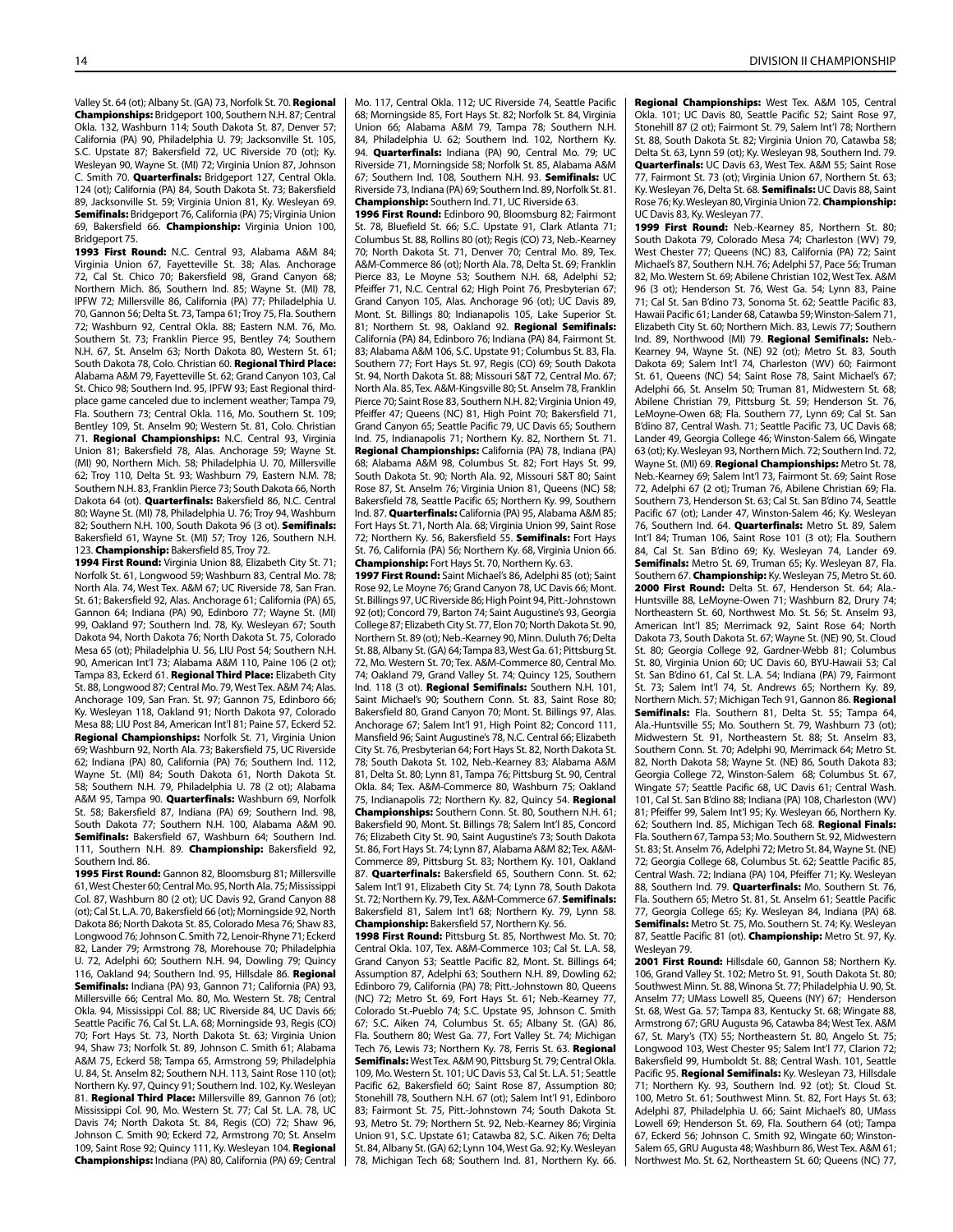Valley St. 64 (ot); Albany St. (GA) 73, Norfolk St. 70. **Regional Championships:** Bridgeport 100, Southern N.H. 87; Central Okla. 132, Washburn 114; South Dakota St. 87, Denver 57; California (PA) 90, Philadelphia U. 79; Jacksonville St. 105, S.C. Upstate 87; Bakersfield 72, UC Riverside 70 (ot); Ky. Wesleyan 90, Wayne St. (MI) 72; Virginia Union 81, Johnson C. Smith 70. **Quarterfinals:** Bridgeport 127, Central Okla. 124 (ot); California (PA) 84, South Dakota St. 73; Bakersfield 89, Jacksonville St. 59; Virginia Union 81, Ky. Wesleyan 69. **Semifinals:** Bridgeport 76, California (PA) 75; Virginia Union 69, Bakersfield 66. **Championship:** Virginia Union 100, Bridgeport 75.

**1993 First Round:** N.C. Central 93, Alabama A&M 84; Virginia Union 67, Fayetteville St. 38; Alas. Anchorage 72, Cal St. Chico 70; Bakersfield 98, Grand Canyon 68; Northern Mich. 86, Southern Ind. 85; Wayne St. (MI) 78, IPFW 72; Millersville 86, California (PA) 77; Philadelphia U. 70, Gannon 56; Delta St. 73, Tampa 61; Troy 75, Fla. Southern 72; Washburn 92, Central Okla. 88; Eastern N.M. 76, Mo. Southern St. 73; Franklin Pierce 95, Bentley 74; Southern N.H. 67, St. Anselm 63; North Dakota 80, Western St. 61; South Dakota 78, Colo. Christian 60. **Regional Third Place:** Alabama A&M 79, Fayetteville St. 62; Grand Canyon 103, Cal St. Chico 98; Southern Ind. 95, IPFW 93; East Regional third-place game canceled due to inclement weather; Tampa 79, Fla. Southern 73; Central Okla. 116, Mo. Southern St. 109; Bentley 109, St. Anselm 90; Western St. 81, Colo. Christian 71. **Regional Championships:** N.C. Central 93, Virginia Union 81; Bakersfield 78, Alas. Anchorage 59; Wayne St. (MI) 90, Northern Mich. 58; Philadelphia U. 70, Millersville 62; Troy 110, Delta St. 93; Washburn 79, Eastern N.M. 78; Southern N.H. 83, Franklin Pierce 73; South Dakota 66, North Dakota 64 (ot). **Quarterfinals:** Bakersfield 86, N.C. Central 80; Wayne St. (MI) 78, Philadelphia U. 76; Troy 94, Washburn 82; Southern N.H. 100, South Dakota 96 (3 ot). **Semifinals:** Bakersfield 61, Wayne St. (MI) 57; Troy 126, Southern N.H. 123. **Championship:** Bakersfield 85, Troy 72.

**1994 First Round:** Virginia Union 88, Elizabeth City St. 71; Norfolk St. 61, Longwood 59; Washburn 83, Central Mo. 78; North Ala. 74, West Tex. A&M 67; UC Riverside 78, San Fran. St. 61; Bakersfield 92, Alas. Anchorage 61; California (PA) 65, Gannon 64; Indiana (PA) 90, Edinboro 77; Wayne St. (MI) 99, Oakland 97; Southern Ind. 78, Ky. Wesleyan 67; South Dakota 94, North Dakota 76; North Dakota St. 75, Colorado Mesa 65 (ot); Philadelphia U. 56, LIU Post 54; Southern N.H. 90, American Int'l 73; Alabama A&M 110, Paine 106 (2 ot); Tampa 83, Eckerd 61. **Regional Third Place:** Elizabeth City St. 88, Longwood 87; Central Mo. 79, West Tex. A&M 74; Alas. Anchorage 109, San Fran. St. 97; Gannon 75, Edinboro 66; Ky. Wesleyan 118, Oakland 91; North Dakota 97, Colorado Mesa 88; LIU Post 84, American Int'l 81; Paine 57, Eckerd 52. **Regional Championships:** Norfolk St. 71, Virginia Union 69; Washburn 92, North Ala. 73; Bakersfield 75, UC Riverside 62; Indiana (PA) 80, California (PA) 76; Southern Ind. 112, Wayne St. (MI) 84; South Dakota 61, North Dakota St. 58; Southern N.H. 79, Philadelphia U. 78 (2 ot); Alabama A&M 95, Tampa 90. **Quarterfinals:** Washburn 69, Norfolk St. 58; Bakersfield 87, Indiana (PA) 69; Southern Ind. 98, South Dakota 77; Southern N.H. 100, Alabama A&M 90. **Semifinals:** Bakersfield 67, Washburn 64; Southern Ind. 111, Southern N.H. 89. **Championship:** Bakersfield 92, Southern Ind. 86.

**1995 First Round:** Gannon 82, Bloomsburg 81; Millersville 61, West Chester 60; Central Mo. 95, North Ala. 75; Mississippi Col. 87, Washburn 80 (2 ot); UC Davis 92, Grand Canyon 88 (ot); Cal St. L.A. 70, Bakersfield 66 (ot); Morningside 92, North Dakota 86; North Dakota St. 85, Colorado Mesa 76; Shaw 83, Longwood 76; Johnson C. Smith 72, Lenoir-Rhyne 71; Eckerd 82, Lander 79; Armstrong 78, Morehouse 70; Philadelphia U. 72, Adelphi 60; Southern N.H. 94, Dowling 79; Quincy 116, Oakland 94; Southern Ind. 95, Hillsdale 86. **Regional Semifinals:** Indiana (PA) 93, Gannon 71; California (PA) 93, Millersville 66; Central Mo. 80, Mo. Western St. 78; Central Okla. 94, Mississippi Col. 88; UC Riverside 84, UC Davis 66; Seattle Pacific 76, Cal St. L.A. 68; Morningside 93, Regis (CO) 70; Fort Hays St. 73, North Dakota St. 63; Virginia Union 94, Shaw 73; Norfolk St. 89, Johnson C. Smith 61; Alabama A&M 75, Eckerd 58; Tampa 65, Armstrong 59; Philadelphia U. 84, St. Anselm 82; Southern N.H. 113, Saint Rose 110 (ot); Northern Ky. 97, Quincy 91; Southern Ind. 102, Ky. Wesleyan 81. **Regional Third Place:** Millersville 89, Gannon 76 (ot); Mississippi Col. 90, Mo. Western St. 77; Cal St. L.A. 78, UC Davis 74; North Dakota St. 84, Regis (CO) 72; Shaw 96, Johnson C. Smith 90; Eckerd 72, Armstrong 70; St. Anselm 109, Saint Rose 92; Quincy 111, Ky. Wesleyan 104. **Regional Championships:** Indiana (PA) 80, California (PA) 69; Central Mo. 117, Central Okla. 112; UC Riverside 74, Seattle Pacific 68; Morningside 85, Fort Hays St. 82; Norfolk St. 84, Virginia Union 66; Alabama A&M 79, Tampa 78; Southern N.H. 94, Philadelphia U. 62; Southern Ind. 102, Northern Ky. 94. **Quarterfinals:** Indiana (PA) 90, Central Mo. 79; UC Riverside 71, Morningside 58; Norfolk St. 85, Alabama A&M 67; Southern Ind. 108, Southern N.H. 93. **Semifinals:** UC Riverside 73, Indiana (PA) 69; Southern Ind. 89, Norfolk St. 81. **Championship:** Southern Ind. 71, UC Riverside 63.

**1996 First Round:** Edinboro 90, Bloomsburg 82; Fairmont St. 78, Bluefield St. 66; S.C. Upstate 91, Clark Atlanta 71; Columbus St. 88, Rollins 80 (ot); Regis (CO) 73, Neb.-Kearney 70; North Dakota St. 71, Denver 70; Central Mo. 89, Tex. A&M-Commerce 86 (ot); North Ala. 78, Delta St. 69; Franklin Pierce 83, Le Moyne 53; Southern N.H. 68, Adelphi 52; Pfeiffer 71, N.C. Central 62; High Point 76, Presbyterian 67; Grand Canyon 105, Alas. Anchorage 96 (ot); UC Davis 89, Mont. St. Billings 80; Indianapolis 105, Lake Superior St. 81; Northern St. 98, Oakland 92. **Regional Semifinals:** California (PA) 84, Edinboro 76; Indiana (PA) 84, Fairmont St. 83; Alabama A&M 106, S.C. Upstate 91; Columbus St. 83, Fla. Southern 77; Fort Hays St. 97, Regis (CO) 69; South Dakota St. 94, North Dakota St. 88; Missouri S&T 72, Central Mo. 67; North Ala. 85, Tex. A&M-Kingsville 80; St. Anselm 78, Franklin Pierce 70; Saint Rose 83, Southern N.H. 82; Virginia Union 49, Pfeiffer 47; Queens (NC) 81, High Point 70; Bakersfield 71, Grand Canyon 65; Seattle Pacific 79, UC Davis 65; Southern Ind. 75, Indianapolis 71; Northern Ky. 82, Northern St. 71. **Regional Championships:** California (PA) 78, Indiana (PA) 68; Alabama A&M 98, Columbus St. 82; Fort Hays St. 90, South Dakota St. 90; North Ala. 92, Missouri S&T 80; Saint Rose 87, St. Anselm 76; Virginia Union 81, Queens (NC) 58; Bakersfield 78, Seattle Pacific 65; Northern Ky. 99, Southern Ind. 87. **Quarterfinals:** California (PA) 95, Alabama A&M 85; Fort Hays St. 71, North Ala. 68; Virginia Union 99, Saint Rose 72; Northern Ky. 56, Bakersfield 55. **Semifinals:** Fort Hays St. 76, California (PA) 56; Northern Ky. 68, Virginia Union 66. **Championship:** Fort Hays St. 70, Northern Ky. 63.

**1997 First Round:** Saint Michael's 86, Adelphi 85 (ot); Saint Rose 92, Le Moyne 76; Grand Canyon 78, UC Davis 66; Mont. St. Billings 97, UC Riverside 86; High Point 94, Pitt.-Johnstown 92 (ot); Concord 79, Barton 74; Saint Augustine's 93, Georgia College 87; Elizabeth City St. 77, Elon 70; North Dakota St. 90, Northern St. 89 (ot); Neb.-Kearney 90, Minn. Duluth 76; Delta St. 88, Albany St. (GA) 64; Tampa 83, West Ga. 61; Pittsburg St. 72, Mo. Western St. 70; Tex. A&M-Commerce 80, Central Mo. 74; Oakland 79, Grand Valley St. 74; Quincy 125, Southern Ind. 118 (3 ot). **Regional Semifinals:** Southern N.H. 101, Saint Michael's 90; Southern Conn. St. 83, Saint Rose 80; Bakersfield 80, Grand Canyon 70; Mont. St. Billings 97, Alas. Anchorage 67; Salem Int'l 91, High Point 82; Concord 111, Mansfield 96; Saint Augustine's 78, N.C. Central 66; Elizabeth City St. 76, Presbyterian 64; Fort Hays St. 82, North Dakota St. 78; South Dakota St. 102, Neb.-Kearney 83; Alabama A&M 81, Delta St. 80; Lynn 81, Tampa 76; Pittsburg St. 90, Central Okla. 84; Tex. A&M-Commerce 80, Washburn 75; Oakland 75, Indianapolis 72; Northern Ky. 82, Quincy 54. **Regional Championships:** Southern Conn. St. 80, Southern N.H. 61; Bakersfield 90, Mont. St. Billings 78; Salem Int'l 85, Concord 76; Elizabeth City St. 90, Saint Augustine's 73; South Dakota St. 86, Fort Hays St. 74; Lynn 87, Alabama A&M 82; Tex. A&M-Commerce 89, Pittsburg St. 83; Northern Ky. 101, Oakland 87. **Quarterfinals:** Bakersfield 65, Southern Conn. St. 62; Salem Int'l 91, Elizabeth City St. 74; Lynn 78, South Dakota St. 72; Northern Ky. 79, Tex. A&M-Commerce 67. **Semifinals:** Bakersfield 81, Salem Int'l 68; Northern Ky. 79, Lynn 58. **Championship:** Bakersfield 57, Northern Ky. 56.

**1998 First Round:** Pittsburg St. 85, Northwest Mo. St. 70; Central Okla. 107, Tex. A&M-Commerce 103; Cal St. L.A. 58, Grand Canyon 53; Seattle Pacific 82, Mont. St. Billings 64; Assumption 87, Adelphi 63; Southern N.H. 89, Dowling 62; Edinboro 79, California (PA) 78; Pitt.-Johnstown 80, Queens (NC) 72; Metro St. 69, Fort Hays St. 61; Neb.-Kearney 77, Colorado St.-Pueblo 74; S.C. Upstate 95, Johnson C. Smith 67; S.C. Aiken 74, Columbus St. 65; Albany St. (GA) 86, Fla. Southern 80; West Ga. 77, Fort Valley St. 74; Michigan Tech 76, Lewis 73; Northern Ky. 78, Ferris St. 63. **Regional Semifinals:** West Tex. A&M 90, Pittsburg St. 79; Central Okla. 109, Mo. Western St. 101; UC Davis 53, Cal St. L.A. 51; Seattle Pacific 62, Bakersfield 60; Saint Rose 87, Assumption 80; Stonehill 78, Southern N.H. 67 (ot); Salem Int'l 91, Edinboro 83; Fairmont St. 75, Pitt.-Johnstown 74; South Dakota St. 93, Metro St. 79; Northern St. 92, Neb.-Kearney 86; Virginia Union 91, S.C. Upstate 61; Catawba 82, S.C. Aiken 76; Delta St. 84, Albany St. (GA) 62; Lynn 104, West Ga. 92; Ky. Wesleyan 78, Michigan Tech 68; Southern Ind. 81, Northern Ky. 66. **Regional Championships:** West Tex. A&M 105, Central Okla. 101; UC Davis 80, Seattle Pacific 52; Saint Rose 97, Stonehill 87 (2 ot); Fairmont St. 79, Salem Int'l 78; Northern St. 88, South Dakota St. 82; Virginia Union 70, Catawba 58; Delta St. 63, Lynn 59 (ot); Ky. Wesleyan 98, Southern Ind. 79. **Quarterfinals:** UC Davis 63, West Tex. A&M 55; Saint Rose 77, Fairmont St. 73 (ot); Virginia Union 67, Northern St. 63; Ky. Wesleyan 76, Delta St. 68. **Semifinals:** UC Davis 88, Saint Rose 76; Ky. Wesleyan 80, Virginia Union 72. **Championship:** UC Davis 83, Ky. Wesleyan 77.

**1999 First Round:** Neb.-Kearney 85, Northern St. 80; South Dakota 79, Colorado Mesa 74; Charleston (WV) 79, West Chester 77; Queens (NC) 83, California (PA) 72; Saint Michael's 87, Southern N.H. 76; Adelphi 57, Pace 56; Truman 82, Mo. Western St. 69; Abilene Christian 102, West Tex. A&M 96 (3 ot); Henderson St. 76, West Ga. 54; Lynn 83, Paine 71; Cal St. San B'dino 73, Sonoma St. 62; Seattle Pacific 83, Hawaii Pacific 61; Lander 68, Catawba 59; Winston-Salem 71, Elizabeth City St. 60; Northern Mich. 83, Lewis 77; Southern Ind. 89, Northwood (MI) 79. **Regional Semifinals:** Neb.-Kearney 94, Wayne St. (NE) 92 (ot); Metro St. 83, South Dakota 69; Salem Int'l 74, Charleston (WV) 60; Fairmont St. 61, Queens (NC) 54; Saint Rose 78, Saint Michael's 67; Adelphi 66, St. Anselm 50; Truman 81, Midwestern St. 68; Abilene Christian 79, Pittsburg St. 59; Henderson St. 76, LeMoyne-Owen 68; Fla. Southern 77, Lynn 69; Cal St. San B'dino 87, Central Wash. 71; Seattle Pacific 73, UC Davis 68; Lander 49, Georgia College 46; Winston-Salem 66, Wingate 63 (ot); Ky. Wesleyan 93, Northern Mich. 72; Southern Ind. 72, Wayne St. (MI) 69. **Regional Championships:** Metro St. 78, Neb.-Kearney 69; Salem Int'l 73, Fairmont St. 69; Saint Rose 72, Adelphi 67 (2 ot); Truman 76, Abilene Christian 69; Fla. Southern 73, Henderson St. 63; Cal St. San B'dino 74, Seattle Pacific 67 (ot); Lander 47, Winston-Salem 46; Ky. Wesleyan 76, Southern Ind. 64. **Quarterfinals:** Metro St. 89, Salem Int'l 84; Truman 106, Saint Rose 101 (3 ot); Fla. Southern 84, Cal St. San B'dino 69; Ky. Wesleyan 74, Lander 69. **Semifinals:** Metro St. 69, Truman 65; Ky. Wesleyan 87, Fla. Southern 67. **Championship:** Ky. Wesleyan 75, Metro St. 60.

**2000 First Round:** Delta St. 67, Henderson St. 64; Ala.-Huntsville 88, LeMoyne-Owen 71; Washburn 82, Drury 74; Northeastern St. 60, Northwest Mo. St. 56; St. Anselm 93, American Int'l 85; Merrimack 92, Saint Rose 64; North Dakota 73, South Dakota St. 67; Wayne St. (NE) 90, St. Cloud St. 80; Georgia College 92, Gardner-Webb 81; Columbus St. 80, Virginia Union 60; UC Davis 60, BYU-Hawaii 53; Cal St. San B'dino 61, Cal St. L.A. 54; Indiana (PA) 79, Fairmont St. 73; Salem Int'l 74, St. Andrews 65; Northern Ky. 89, Northern Mich. 57; Michigan Tech 91, Gannon 86. **Regional Semifinals:** Fla. Southern 81, Delta St. 55; Tampa 64, Ala.-Huntsville 55; Mo. Southern St. 79, Washburn 73 (ot); Midwestern St. 91, Northeastern St. 88; St. Anselm 83, Southern Conn. St. 70; Adelphi 90, Merrimack 64; Metro St. 82, North Dakota 58; Wayne St. (NE) 86, South Dakota 83; Georgia College 72, Winston-Salem 68; Columbus St. 67, Wingate 57; Seattle Pacific 68, UC Davis 61; Central Wash. 101, Cal St. San B'dino 88; Indiana (PA) 108, Charleston (WV) 81; Pfeiffer 99, Salem Int'l 95; Ky. Wesleyan 66, Northern Ky. 62; Southern Ind. 85, Michigan Tech 68. **Regional Finals:** Fla. Southern 67, Tampa 53; Mo. Southern St. 92, Midwestern St. 83; St. Anselm 76, Adelphi 72; Metro St. 84, Wayne St. (NE) 72; Georgia College 68, Columbus St. 62; Seattle Pacific 85, Central Wash. 72; Indiana (PA) 104, Pfeiffer 71; Ky. Wesleyan 88, Southern Ind. 79. **Quarterfinals:** Mo. Southern St. 76, Fla. Southern 65; Metro St. 81, St. Anselm 61; Seattle Pacific 77, Georgia College 65; Ky. Wesleyan 84, Indiana (PA) 68. **Semifinals:** Metro St. 75, Mo. Southern St. 74; Ky. Wesleyan 87, Seattle Pacific 81 (ot). **Championship:** Metro St. 97, Ky. Wesleyan 79.

**2001 First Round:** Hillsdale 60, Gannon 58; Northern Ky. 106, Grand Valley St. 102; Metro St. 91, South Dakota St. 80; Southwest Minn. St. 88, Winona St. 77; Philadelphia U. 90, St. Anselm 77; UMass Lowell 85, Queens (NY) 67; Henderson St. 68, West Ga. 57; Tampa 83, Kentucky St. 68; Wingate 88, Armstrong 67; GRU Augusta 96, Catawba 94; West Tex. A&M 67, St. Mary's (TX) 55; Northeastern St. 80, Angelo St. 75; Longwood 103, West Chester 95; Salem Int'l 77, Clarion 72; Bakersfield 99, Humboldt St. 88; Central Wash. 101, Seattle Pacific 95. **Regional Semifinals:** Ky. Wesleyan 73, Hillsdale 71; Northern Ky. 93, Southern Ind. 92 (ot); St. Cloud St. 100, Metro St. 61; Southwest Minn. St. 82, Fort Hays St. 63; Adelphi 87, Philadelphia U. 66; Saint Michael's 80, UMass Lowell 69; Henderson St. 69, Fla. Southern 64 (ot); Tampa 67, Eckerd 56; Johnson C. Smith 92, Wingate 60; Winston-Salem 65, GRU Augusta 48; Washburn 86, West Tex. A&M 61; Northwest Mo. St. 62, Northeastern St. 60; Queens (NC) 77,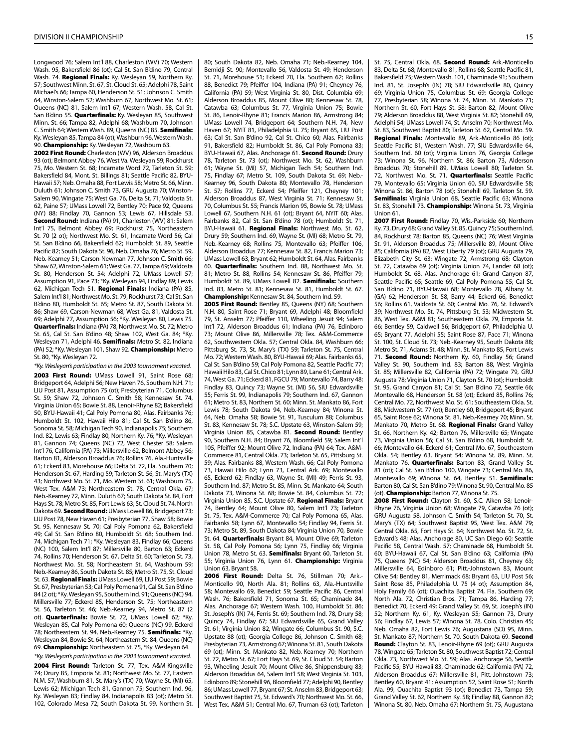Longwood 76; Salem Int'l 88, Charleston (WV) 70; Western Wash. 95, Bakersfield 86 (ot); Cal St. San B'dino 79, Central Wash. 74. **Regional Finals:** Ky. Wesleyan 59, Northern Ky. 57; Southwest Minn. St. 67, St. Cloud St. 65; Adelphi 78, Saint Michael's 66; Tampa 60, Henderson St. 51; Johnson C. Smith 64, Winston-Salem 52; Washburn 67, Northwest Mo. St. 61; Queens (NC) 81, Salem Int'l 67; Western Wash. 58, Cal St. San B'dino 55. **Quarterfinals:** Ky. Wesleyan 85, Southwest Minn. St. 66; Tampa 82, Adelphi 68; Washburn 70, Johnson C. Smith 64; Western Wash. 89, Queens (NC) 85. **Semifinals:** Ky. Wesleyan 85, Tampa 84 (ot); Washburn 96, Western Wash. 90. **Championship:** Ky. Wesleyan 72, Washburn 63.

**2002 First Round:** Charleston (WV) 96, Alderson Broaddus 93 (ot); Belmont Abbey 76, West Va. Wesleyan 59; Rockhurst 75, Mo. Western St. 68; Incarnate Word 72, Tarleton St. 59; Bakersfield 84, Mont. St. Billings 81; Seattle Pacific 82, BYU-Hawaii 57; Neb. Omaha 88, Fort Lewis 58; Metro St. 66, Minn. Duluth 61; Johnson C. Smith 73, GRU Augusta 70; Winston-Salem 90, Wingate 75; West Ga. 76, Delta St. 71; Valdosta St. 62, Paine 57; UMass Lowell 72, Bentley 70; Pace 92, Queens (NY) 88; Findlay 70, Gannon 53; Lewis 67, Hillsdale 53. **Second Round:** Indiana (PA) 91, Charleston (WV) 81; Salem Int'l 75, Belmont Abbey 69; Rockhurst 75, Northeastern St. 70 (2 ot); Northwest Mo. St. 61, Incarnate Word 56; Cal St. San B'dino 66, Bakersfield 62; Humboldt St. 89, Seattle Pacific 82; South Dakota St. 96, Neb. Omaha 76; Metro St. 59, Neb.-Kearney 51; Carson-Newman 77, Johnson C. Smith 66; Shaw 62, Winston-Salem 61; West Ga. 77, Tampa 69; Valdosta St. 80, Henderson St. 54; Adelphi 72, UMass Lowell 57; Assumption 91, Pace 73; *Ky. Wesleyan 94, Findlay 89; Lewis 62, Michigan Tech 51. **Regional Finals:** Indiana (PA) 85, Salem Int'l 81; Northwest Mo. St. 79, Rockhurst 73; Cal St. San B'dino 80, Humboldt St. 65; Metro St. 87, South Dakota St. 86; Shaw 69, Carson-Newman 68; West Ga. 81, Valdosta St. 69; Adelphi 77, Assumption 56; *Ky. Wesleyan 80, Lewis 75. **Quarterfinals:** Indiana (PA) 78, Northwest Mo. St. 72; Metro St. 65, Cal St. San B'dino 48; Shaw 102, West Ga. 84; *Ky. Wesleyan 71, Adelphi 46. **Semifinals:** Metro St. 82, Indiana (PA) 52; *Ky. Wesleyan 101, Shaw 92. **Championship:** Metro St. 80, *Ky. Wesleyan 72.

*\*Ky. Wesleyan's participation in the 2003 tournament vacated.*

**2003 First Round:** UMass Lowell 91, Saint Rose 68; Bridgeport 64, Adelphi 56; New Haven 76, Southern N.H. 71; LIU Post 81, Assumption 75 (ot); Presbyterian 71, Columbus St. 59; Shaw 72, Johnson C. Smith 58; Kennesaw St. 74, Virginia Union 65; Bowie St. 88, Lenoir-Rhyne 82; Bakersfield 50, BYU-Hawaii 41; Cal Poly Pomona 80, Alas. Fairbanks 76; Humboldt St. 102, Hawaii Hilo 81; Cal St. San B'dino 86, Sonoma St. 58; Michigan Tech 90, Indianapolis 75; Southern Ind. 82, Lewis 63; Findlay 80, Northern Ky. 76; *Ky. Wesleyan 81, Gannon 74; Queens (NC) 72, West Chester 58; Salem Int'l 76, California (PA) 73; Millersville 62, Belmont Abbey 56; Barton 81, Alderson Broaddus 78; Rollins 76, Ala.-Huntsville 61; Eckerd 83, Morehouse 66; Delta St. 72, Fla. Southern 70; Henderson St. 67, Harding 59; Tarleton St. 56, St. Mary's (TX) 43; Northwest Mo. St. 71, Mo. Western St. 61; Washburn 75, West Tex. A&M 73; Northeastern St. 78, Central Okla. 67; Neb.-Kearney 72, Minn. Duluth 67; South Dakota St. 84, Fort Hays St. 78; Metro St. 85, Fort Lewis 63; St. Cloud St. 74, North Dakota 69. **Second Round:** UMass Lowell 86, Bridgeport 73; LIU Post 78, New Haven 61; Presbyterian 77, Shaw 58; Bowie St. 95, Kennesaw St. 70; Cal Poly Pomona 62, Bakersfield 49; Cal St. San B'dino 80, Humboldt St. 68; Southern Ind. 74, Michigan Tech 71; *Ky. Wesleyan 83, Findlay 66; Queens (NC) 100, Salem Int'l 87; Millersville 80, Barton 63; Eckerd 74, Rollins 70; Henderson St. 67, Delta St. 60; Tarleton St. 73, Northwest Mo. St. 58; Northeastern St. 64, Washburn 59; Neb.-Kearney 86, South Dakota St. 85; Metro St. 75, St. Cloud St. 63. **Regional Finals:** UMass Lowell 69, LIU Post 59; Bowie St. 67, Presbyterian 53; Cal Poly Pomona 61, Cal St. San B'dino 84 (2 ot); *Ky. Wesleyan 95, Southern Ind. 91; Queens (NC) 94, Millersville 77; Eckerd 85, Henderson St. 75; Northeastern St. 56, Tarleton St. 46; Neb.-Kearney 94, Metro St. 87 (2 ot). **Quarterfinals:** Bowie St. 72, UMass Lowell 62; *Ky. Wesleyan 85, Cal Poly Pomona 60; Queens (NC) 99, Eckerd 78; Northeastern St. 94, Neb.-Kearney 75. **Semifinals:** *Ky. Wesleyan 84, Bowie St. 64; Northeastern St. 84, Queens (NC) 69. **Championship:** Northeastern St. 75, *Ky. Wesleyan 64.

*\*Ky. Wesleyan's participation in the 2003 tournament vacated.*

**2004 First Round:** Tarleton St. 77, Tex. A&M-Kingsville 74; Drury 85, Emporia St. 81; Northwest Mo. St. 77, Eastern N.M. 57; Washburn 81, St. Mary's (TX) 70; Wayne St. (MI) 65, Lewis 62; Michigan Tech 81, Gannon 75; Southern Ind. 96, Ky. Wesleyan 83; Findlay 84, Indianapolis 83 (ot); Metro St. 102, Colorado Mesa 72; South Dakota St. 99, Northern St. 80; South Dakota 82, Neb. Omaha 71; Neb.-Kearney 104, Bemidji St. 90; Montevallo 56, Valdosta St. 49; Henderson St. 71, Morehouse 51; Eckerd 70, Fla. Southern 62; Rollins 88, Benedict 79; Pfeiffer 104, Indiana (PA) 91; Cheyney 76, California (PA) 59; West Virginia St. 80, Dist. Columbia 69; Alderson Broaddus 85, Mount Olive 80; Kennesaw St. 78, Catawba 63; Columbus St. 77, Virginia Union 75; Bowie St. 86, Lenoir-Rhyne 81; Francis Marion 86, Armstrong 84; UMass Lowell 74, Bridgeport 64; Southern N.H. 74, New Haven 67; NYIT 81, Philadelphia U. 75; Bryant 65, LIU Post 63; Cal St. San B'dino 92, Cal St. Chico 60; Alas. Fairbanks 91, Bakersfield 82; Humboldt St. 86, Cal Poly Pomona 83; BYU-Hawaii 67, Alas. Anchorage 61. **Second Round:** Drury 78, Tarleton St. 73 (ot); Northwest Mo. St. 62, Washburn 61; Wayne St. (MI) 57, Michigan Tech 54; Southern Ind. 75, Findlay 67; Metro St. 109, South Dakota St. 69; Neb.-Kearney 96, South Dakota 80; Montevallo 78, Henderson St. 57; Rollins 77, Eckerd 54; Pfeiffer 121, Cheyney 101; Alderson Broaddus 87, West Virginia St. 71; Kennesaw St. 70, Columbus St. 55; Francis Marion 95, Bowie St. 78; UMass Lowell 67, Southern N.H. 61 (ot); Bryant 64, NYIT 60; Alas. Fairbanks 82, Cal St. San B'dino 78 (ot); Humboldt St. 71, BYU-Hawaii 61. **Regional Finals:** Northwest Mo. St. 62, Drury 59; Southern Ind. 69, Wayne St. (MI) 59; Metro St. 79, Neb.-Kearney 68; Rollins 75, Montevallo 63; Pfeiffer 106, Alderson Broaddus 77; Kennesaw St. 82, Francis Marion 73; UMass Lowell 63, Bryant 62; Humboldt St. 64, Alas. Fairbanks 60. **Quarterfinals:** Southern Ind. 88, Northwest Mo. St. 81; Metro St. 88, Rollins 54; Kennesaw St. 86, Pfeiffer 79; Humboldt St. 89, UMass Lowell 82. **Semifinals:** Southern Ind. 83, Metro St. 81; Kennesaw St. 81, Humboldt St. 67. **Championship:** Kennesaw St. 84, Southern Ind. 59.

**2005 First Round:** Bentley 85, Queens (NY) 68; Southern N.H. 80, Saint Rose 71; Bryant 69, Adelphi 48; Bloomfield 79, St. Anselm 77; Pfeiffer 110, Wheeling Jesuit 94; Salem Int'l 72, Alderson Broaddus 61; Indiana (PA) 76, Edinboro 73; Mount Olive 86, Millersville 78; Tex. A&M-Commerce 62, Southwestern Okla. 57; Central Okla. 84, Washburn 66; Pittsburg St. 73, St. Mary's (TX) 59; Tarleton St. 75, Central Mo. 72; Western Wash. 80, BYU-Hawaii 69; Alas. Fairbanks 65, Cal St. San B'dino 59; Cal Poly Pomona 82, Seattle Pacific 77; Hawaii Hilo 83, Cal St. Chico 81; Lynn 89, Lane 61; Central Ark. 74, West Ga. 71; Eckerd 81, FGCU 79; Montevallo 74, Barry 48; Findlay 83, Quincy 73; Wayne St. (MI) 56, SIU Edwardsville 55; Ferris St. 99, Indianapolis 79; Southern Ind. 67, Gannon 61; Metro St. 83, Northern St. 60; Minn. St. Mankato 86, Fort Lewis 78; South Dakota 94, Neb.-Kearney 84; Winona St. 64, Neb. Omaha 58; Bowie St. 91, Tusculum 88; Columbus St. 83, Kennesaw St. 78; S.C. Upstate 63, Winston-Salem 59; Virginia Union 85, Catawba 81. **Second Round:** Bentley 90, Southern N.H. 84; Bryant 76, Bloomfield 59; Salem Int'l 105, Pfeiffer 92; Mount Olive 72, Indiana (PA) 64; Tex. A&M-Commerce 81, Central Okla. 73; Tarleton St. 65, Pittsburg St. 59; Alas. Fairbanks 88, Western Wash. 66; Cal Poly Pomona 73, Hawaii Hilo 62; Lynn 73, Central Ark. 69; Montevallo 65, Eckerd 62; Findlay 63, Wayne St. (MI) 49; Ferris St. 93, Southern Ind. 87; Metro St. 85, Minn. St. Mankato 64; South Dakota 73, Winona St. 68; Bowie St. 84, Columbus St. 72; Virginia Union 85, S.C. Upstate 67. **Regional Finals:** Bryant 74, Bentley 64; Mount Olive 80, Salem Int'l 73; Tarleton St. 75, Tex. A&M-Commerce 70; Cal Poly Pomona 65, Alas. Fairbanks 65, Alas. Fairbanks 58; Lynn 67, Montevallo 54; Findlay 94, Ferris St. 73; Metro St. 89, South Dakota 84; Virginia Union 70, Bowie St. 64. **Quarterfinals:** Bryant 84, Mount Olive 69; Tarleton St. 58, Cal Poly Pomona 56; Lynn 75, Findlay 66; Virginia Union 78, Metro St. 63. **Semifinals:** Bryant 60, Tarleton St. 55; Virginia Union 76, Lynn 61. **Championship:** Virginia Union 63, Bryant 58.

**2006 First Round:** Delta St. 76, Stillman 70; Ark.-Monticello 90, North Ala. 81; Rollins 63, Ala.-Huntsville 58; Montevallo 69, Benedict 59; Seattle Pacific 86, Central Wash. 76; Bakersfield 71, Sonoma St. 65; Chaminade 84, Alas. Anchorage 67; Western Wash. 100, Humboldt St. 86; St. Joseph's (IN) 74, Ferris St. 69; Southern Ind. 78, Drury 58; Quincy 74, Findlay 67; SIU Edwardsville 65, Grand Valley St. 61; Virginia Union 82, Wingate 66; Columbus St. 90, S.C. Upstate 88 (ot); Georgia College 86, Johnson C. Smith 68; Presbyterian 73, Armstrong 67; Winona St. 81, South Dakota 69 (ot); Minn. St. Mankato 82, Neb.-Kearney 70; Northern St. 72, Metro St. 67; Fort Hays St. 69, St. Cloud St. 54; Barton 93, Wheeling Jesuit 70; Mount Olive 86, Shippensburg 83; Alderson Broaddus 64, Salem Int'l 58; West Virginia St. 103, Edinboro 89; Stonehill 96, Bloomfield 77; Adelphi 90, Bentley 86; UMass Lowell 77, Bryant 67; St. Anselm 83, Bridgeport 63; Southwest Baptist 75, St. Edward's 70; Northwest Mo. St. 66, West Tex. A&M 51; Central Mo. 67, Truman 63 (ot); Tarleton St. 75, Central Okla. 68. **Second Round:** Ark.-Monticello 83, Delta St. 68; Montevallo 81, Rollins 68; Seattle Pacific 81, Bakersfield 75; Western Wash. 101, Chaminade 91; Southern Ind. 81, St. Joseph's (IN) 78; SIU Edwardsville 80, Quincy 69; Virginia Union 75, Columbus St. 69; Georgia College 77, Presbyterian 58; Winona St. 74, Minn. St. Mankato 71; Northern St. 60, Fort Hays St. 58; Barton 82, Mount Olive 79; Alderson Broaddus 88, West Virginia St. 82; Stonehill 69, Adelphi 54; UMass Lowell 74, St. Anselm 70; Northwest Mo. St. 83, Southwest Baptist 80; Tarleton St. 62, Central Mo. 59. **Regional Finals:** Montevallo 89, Ark.-Monticello 86 (ot); Seattle Pacific 81, Western Wash. 77; SIU Edwardsville 64, Southern Ind. 60 (ot); Virginia Union 76, Georgia College 73; Winona St. 96, Northern St. 86; Barton 73, Alderson Broaddus 70; Stonehill 89, UMass Lowell 80; Tarleton St. 72, Northwest Mo. St. 71. **Quarterfinals:** Seattle Pacific 79, Montevallo 65; Virginia Union 60, SIU Edwardsville 58; Winona St. 86, Barton 78 (ot); Stonehill 69, Tarleton St. 59. **Semifinals:** Virginia Union 68, Seattle Pacific 63; Winona St. 83, Stonehill 73. **Championship:** Winona St. 73, Virginia Union 61.

**2007 First Round:** Findlay 70, Wis.-Parkside 60; Northern Ky. 73, Drury 68; Grand Valley St. 85, Quincy 75; Southern Ind. 84, Rockhurst 78; Barton 85, Queens (NC) 76; West Virginia St. 91, Alderson Broaddus 75; Millersville 89, Mount Olive 85; California (PA) 82, West Liberty 79 (ot); GRU Augusta 79, Elizabeth City St. 63; Wingate 72, Armstrong 68; Clayton St. 72, Catawba 69 (ot); Virginia Union 74, Lander 68 (ot); Humboldt St. 68, Alas. Anchorage 61; Grand Canyon 87, Seattle Pacific 65; Seattle 69, Cal Poly Pomona 55; Cal St. San B'dino 71, BYU-Hawaii 68; Montevallo 78, Albany St. (GA) 62; Henderson St. 58, Barry 44; Eckerd 66, Benedict 56; Rollins 61, Valdosta St. 60; Central Mo. 76, St. Edward's 39; Northwest Mo. St. 74, Pittsburg St. 53; Midwestern St. 86, West Tex. A&M 81; Southeastern Okla. 79, Emporia St. 66; Bentley 59, Caldwell 56; Bridgeport 67, Philadelphia U. 65; Bryant 77, Adelphi 55; Saint Rose 87, Pace 71; Winona St. 100, St. Cloud St. 73; Neb.-Kearney 95, South Dakota 88; Metro St. 71, Adams St. 48; Minn. St. Mankato 85, Fort Lewis 71. **Second Round:** Northern Ky. 60, Findlay 56; Grand Valley St. 90, Southern Ind. 83; Barton 88, West Virginia St. 85; Millersville 82, California (PA) 72; Wingate 79, GRU Augusta 78; Virginia Union 71, Clayton St. 70 (ot); Humboldt St. 95, Grand Canyon 81; Cal St. San B'dino 72, Seattle 66; Montevallo 68, Henderson St. 58 (ot); Eckerd 85, Rollins 76; Central Mo. 72, Northwest Mo. St. 61; Southeastern Okla. 88, Midwestern St. 77 (ot); Bentley 60, Bridgeport 45; Bryant 65, Saint Rose 62; Winona St. 81, Neb.-Kearney 70; Minn. St. Mankato 70, Metro St. 68. **Regional Finals:** Grand Valley St. 66, Northern Ky. 42; Barton 76, Millersville 65; Wingate 73, Virginia Union 56; Cal St. San B'dino 68, Humboldt St. 66; Montevallo 64, Eckerd 61; Central Mo. 67, Southeastern Okla. 54; Bentley 63, Bryant 54; Winona St. 89, Minn. St. Mankato 76. **Quarterfinals:** Barton 83, Grand Valley St. 81 (ot); Cal St. San B'dino 100, Wingate 73; Central Mo. 86, Montevallo 69; Winona St. 64, Bentley 51. **Semifinals:** Barton 80, Cal St. San B'dino 79; Winona St. 90, Central Mo. 85 (ot). **Championship:** Barton 77, Winona St. 75.

**2008 First Round:** Clayton St. 60, S.C. Aiken 58; Lenoir-Rhyne 76, Virginia Union 68; Wingate 79, Catawba 76 (ot); GRU Augusta 58, Johnson C. Smith 54; Tarleton St. 70, St. Mary's (TX) 64; Southwest Baptist 95, West Tex. A&M 79; Central Okla. 65, Fort Hays St. 64; Northwest Mo. St. 72, St. Edward's 48; Alas. Anchorage 80, UC San Diego 60; Seattle Pacific 58, Central Wash. 57; Chaminade 68, Humboldt St. 60; BYU-Hawaii 67, Cal St. San B'dino 63; California (PA) 75, Queens (NC) 54; Alderson Broaddus 81, Cheyney 63; Millersville 64, Edinboro 61; Pitt.-Johnstown 83, Mount Olive 54; Bentley 81, Merrimack 68; Bryant 63, LIU Post 56; Saint Rose 85, Philadelphia U. 75 (4 ot); Assumption 84, Holy Family 66 (ot); Ouachita Baptist 74, Fla. Southern 69; North Ala. 72, Christian Bros. 71; Tampa 86, Harding 77; Benedict 70, Eckerd 49; Grand Valley St. 69, St. Joseph's (IN) 52; Northern Ky. 61, Ky. Wesleyan 55; Gannon 73, Drury 56; Findlay 67, Lewis 57; Winona St. 78, Colo. Christian 45; Neb. Omaha 82, Fort Lewis 76; Augustana (SD) 95, Minn. St. Mankato 87; Northern St. 70, South Dakota 69. **Second Round:** Clayton St. 83, Lenoir-Rhyne 69 (ot); GRU Augusta 78, Wingate 65; Tarleton St. 80, Southwest Baptist 72; Central Okla. 73, Northwest Mo. St. 59; Alas. Anchorage 56, Seattle Pacific 55; BYU-Hawaii 83, Chaminade 62; California (PA) 72, Alderson Broaddus 67; Millersville 81, Pitt.-Johnstown 73; Bentley 60, Bryant 41; Assumption 52, Saint Rose 51; North Ala. 99, Ouachita Baptist 93 (ot); Benedict 73, Tampa 59; Grand Valley St. 62, Northern Ky. 58; Findlay 88, Gannon 82; Winona St. 80, Neb. Omaha 67; Northern St. 75, Augustana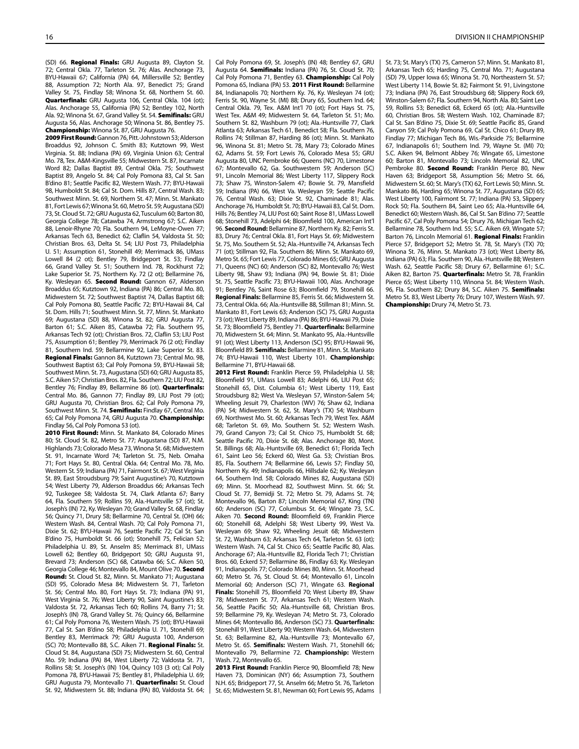(SD) 66. **Regional Finals:** GRU Augusta 89, Clayton St. 72; Central Okla. 77, Tarleton St. 76; Alas. Anchorage 73, BYU-Hawaii 67; California (PA) 64, Millersville 52; Bentley 88, Assumption 72; North Ala. 97, Benedict 75; Grand Valley St. 75, Findlay 58; Winona St. 68, Northern St. 60. **Quarterfinals:** GRU Augusta 106, Central Okla. 104 (ot); Alas. Anchorage 55, California (PA) 52; Bentley 102, North Ala. 92; Winona St. 67, Grand Valley St. 54. **Semifinals:** GRU Augusta 56, Alas. Anchorage 50; Winona St. 86, Bentley 75. **Championship:** Winona St. 87, GRU Augusta 76.

**2009 First Round:** Gannon 76, Pitt.-Johnstown 53; Alderson Broaddus 92, Johnson C. Smith 83; Kutztown 99, West Virginia. St. 88; Indiana (PA) 69, Virginia Union 63; Central Mo. 78, Tex. A&M-Kingsville 55; Midwestern St. 87, Incarnate Word 82; Dallas Baptist 89, Central Okla. 75; Southwest Baptist 89, Angelo St. 84; Cal Poly Pomona 83, Cal St. San B'dino 81; Seattle Pacific 82, Western Wash. 77; BYU-Hawaii 98, Humboldt St. 84; Cal St. Dom. Hills 87, Central Wash. 83; Southwest Minn. St. 69, Northern St. 47; Minn. St. Mankato 81, Fort Lewis 67; Winona St. 60, Metro St. 59; Augustana (SD) 73, St. Cloud St. 72; GRU Augusta 62, Tusculum 60; Barton 80, Georgia College 78; Catawba 74, Armstrong 67; S.C. Aiken 88, Lenoir-Rhyne 70; Fla. Southern 94, LeMoyne-Owen 77; Arkansas Tech 63, Benedict 62; Claflin 54, Valdosta St. 50; Christian Bros. 63, Delta St. 54; LIU Post 73, Philadelphia U. 51; Assumption 61, Stonehill 49; Merrimack 86, UMass Lowell 84 (2 ot); Bentley 79, Bridgeport St. 53; Findlay 66, Grand Valley St. 51; Southern Ind. 78, Rockhurst 72; Lake Superior St. 75, Northern Ky. 72 (2 ot); Bellarmine 76, Ky. Wesleyan 65. **Second Round:** Gannon 67, Alderson Broaddus 65; Kutztown 92, Indiana (PA) 86; Central Mo. 80, Midwestern St. 72; Southwest Baptist 74, Dallas Baptist 68; Cal Poly Pomona 80, Seattle Pacific 72; BYU-Hawaii 84, Cal St. Dom. Hills 71; Southwest Minn. St. 77, Minn. St. Mankato 69; Augustana (SD) 88, Winona St. 82; GRU Augusta 77, Barton 61; S.C. Aiken 85, Catawba 72; Fla. Southern 95, Arkansas Tech 92 (ot); Christian Bros. 72, Claflin 53; LIU Post 75, Assumption 61; Bentley 79, Merrimack 76 (2 ot); Findlay 81, Southern Ind. 59; Bellarmine 92, Lake Superior St. 83. **Regional Finals:** Gannon 84, Kutztown 73; Central Mo. 98, Southwest Baptist 63; Cal Poly Pomona 59, BYU-Hawaii 58; Southwest Minn. St. 73, Augustana (SD) 60; GRU Augusta 85, S.C. Aiken 57; Christian Bros. 82, Fla. Southern 72; LIU Post 82, Bentley 76; Findlay 89, Bellarmine 86 (ot). **Quarterfinals:** Central Mo. 86, Gannon 77; Findlay 89, LIU Post 79 (ot); GRU Augusta 70, Christian Bros. 62; Cal Poly Pomona 79, Southwest Minn. St. 74. **Semifinals:** Findlay 67, Central Mo. 65; Cal Poly Pomona 74, GRU Augusta 70. **Championship:** Findlay 56, Cal Poly Pomona 53 (ot).

**2010 First Round:** Minn. St. Mankato 84, Colorado Mines 80; St. Cloud St. 82, Metro St. 77; Augustana (SD) 87, N.M. Highlands 73; Colorado Mesa 73, Winona St. 68; Midwestern St. 91, Incarnate Word 74; Tarleton St. 75, Neb. Omaha 71; Fort Hays St. 80, Central Okla. 64; Central Mo. 78, Mo. Western St. 59; Indiana (PA) 71, Fairmont St. 67; West Virginia St. 89, East Stroudsburg 79; Saint Augustine's 70, Kutztown 54; West Liberty 79, Alderson Broaddus 66; Arkansas Tech 92, Tuskegee 58; Valdosta St. 74, Clark Atlanta 67; Barry 64, Fla. Southern 59; Rollins 59, Ala.-Huntsville 57 (ot); St. Joseph's (IN) 72, Ky. Wesleyan 70; Grand Valley St. 68, Findlay 56; Quincy 71, Drury 58; Bellarmine 70, Central St. (OH) 66; Western Wash. 84, Central Wash. 70; Cal Poly Pomona 71, Dixie St. 62; BYU-Hawaii 76, Seattle Pacific 72; Cal St. San B'dino 75, Humboldt St. 66 (ot); Stonehill 75, Felician 52; Philadelphia U. 89, St. Anselm 85; Merrimack 81, UMass Lowell 62; Bentley 60, Bridgeport 50; GRU Augusta 91, Brevard 73; Anderson (SC) 68, Catawba 66; S.C. Aiken 50, Georgia College 46; Montevallo 84, Mount Olive 70. **Second Round:** St. Cloud St. 82, Minn. St. Mankato 71; Augustana (SD) 95, Colorado Mesa 84; Midwestern St. 71, Tarleton St. 56; Central Mo. 80, Fort Hays St. 73; Indiana (PA) 91, West Virginia St. 76; West Liberty 90, Saint Augustine's 83; Valdosta St. 72, Arkansas Tech 60; Rollins 74, Barry 71; St. Joseph's (IN) 78, Grand Valley St. 76; Quincy 66, Bellarmine 61; Cal Poly Pomona 76, Western Wash. 75 (ot); BYU-Hawaii 77, Cal St. San B'dino 58; Philadelphia U. 71, Stonehill 69; Bentley 83, Merrimack 79; GRU Augusta 100, Anderson (SC) 70; Montevallo 88, S.C. Aiken 71. **Regional Finals:** St. Cloud St. 84, Augustana (SD) 75; Midwestern St. 60, Central Mo. 59; Indiana (PA) 84, West Liberty 72; Valdosta St. 71, Rollins 58; St. Joseph's (IN) 54, Quincy 103 (3 ot); Cal Poly Pomona 78, BYU-Hawaii 75; Bentley 81, Philadelphia U. 69; GRU Augusta 79, Montevallo 71. **Quarterfinals:** St. Cloud St. 92, Midwestern St. 88; Indiana (PA) 80, Valdosta St. 64; Cal Poly Pomona 69, St. Joseph's (IN) 48; Bentley 67, GRU Augusta 64. **Semifinals:** Indiana (PA) 76, St. Cloud St. 70; Cal Poly Pomona 71, Bentley 63. **Championship:** Cal Poly Pomona 65, Indiana (PA) 53.

**2011 First Round:** Bellarmine 84, Indianapolis 70; Northern Ky. 76, Ky. Wesleyan 74 (ot); Ferris St. 90, Wayne St. (MI) 88; Drury 65, Southern Ind. 64; Central Okla. 79, Tex. A&M Int'l 70 (ot); Fort Hays St. 75, West Tex. A&M 49; Midwestern St. 64, Tarleton St. 51; Mo. Southern St. 82, Washburn 79 (ot); Ala.-Huntsville 77, Clark Atlanta 63; Arkansas Tech 61, Benedict 58; Fla. Southern 76, Rollins 74; Stillman 87, Harding 86 (ot); Minn. St. Mankato 96, Winona St. 81; Metro St. 78, Mary 73; Colorado Mines 62, Adams St. 59; Fort Lewis 76, Colorado Mesa 55; GRU Augusta 80, UNC Pembroke 66; Queens (NC) 70, Limestone 67; Montevallo 62, Ga. Southwestern 59; Anderson (SC) 91, Lincoln Memorial 86; West Liberty 117, Slippery Rock 73; Shaw 75, Winston-Salem 47; Bowie St. 79, Mansfield 59; Indiana (PA) 66, West Va. Wesleyan 59; Seattle Pacific 76, Central Wash. 63; Dixie St. 92, Chaminade 81; Alas. Anchorage 76, Humboldt St. 70; BYU-Hawaii 83, Cal St. Dom. Hills 76; Bentley 74, LIU Post 60; Saint Rose 81, UMass Lowell 68; Stonehill 73, Adelphi 64; Bloomfield 100, American Int'l 96. **Second Round:** Bellarmine 87, Northern Ky. 82; Ferris St. 83, Drury 76; Central Okla. 81, Fort Hays St. 69; Midwestern St. 75, Mo. Southern St. 52; Ala.-Huntsville 74, Arkansas Tech 71 (ot); Stillman 92, Fla. Southern 86; Minn. St. Mankato 69, Metro St. 65; Fort Lewis 77, Colorado Mines 65; GRU Augusta 71, Queens (NC) 60; Anderson (SC) 82, Montevallo 76; West Liberty 98, Shaw 93; Indiana (PA) 94, Bowie St. 81; Dixie St. 75, Seattle Pacific 73; BYU-Hawaii 100, Alas. Anchorage 91; Bentley 76, Saint Rose 63; Bloomfield 79, Stonehill 66. **Regional Finals:** Bellarmine 85, Ferris St. 66; Midwestern St. 73, Central Okla. 66; Ala.-Huntsville 88, Stillman 81; Minn. St. Mankato 81, Fort Lewis 63; Anderson (SC) 75, GRU Augusta 73 (ot); West Liberty 89, Indiana (PA) 86; BYU-Hawaii 79, Dixie St. 73; Bloomfield 75, Bentley 71. **Quarterfinals:** Bellarmine 70, Midwestern St. 64; Minn. St. Mankato 95, Ala.-Huntsville 91 (ot); West Liberty 113, Anderson (SC) 95; BYU-Hawaii 96, Bloomfield 89. **Semifinals:** Bellarmine 81, Minn. St. Mankato 74; BYU-Hawaii 110, West Liberty 101. **Championship:** Bellarmine 71, BYU-Hawaii 68.

**2012 First Round:** Franklin Pierce 59, Philadelphia U. 58; Bloomfield 91, UMass Lowell 83; Adelphi 66, LIU Post 65; Stonehill 65, Dist. Columbia 61; West Liberty 119, East Stroudsburg 82; West Va. Wesleyan 57, Winston-Salem 54; Wheeling Jesuit 79, Charleston (WV) 76; Shaw 62, Indiana (PA) 54; Midwestern St. 62, St. Mary's (TX) 54; Washburn 69, Northwest Mo. St. 60; Arkansas Tech 79, West Tex. A&M 68; Tarleton St. 69, Mo. Southern St. 52; Western Wash. 79, Grand Canyon 73; Cal St. Chico 75, Humboldt St. 68; Seattle Pacific 70, Dixie St. 68; Alas. Anchorage 80, Mont. St. Billings 68; Ala.-Huntsville 69, Benedict 61; Florida Tech 61, Saint Leo 56; Eckerd 60, West Ga. 53; Christian Bros. 85, Fla. Southern 74; Bellarmine 66, Lewis 57; Findlay 50, Northern Ky. 49; Indianapolis 66, Hillsdale 62; Ky. Wesleyan 64, Southern Ind. 58; Colorado Mines 82, Augustana (SD) 69; Minn. St. Moorhead 82, Southwest Minn. St. 66; St. Cloud St. 77, Bemidji St. 72; Metro St. 79, Adams St. 74; Montevallo 96, Barton 87; Lincoln Memorial 67, King (TN) 60; Anderson (SC) 77, Columbus St. 64; Wingate 73, S.C. Aiken 70. **Second Round:** Bloomfield 69, Franklin Pierce 60; Stonehill 68, Adelphi 58; West Liberty 99, West Va. Wesleyan 69; Shaw 92, Wheeling Jesuit 68; Midwestern St. 72, Washburn 63; Arkansas Tech 64, Tarleton St. 63 (ot); Western Wash. 74, Cal St. Chico 65; Seattle Pacific 80, Alas. Anchorage 67; Ala.-Huntsville 82, Florida Tech 71; Christian Bros. 60, Eckerd 57; Bellarmine 86, Findlay 63; Ky. Wesleyan 91, Indianapolis 77; Colorado Mines 80, Minn. St. Moorhead 60; Metro St. 76, St. Cloud St. 64; Montevallo 61, Lincoln Memorial 60; Anderson (SC) 71, Wingate 63. **Regional Finals:** Stonehill 75, Bloomfield 70; West Liberty 89, Shaw 78; Midwestern St. 77, Arkansas Tech 61; Western Wash. 56, Seattle Pacific 50; Ala.-Huntsville 68, Christian Bros. 59; Bellarmine 79, Ky. Wesleyan 74; Metro St. 73, Colorado Mines 64; Montevallo 86, Anderson (SC) 73. **Quarterfinals:** Stonehill 91, West Liberty 90; Western Wash. 64, Midwestern St. 63; Bellarmine 82, Ala.-Huntsville 73; Montevallo 67, Metro St. 65. **Semifinals:** Western Wash. 71, Stonehill 66; Montevallo 79, Bellarmine 72. **Championship:** Western Wash. 72, Montevallo 65.

**2013 First Round:** Franklin Pierce 90, Bloomfield 78; New Haven 73, Dominican (NY) 66; Assumption 73, Southern N.H. 65; Bridgeport 77, St. Anselm 66; Metro St. 76, Tarleton St. 65; Midwestern St. 81, Newman 60; Fort Lewis 95, Adams St. 73; St. Mary's (TX) 75, Cameron 57; Minn. St. Mankato 81, Arkansas Tech 65; Harding 75, Central Mo. 71; Augustana (SD) 79, Upper Iowa 65; Winona St. 70, Northeastern St. 57; West Liberty 114, Bowie St. 82; Fairmont St. 91, Livingstone 73; Indiana (PA) 76, East Stroudsburg 68; Slippery Rock 69, Winston-Salem 67; Fla. Southern 94, North Ala. 80; Saint Leo 59, Rollins 53; Benedict 68, Eckerd 65 (ot); Ala.-Huntsville 60, Christian Bros. 58; Western Wash. 102, Chaminade 87; Cal St. San B'dino 75, Dixie St. 69; Seattle Pacific 85, Grand Canyon 59; Cal Poly Pomona 69, Cal St. Chico 61; Drury 89, Findlay 77; Michigan Tech 86, Wis.-Parkside 75; Bellarmine 67, Indianapolis 61; Southern Ind. 79, Wayne St. (MI) 70; S.C. Aiken 94, Belmont Abbey 76; Wingate 65, Limestone 60; Barton 81, Montevallo 73; Lincoln Memorial 82, UNC Pembroke 80. **Second Round:** Franklin Pierce 80, New Haven 63; Bridgeport 58, Assumption 56; Metro St. 66, Midwestern St. 60; St. Mary's (TX) 62, Fort Lewis 50; Minn. St. Mankato 86, Harding 65; Winona St. 77, Augustana (SD) 65; West Liberty 100, Fairmont St. 77; Indiana (PA) 53, Slippery Rock 50; Fla. Southern 84, Saint Leo 55; Ala.-Huntsville 64, Benedict 60; Western Wash. 86, Cal St. San B'dino 77; Seattle Pacific 67, Cal Poly Pomona 54; Drury 76, Michigan Tech 62; Bellarmine 78, Southern Ind. 55; S.C. Aiken 69, Wingate 57; Barton 76, Lincoln Memorial 61. **Regional Finals:** Franklin Pierce 57, Bridgeport 52; Metro St. 78, St. Mary's (TX) 70; Winona St. 76, Minn. St. Mankato 73 (ot); West Liberty 86, Indiana (PA) 63; Fla. Southern 90, Ala.-Huntsville 88; Western Wash. 62, Seattle Pacific 58; Drury 67, Bellarmine 61; S.C. Aiken 82, Barton 75. **Quarterfinals:** Metro St. 78, Franklin Pierce 65; West Liberty 110, Winona St. 84; Western Wash. 96, Fla. Southern 82; Drury 84, S.C. Aiken 75. **Semifinals:** Metro St. 83, West Liberty 76; Drury 107, Western Wash. 97. **Championship:** Drury 74, Metro St. 73.